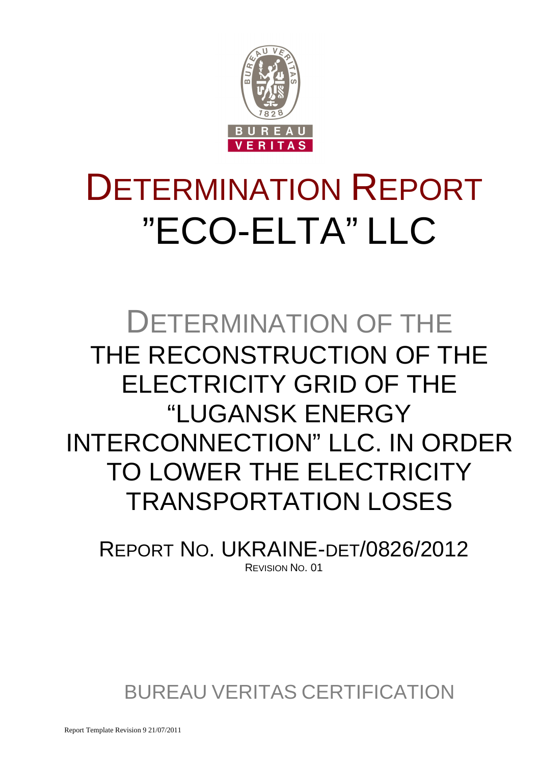# DETERMINATION REPORT

# "ECO-ELTA" LLC

## DETERMINATION OF THE THE RECONSTRUCTION OF THE ELECTRICITY GRID OF THE "LUGANSK ENERGY INTERCONNECTION" LLC. IN ORDER TO LOWER THE ELECTRICITY TRANSPORTATION LOSES

REPORT NO. UKRAINE-DET/0826/2012

REVISION NO. 01

BUREAU VERITAS CERTIFICATION

Report Template Revision 9 21/07/2011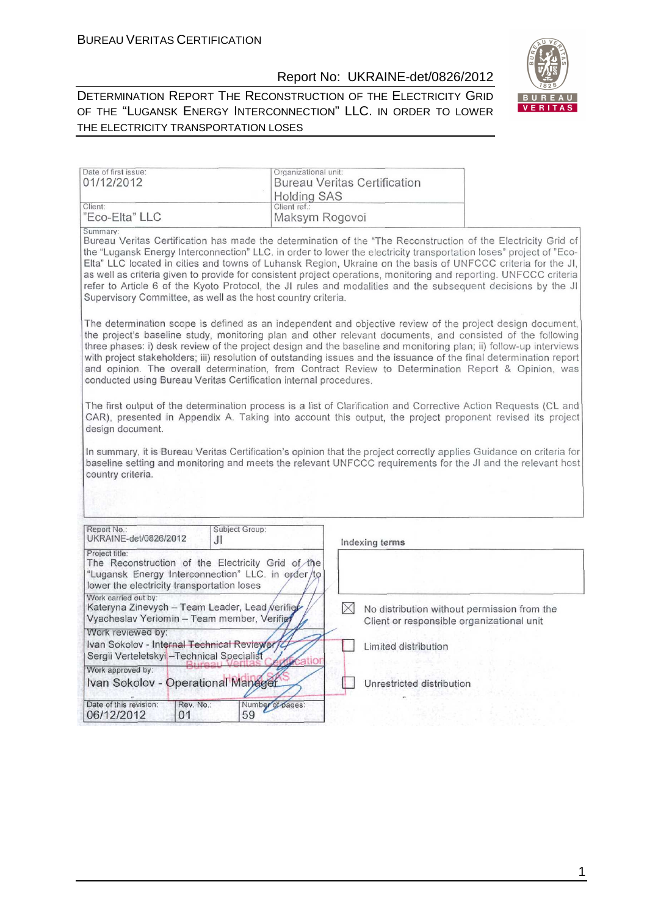| Date of first issue: | Organizational unit: |
|---|---|
| 01/12/2012 | Bureau Veritas Certification Holding SAS |
| Client: | Client ref.: |
| "Eco-Elta" LLC | Maksym Rogovoi |

Summary:

Bureau Veritas Certification has made the determination of the "The Reconstruction of the Electricity Grid of the "Lugansk Energy Interconnection" LLC. in order to lower the electricity transportation loses" project of "Eco-Elta" LLC located in cities and towns of Luhansk Region, Ukraine on the basis of UNFCCC criteria for the JI, as well as criteria given to provide for consistent project operations, monitoring and reporting. UNFCCC criteria refer to Article 6 of the Kyoto Protocol, the JI rules and modalities and the subsequent decisions by the JI Supervisory Committee, as well as the host country criteria.

The determination scope is defined as an independent and objective review of the project design document, the project's baseline study, monitoring plan and other relevant documents, and consisted of the following three phases: i) desk review of the project design and the baseline and monitoring plan; ii) follow-up interviews with project stakeholders; iii) resolution of outstanding issues and the issuance of the final determination report and opinion. The overall determination, from Contract Review to Determination Report & Opinion, was conducted using Bureau Veritas Certification internal procedures.

The first output of the determination process is a list of Clarification and Corrective Action Requests (CL and CAR), presented in Appendix A. Taking into account this output, the project proponent revised its project design document.

In summary, it is Bureau Veritas Certification's opinion that the project correctly applies Guidance on criteria for baseline setting and monitoring and meets the relevant UNFCCC requirements for the JI and the relevant host country criteria.

| Report No.: | Subject Group: |
|---|---|
| UKRAINE-det/0826/2012 | JI |

Project title:
The Reconstruction of the Electricity Grid of the "Lugansk Energy Interconnection" LLC. in order to lower the electricity transportation loses

Work carried out by:
Kateryna Zinevych – Team Leader, Lead verifier
Vyacheslav Yeriomin – Team member, Verifier

Work reviewed by:
Ivan Sokolov - Internal Technical Reviewer
Sergii Verteletskyi –Technical Specialist

Work approved by:
Ivan Sokolov - Operational Manager

| Date of this revision: | Rev. No.: | Number of pages: |
|---|---|---|
| 06/12/2012 | 01 | 59 |

Indexing terms

☒ No distribution without permission from the Client or responsible organizational unit

☐ Limited distribution

☐ Unrestricted distribution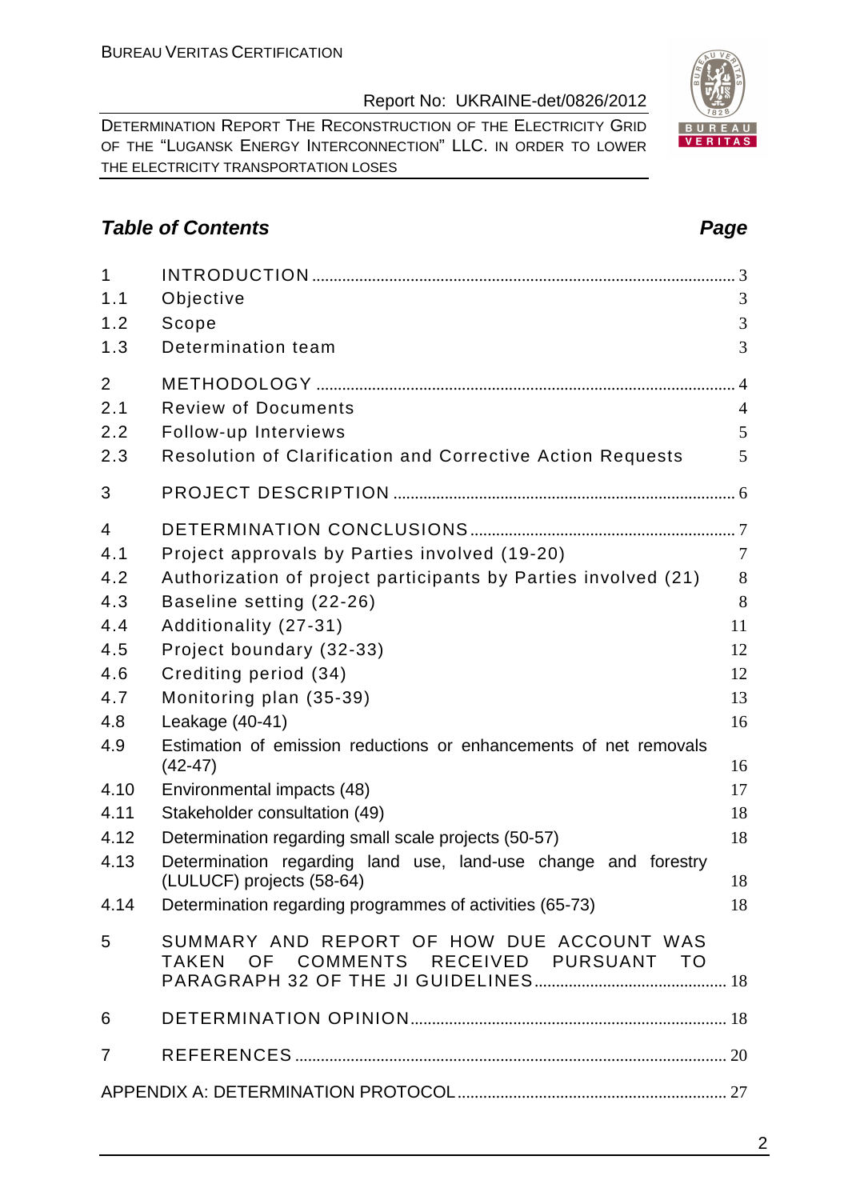## Table of Contents

| | | Page |
|---|---|---|
| 1 | INTRODUCTION | 3 |
| 1.1 | Objective | 3 |
| 1.2 | Scope | 3 |
| 1.3 | Determination team | 3 |
| 2 | METHODOLOGY | 4 |
| 2.1 | Review of Documents | 4 |
| 2.2 | Follow-up Interviews | 5 |
| 2.3 | Resolution of Clarification and Corrective Action Requests | 5 |
| 3 | PROJECT DESCRIPTION | 6 |
| 4 | DETERMINATION CONCLUSIONS | 7 |
| 4.1 | Project approvals by Parties involved (19-20) | 7 |
| 4.2 | Authorization of project participants by Parties involved (21) | 8 |
| 4.3 | Baseline setting (22-26) | 8 |
| 4.4 | Additionality (27-31) | 11 |
| 4.5 | Project boundary (32-33) | 12 |
| 4.6 | Crediting period (34) | 12 |
| 4.7 | Monitoring plan (35-39) | 13 |
| 4.8 | Leakage (40-41) | 16 |
| 4.9 | Estimation of emission reductions or enhancements of net removals (42-47) | 16 |
| 4.10 | Environmental impacts (48) | 17 |
| 4.11 | Stakeholder consultation (49) | 18 |
| 4.12 | Determination regarding small scale projects (50-57) | 18 |
| 4.13 | Determination regarding land use, land-use change and forestry (LULUCF) projects (58-64) | 18 |
| 4.14 | Determination regarding programmes of activities (65-73) | 18 |
| 5 | SUMMARY AND REPORT OF HOW DUE ACCOUNT WAS TAKEN OF COMMENTS RECEIVED PURSUANT TO PARAGRAPH 32 OF THE JI GUIDELINES | 18 |
| 6 | DETERMINATION OPINION | 18 |
| 7 | REFERENCES | 20 |
| | APPENDIX A: DETERMINATION PROTOCOL | 27 |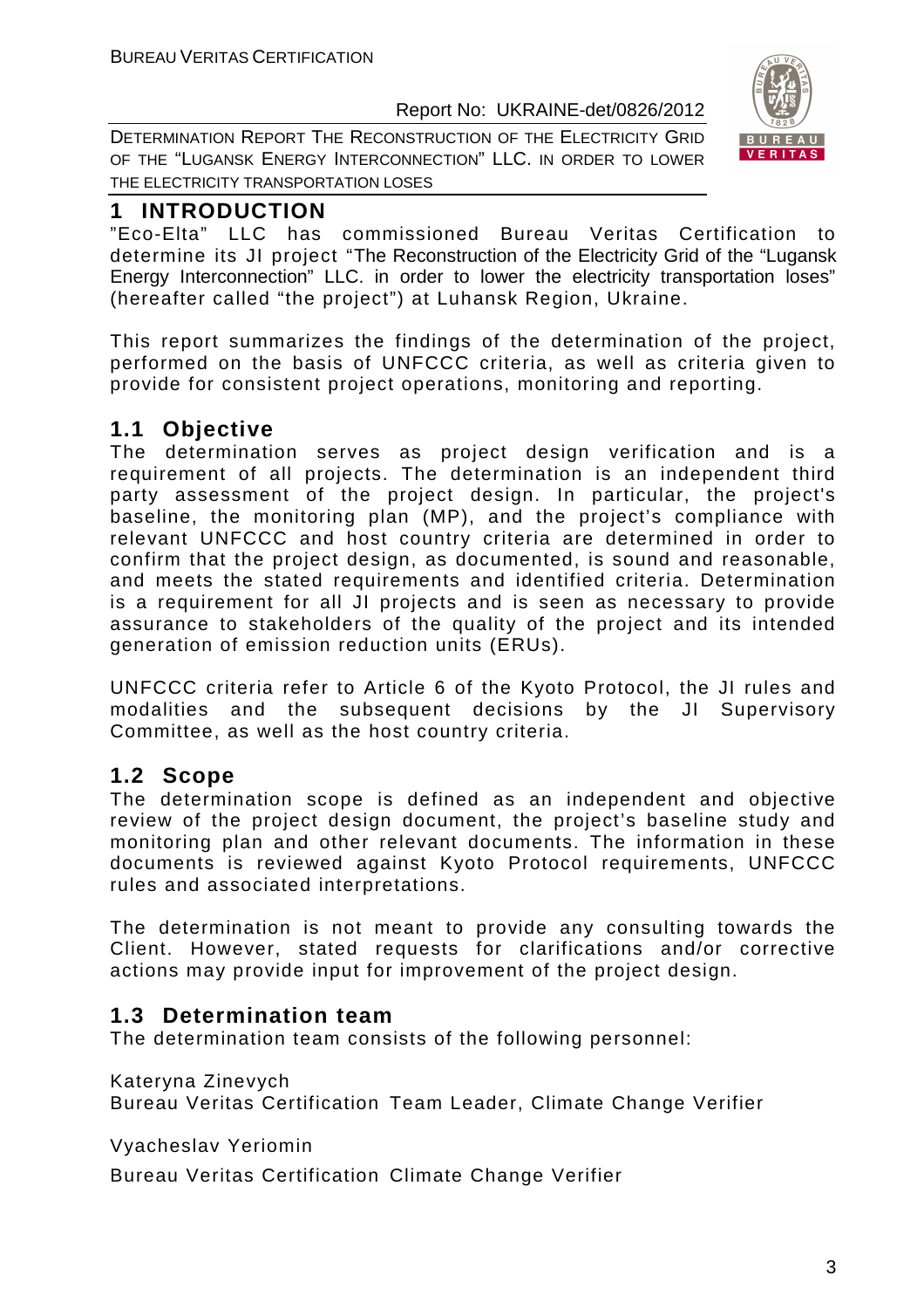# 1 INTRODUCTION

"Eco-Elta" LLC has commissioned Bureau Veritas Certification to determine its JI project "The Reconstruction of the Electricity Grid of the "Lugansk Energy Interconnection" LLC. in order to lower the electricity transportation loses" (hereafter called "the project") at Luhansk Region, Ukraine.

This report summarizes the findings of the determination of the project, performed on the basis of UNFCCC criteria, as well as criteria given to provide for consistent project operations, monitoring and reporting.

## 1.1 Objective

The determination serves as project design verification and is a requirement of all projects. The determination is an independent third party assessment of the project design. In particular, the project's baseline, the monitoring plan (MP), and the project's compliance with relevant UNFCCC and host country criteria are determined in order to confirm that the project design, as documented, is sound and reasonable, and meets the stated requirements and identified criteria. Determination is a requirement for all JI projects and is seen as necessary to provide assurance to stakeholders of the quality of the project and its intended generation of emission reduction units (ERUs).

UNFCCC criteria refer to Article 6 of the Kyoto Protocol, the JI rules and modalities and the subsequent decisions by the JI Supervisory Committee, as well as the host country criteria.

## 1.2 Scope

The determination scope is defined as an independent and objective review of the project design document, the project's baseline study and monitoring plan and other relevant documents. The information in these documents is reviewed against Kyoto Protocol requirements, UNFCCC rules and associated interpretations.

The determination is not meant to provide any consulting towards the Client. However, stated requests for clarifications and/or corrective actions may provide input for improvement of the project design.

## 1.3 Determination team

The determination team consists of the following personnel:

Kateryna Zinevych
Bureau Veritas Certification Team Leader, Climate Change Verifier

Vyacheslav Yeriomin

Bureau Veritas Certification Climate Change Verifier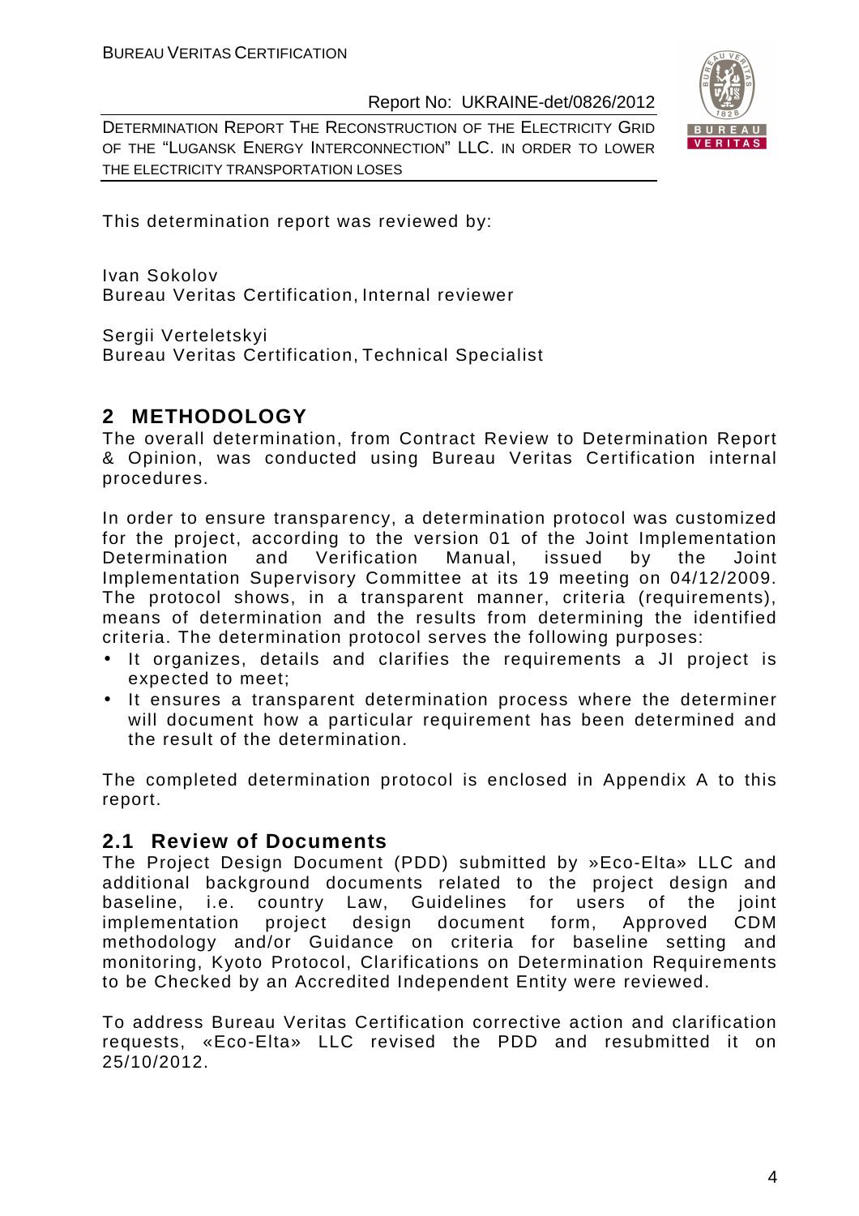This determination report was reviewed by:

Ivan Sokolov
Bureau Veritas Certification, Internal reviewer

Sergii Verteletskyi
Bureau Veritas Certification, Technical Specialist

## 2 METHODOLOGY

The overall determination, from Contract Review to Determination Report & Opinion, was conducted using Bureau Veritas Certification internal procedures.

In order to ensure transparency, a determination protocol was customized for the project, according to the version 01 of the Joint Implementation Determination and Verification Manual, issued by the Joint Implementation Supervisory Committee at its 19 meeting on 04/12/2009. The protocol shows, in a transparent manner, criteria (requirements), means of determination and the results from determining the identified criteria. The determination protocol serves the following purposes:

- It organizes, details and clarifies the requirements a JI project is expected to meet;
- It ensures a transparent determination process where the determiner will document how a particular requirement has been determined and the result of the determination.

The completed determination protocol is enclosed in Appendix A to this report.

### 2.1 Review of Documents

The Project Design Document (PDD) submitted by »Eco-Elta» LLC and additional background documents related to the project design and baseline, i.e. country Law, Guidelines for users of the joint implementation project design document form, Approved CDM methodology and/or Guidance on criteria for baseline setting and monitoring, Kyoto Protocol, Clarifications on Determination Requirements to be Checked by an Accredited Independent Entity were reviewed.

To address Bureau Veritas Certification corrective action and clarification requests, «Eco-Elta» LLC revised the PDD and resubmitted it on 25/10/2012.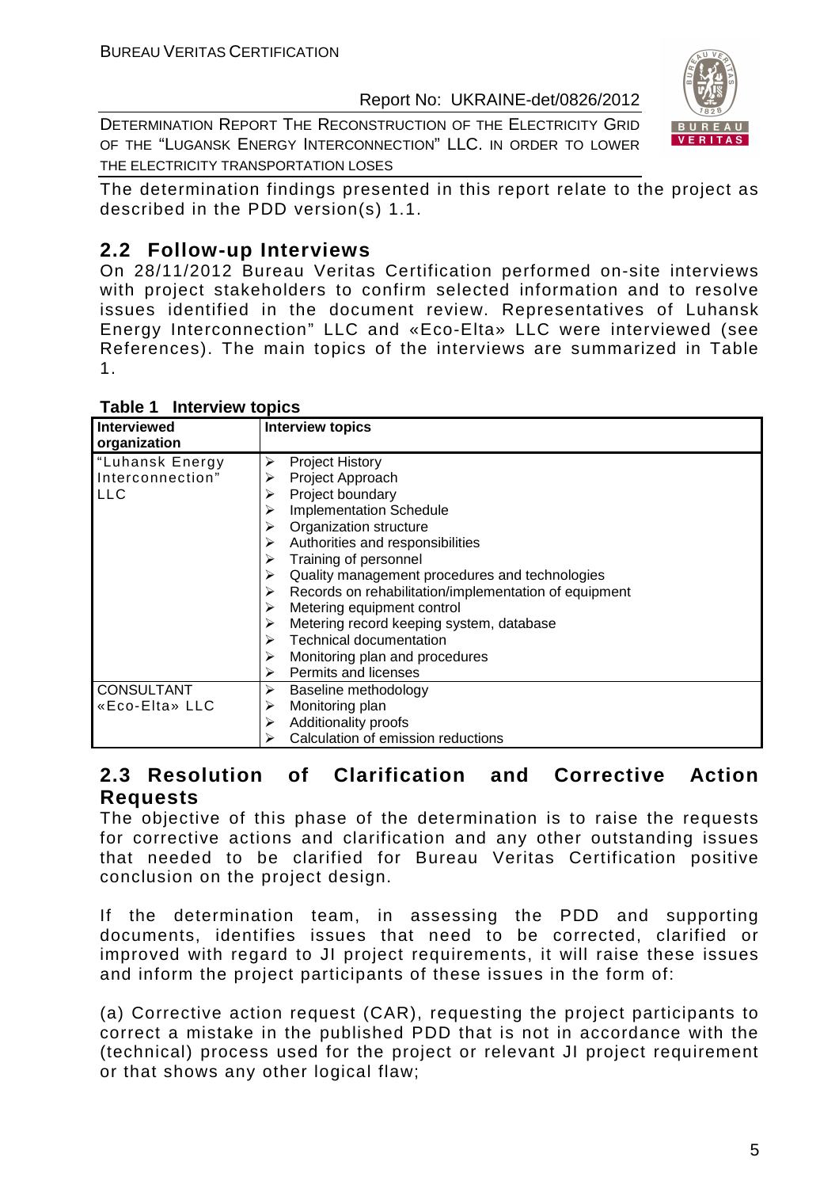The determination findings presented in this report relate to the project as described in the PDD version(s) 1.1.

## 2.2 Follow-up Interviews

On 28/11/2012 Bureau Veritas Certification performed on-site interviews with project stakeholders to confirm selected information and to resolve issues identified in the document review. Representatives of Luhansk Energy Interconnection" LLC and «Eco-Elta» LLC were interviewed (see References). The main topics of the interviews are summarized in Table 1.

**Table 1 Interview topics**

| Interviewed organization | Interview topics |
|---|---|
| "Luhansk Energy Interconnection" LLC | ➢ Project History<br>➢ Project Approach<br>➢ Project boundary<br>➢ Implementation Schedule<br>➢ Organization structure<br>➢ Authorities and responsibilities<br>➢ Training of personnel<br>➢ Quality management procedures and technologies<br>➢ Records on rehabilitation/implementation of equipment<br>➢ Metering equipment control<br>➢ Metering record keeping system, database<br>➢ Technical documentation<br>➢ Monitoring plan and procedures<br>➢ Permits and licenses |
| CONSULTANT «Eco-Elta» LLC | ➢ Baseline methodology<br>➢ Monitoring plan<br>➢ Additionality proofs<br>➢ Calculation of emission reductions |

## 2.3 Resolution of Clarification and Corrective Action Requests

The objective of this phase of the determination is to raise the requests for corrective actions and clarification and any other outstanding issues that needed to be clarified for Bureau Veritas Certification positive conclusion on the project design.

If the determination team, in assessing the PDD and supporting documents, identifies issues that need to be corrected, clarified or improved with regard to JI project requirements, it will raise these issues and inform the project participants of these issues in the form of:

(a) Corrective action request (CAR), requesting the project participants to correct a mistake in the published PDD that is not in accordance with the (technical) process used for the project or relevant JI project requirement or that shows any other logical flaw;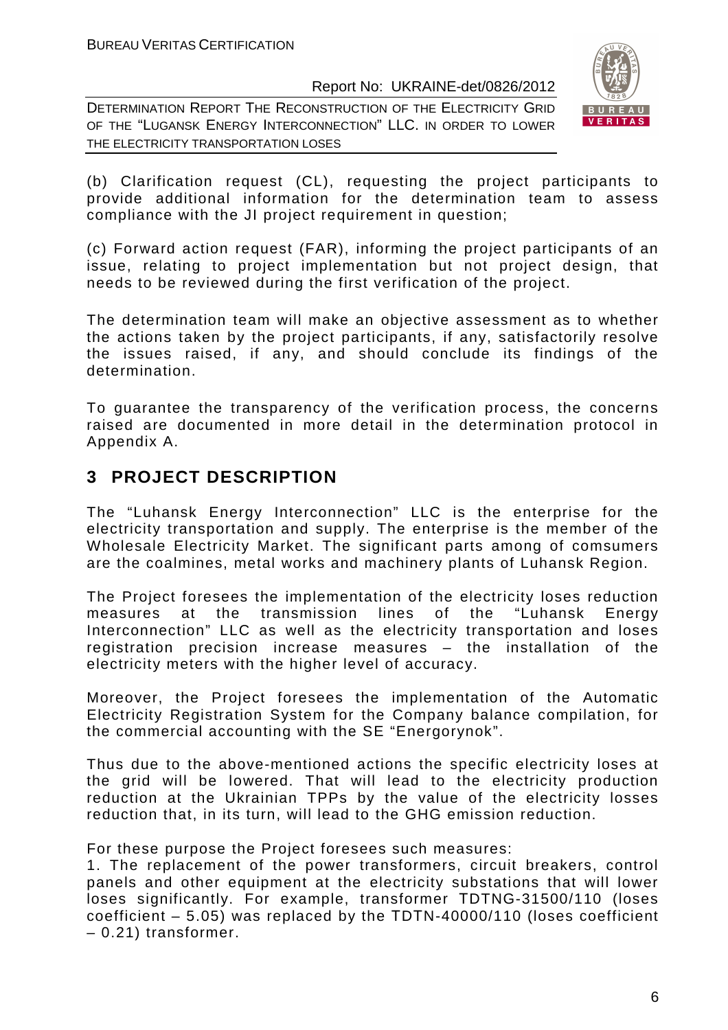(b) Clarification request (CL), requesting the project participants to provide additional information for the determination team to assess compliance with the JI project requirement in question;

(c) Forward action request (FAR), informing the project participants of an issue, relating to project implementation but not project design, that needs to be reviewed during the first verification of the project.

The determination team will make an objective assessment as to whether the actions taken by the project participants, if any, satisfactorily resolve the issues raised, if any, and should conclude its findings of the determination.

To guarantee the transparency of the verification process, the concerns raised are documented in more detail in the determination protocol in Appendix A.

# 3 PROJECT DESCRIPTION

The "Luhansk Energy Interconnection" LLC is the enterprise for the electricity transportation and supply. The enterprise is the member of the Wholesale Electricity Market. The significant parts among of comsumers are the coalmines, metal works and machinery plants of Luhansk Region.

The Project foresees the implementation of the electricity loses reduction measures at the transmission lines of the "Luhansk Energy Interconnection" LLC as well as the electricity transportation and loses registration precision increase measures – the installation of the electricity meters with the higher level of accuracy.

Moreover, the Project foresees the implementation of the Automatic Electricity Registration System for the Company balance compilation, for the commercial accounting with the SE "Energorynok".

Thus due to the above-mentioned actions the specific electricity loses at the grid will be lowered. That will lead to the electricity production reduction at the Ukrainian TPPs by the value of the electricity losses reduction that, in its turn, will lead to the GHG emission reduction.

For these purpose the Project foresees such measures:
1. The replacement of the power transformers, circuit breakers, control panels and other equipment at the electricity substations that will lower loses significantly. For example, transformer TDTNG-31500/110 (loses coefficient – 5.05) was replaced by the TDTN-40000/110 (loses coefficient – 0.21) transformer.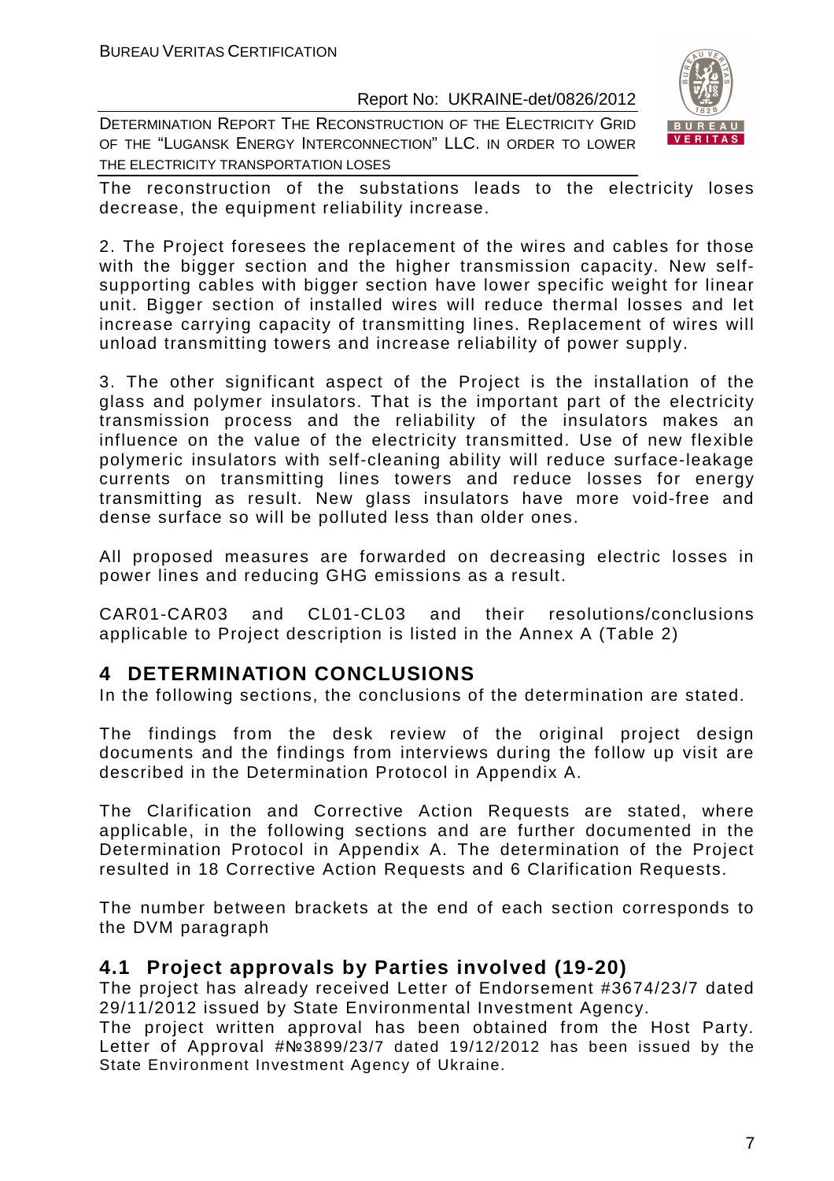The reconstruction of the substations leads to the electricity loses decrease, the equipment reliability increase.

2. The Project foresees the replacement of the wires and cables for those with the bigger section and the higher transmission capacity. New self-supporting cables with bigger section have lower specific weight for linear unit. Bigger section of installed wires will reduce thermal losses and let increase carrying capacity of transmitting lines. Replacement of wires will unload transmitting towers and increase reliability of power supply.

3. The other significant aspect of the Project is the installation of the glass and polymer insulators. That is the important part of the electricity transmission process and the reliability of the insulators makes an influence on the value of the electricity transmitted. Use of new flexible polymeric insulators with self-cleaning ability will reduce surface-leakage currents on transmitting lines towers and reduce losses for energy transmitting as result. New glass insulators have more void-free and dense surface so will be polluted less than older ones.

All proposed measures are forwarded on decreasing electric losses in power lines and reducing GHG emissions as a result.

CAR01-CAR03 and CL01-CL03 and their resolutions/conclusions applicable to Project description is listed in the Annex A (Table 2)

# 4 DETERMINATION CONCLUSIONS

In the following sections, the conclusions of the determination are stated.

The findings from the desk review of the original project design documents and the findings from interviews during the follow up visit are described in the Determination Protocol in Appendix A.

The Clarification and Corrective Action Requests are stated, where applicable, in the following sections and are further documented in the Determination Protocol in Appendix A. The determination of the Project resulted in 18 Corrective Action Requests and 6 Clarification Requests.

The number between brackets at the end of each section corresponds to the DVM paragraph

## 4.1 Project approvals by Parties involved (19-20)

The project has already received Letter of Endorsement #3674/23/7 dated 29/11/2012 issued by State Environmental Investment Agency.

The project written approval has been obtained from the Host Party. Letter of Approval #№3899/23/7 dated 19/12/2012 has been issued by the State Environment Investment Agency of Ukraine.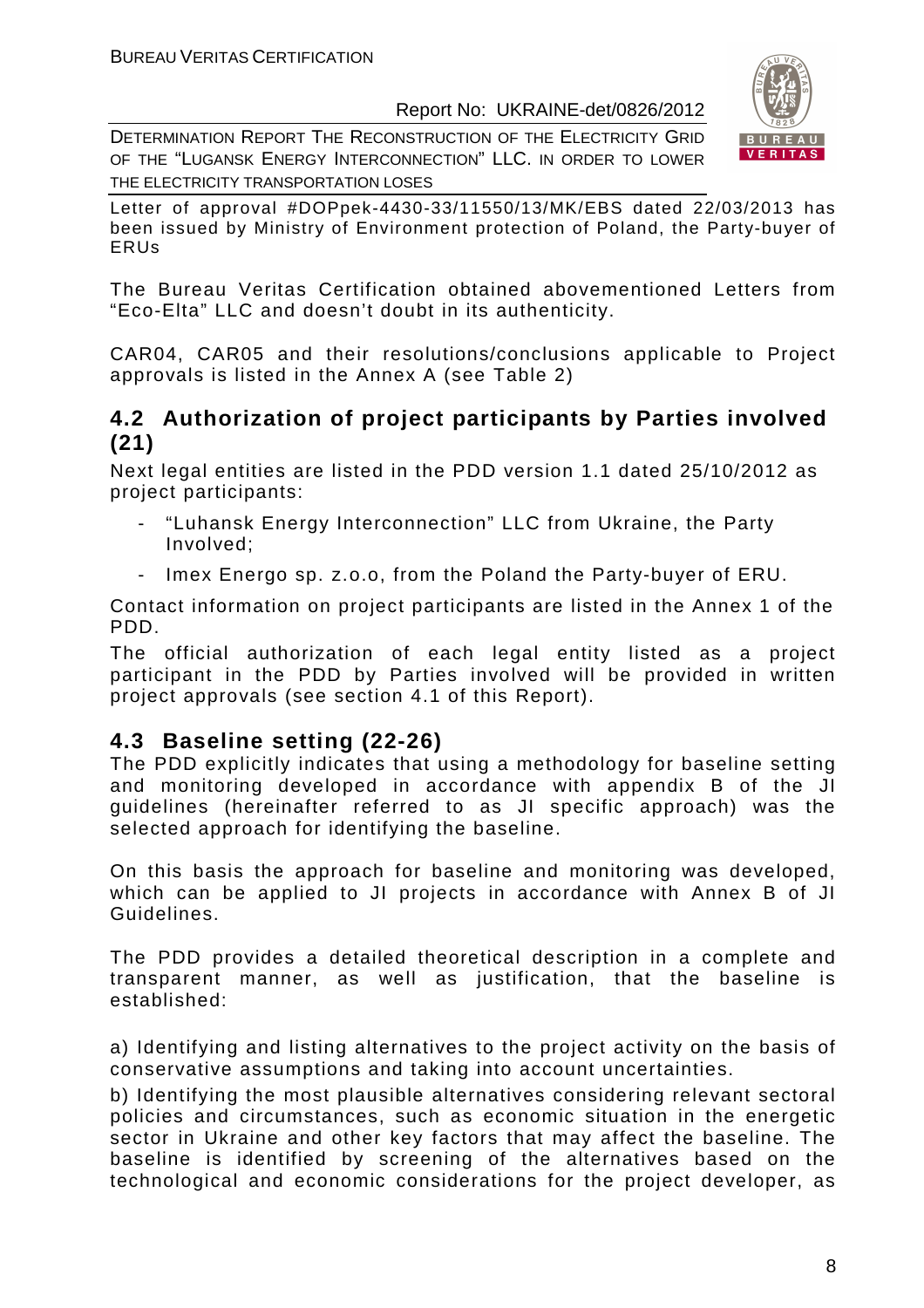Letter of approval #DOPpek-4430-33/11550/13/MK/EBS dated 22/03/2013 has been issued by Ministry of Environment protection of Poland, the Party-buyer of ERUs

The Bureau Veritas Certification obtained abovementioned Letters from "Eco-Elta" LLC and doesn't doubt in its authenticity.

CAR04, CAR05 and their resolutions/conclusions applicable to Project approvals is listed in the Annex A (see Table 2)

## 4.2 Authorization of project participants by Parties involved (21)

Next legal entities are listed in the PDD version 1.1 dated 25/10/2012 as project participants:

- "Luhansk Energy Interconnection" LLC from Ukraine, the Party Involved;
- Imex Energo sp. z.o.o, from the Poland the Party-buyer of ERU.

Contact information on project participants are listed in the Annex 1 of the PDD.

The official authorization of each legal entity listed as a project participant in the PDD by Parties involved will be provided in written project approvals (see section 4.1 of this Report).

## 4.3 Baseline setting (22-26)

The PDD explicitly indicates that using a methodology for baseline setting and monitoring developed in accordance with appendix B of the JI guidelines (hereinafter referred to as JI specific approach) was the selected approach for identifying the baseline.

On this basis the approach for baseline and monitoring was developed, which can be applied to JI projects in accordance with Annex B of JI Guidelines.

The PDD provides a detailed theoretical description in a complete and transparent manner, as well as justification, that the baseline is established:

a) Identifying and listing alternatives to the project activity on the basis of conservative assumptions and taking into account uncertainties.

b) Identifying the most plausible alternatives considering relevant sectoral policies and circumstances, such as economic situation in the energetic sector in Ukraine and other key factors that may affect the baseline. The baseline is identified by screening of the alternatives based on the technological and economic considerations for the project developer, as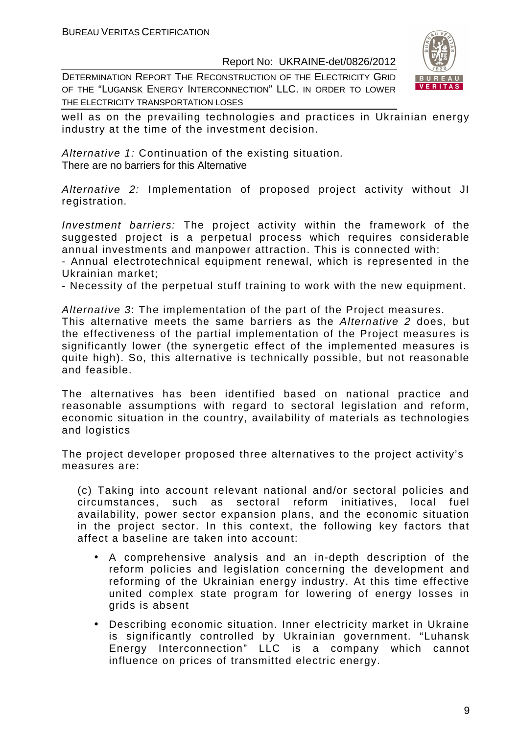well as on the prevailing technologies and practices in Ukrainian energy industry at the time of the investment decision.

*Alternative 1:* Continuation of the existing situation.
There are no barriers for this Alternative

*Alternative 2:* Implementation of proposed project activity without JI registration.

*Investment barriers:* The project activity within the framework of the suggested project is a perpetual process which requires considerable annual investments and manpower attraction. This is connected with:
- Annual electrotechnical equipment renewal, which is represented in the Ukrainian market;
- Necessity of the perpetual stuff training to work with the new equipment.

*Alternative 3*: The implementation of the part of the Project measures.
This alternative meets the same barriers as the *Alternative 2* does, but the effectiveness of the partial implementation of the Project measures is significantly lower (the synergetic effect of the implemented measures is quite high). So, this alternative is technically possible, but not reasonable and feasible.

The alternatives has been identified based on national practice and reasonable assumptions with regard to sectoral legislation and reform, economic situation in the country, availability of materials as technologies and logistics

The project developer proposed three alternatives to the project activity's measures are:

(c) Taking into account relevant national and/or sectoral policies and circumstances, such as sectoral reform initiatives, local fuel availability, power sector expansion plans, and the economic situation in the project sector. In this context, the following key factors that affect a baseline are taken into account:

- A comprehensive analysis and an in-depth description of the reform policies and legislation concerning the development and reforming of the Ukrainian energy industry. At this time effective united complex state program for lowering of energy losses in grids is absent
- Describing economic situation. Inner electricity market in Ukraine is significantly controlled by Ukrainian government. "Luhansk Energy Interconnection" LLC is a company which cannot influence on prices of transmitted electric energy.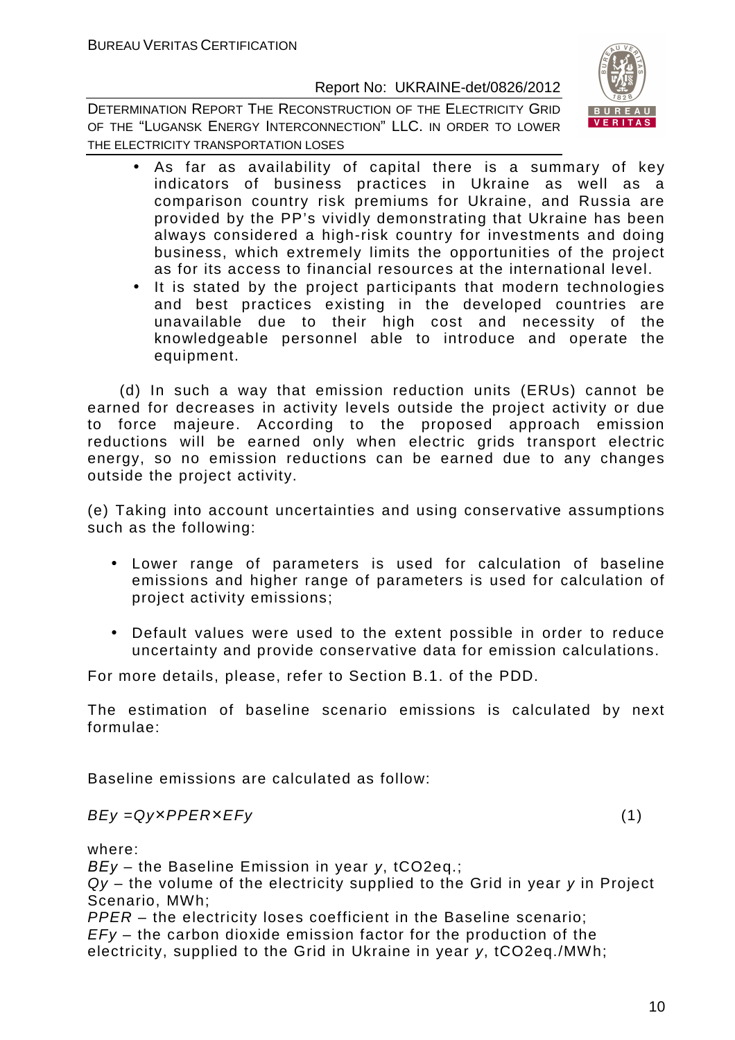- As far as availability of capital there is a summary of key indicators of business practices in Ukraine as well as a comparison country risk premiums for Ukraine, and Russia are provided by the PP's vividly demonstrating that Ukraine has been always considered a high-risk country for investments and doing business, which extremely limits the opportunities of the project as for its access to financial resources at the international level.
- It is stated by the project participants that modern technologies and best practices existing in the developed countries are unavailable due to their high cost and necessity of the knowledgeable personnel able to introduce and operate the equipment.

(d) In such a way that emission reduction units (ERUs) cannot be earned for decreases in activity levels outside the project activity or due to force majeure. According to the proposed approach emission reductions will be earned only when electric grids transport electric energy, so no emission reductions can be earned due to any changes outside the project activity.

(e) Taking into account uncertainties and using conservative assumptions such as the following:

- Lower range of parameters is used for calculation of baseline emissions and higher range of parameters is used for calculation of project activity emissions;
- Default values were used to the extent possible in order to reduce uncertainty and provide conservative data for emission calculations.

For more details, please, refer to Section B.1. of the PDD.

The estimation of baseline scenario emissions is calculated by next formulae:

Baseline emissions are calculated as follow:

$$BE_y = Q_y \times PPER \times EF_y \quad (1)$$

where:

$BE_y$ – the Baseline Emission in year $y$, $tCO_2eq.$;

$Q_y$ – the volume of the electricity supplied to the Grid in year $y$ in Project Scenario, MWh;

$PPER$ – the electricity loses coefficient in the Baseline scenario;

$EF_y$ – the carbon dioxide emission factor for the production of the electricity, supplied to the Grid in Ukraine in year $y$, $tCO_2eq./MWh$;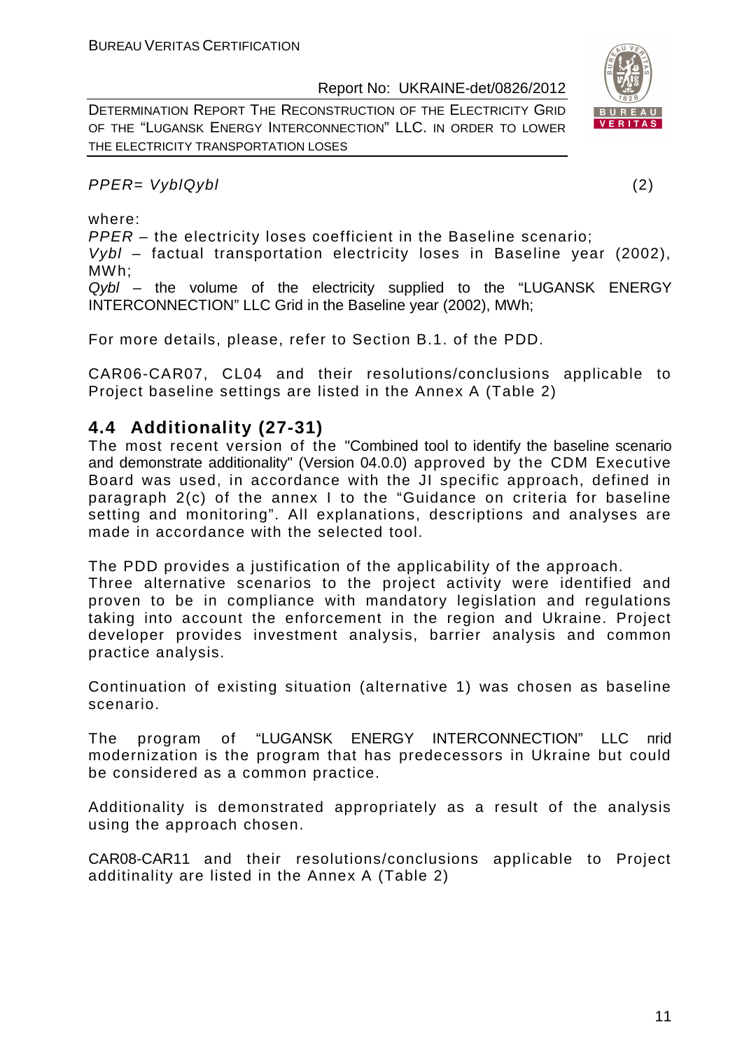$PPER = Vybl / Qybl$ (2)

where:

$PPER$ – the electricity loses coefficient in the Baseline scenario;

$Vybl$ – factual transportation electricity loses in Baseline year (2002), MWh;

$Qybl$ – the volume of the electricity supplied to the "LUGANSK ENERGY INTERCONNECTION" LLC Grid in the Baseline year (2002), MWh;

For more details, please, refer to Section B.1. of the PDD.

CAR06-CAR07, CL04 and their resolutions/conclusions applicable to Project baseline settings are listed in the Annex A (Table 2)

## 4.4 Additionality (27-31)

The most recent version of the "Combined tool to identify the baseline scenario and demonstrate additionality" (Version 04.0.0) approved by the CDM Executive Board was used, in accordance with the JI specific approach, defined in paragraph 2(c) of the annex I to the "Guidance on criteria for baseline setting and monitoring". All explanations, descriptions and analyses are made in accordance with the selected tool.

The PDD provides a justification of the applicability of the approach.
Three alternative scenarios to the project activity were identified and proven to be in compliance with mandatory legislation and regulations taking into account the enforcement in the region and Ukraine. Project developer provides investment analysis, barrier analysis and common practice analysis.

Continuation of existing situation (alternative 1) was chosen as baseline scenario.

The program of "LUGANSK ENERGY INTERCONNECTION" LLC пrid modernization is the program that has predecessors in Ukraine but could be considered as a common practice.

Additionality is demonstrated appropriately as a result of the analysis using the approach chosen.

CAR08-CAR11 and their resolutions/conclusions applicable to Project additinality are listed in the Annex A (Table 2)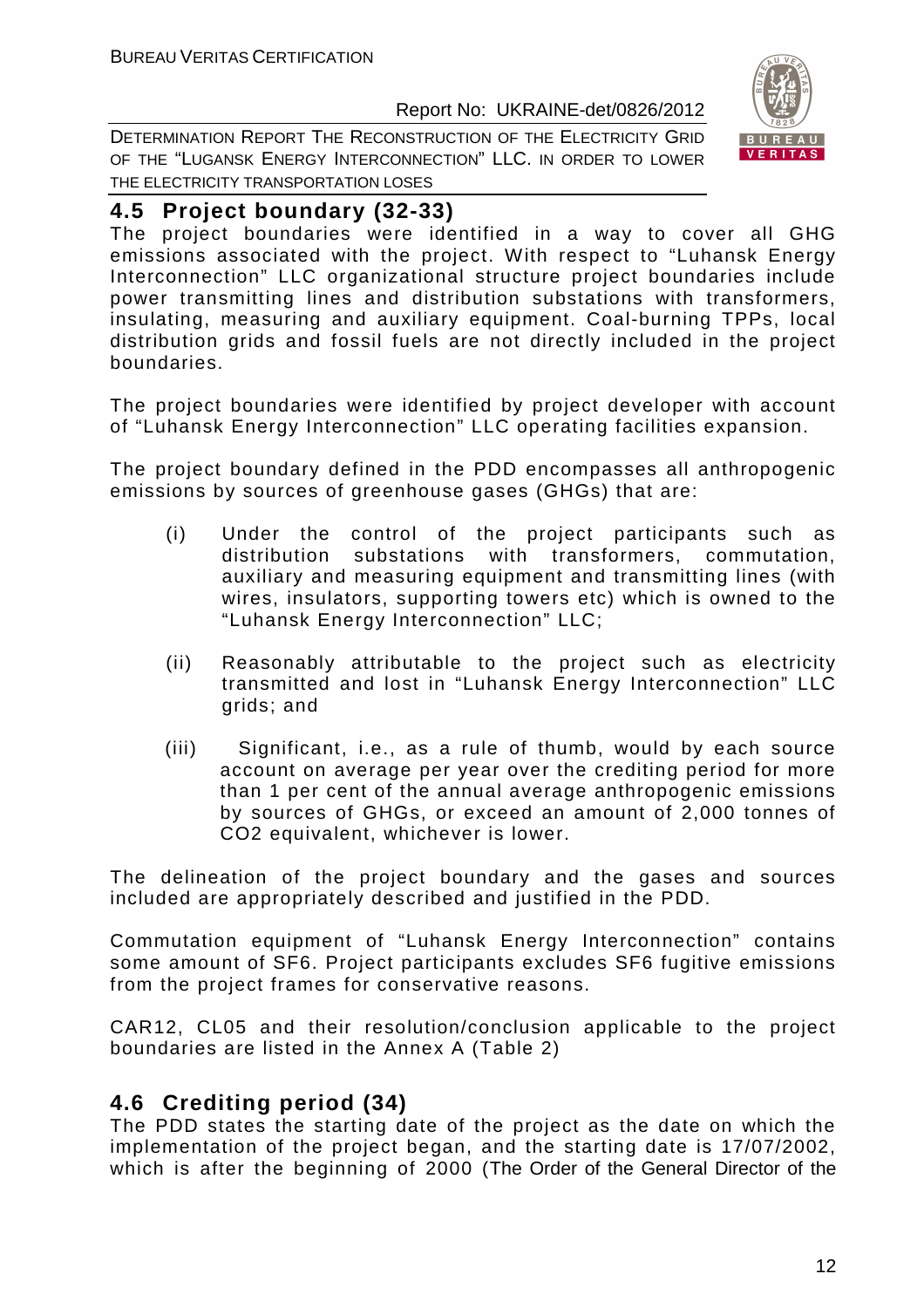## 4.5 Project boundary (32-33)

The project boundaries were identified in a way to cover all GHG emissions associated with the project. With respect to "Luhansk Energy Interconnection" LLC organizational structure project boundaries include power transmitting lines and distribution substations with transformers, insulating, measuring and auxiliary equipment. Coal-burning TPPs, local distribution grids and fossil fuels are not directly included in the project boundaries.

The project boundaries were identified by project developer with account of "Luhansk Energy Interconnection" LLC operating facilities expansion.

The project boundary defined in the PDD encompasses all anthropogenic emissions by sources of greenhouse gases (GHGs) that are:

(i) Under the control of the project participants such as distribution substations with transformers, commutation, auxiliary and measuring equipment and transmitting lines (with wires, insulators, supporting towers etc) which is owned to the "Luhansk Energy Interconnection" LLC;

(ii) Reasonably attributable to the project such as electricity transmitted and lost in "Luhansk Energy Interconnection" LLC grids; and

(iii) Significant, i.e., as a rule of thumb, would by each source account on average per year over the crediting period for more than 1 per cent of the annual average anthropogenic emissions by sources of GHGs, or exceed an amount of 2,000 tonnes of $CO_2$ equivalent, whichever is lower.

The delineation of the project boundary and the gases and sources included are appropriately described and justified in the PDD.

Commutation equipment of "Luhansk Energy Interconnection" contains some amount of $SF_6$. Project participants excludes $SF_6$ fugitive emissions from the project frames for conservative reasons.

CAR12, CL05 and their resolution/conclusion applicable to the project boundaries are listed in the Annex A (Table 2)

## 4.6 Crediting period (34)

The PDD states the starting date of the project as the date on which the implementation of the project began, and the starting date is 17/07/2002, which is after the beginning of 2000 (The Order of the General Director of the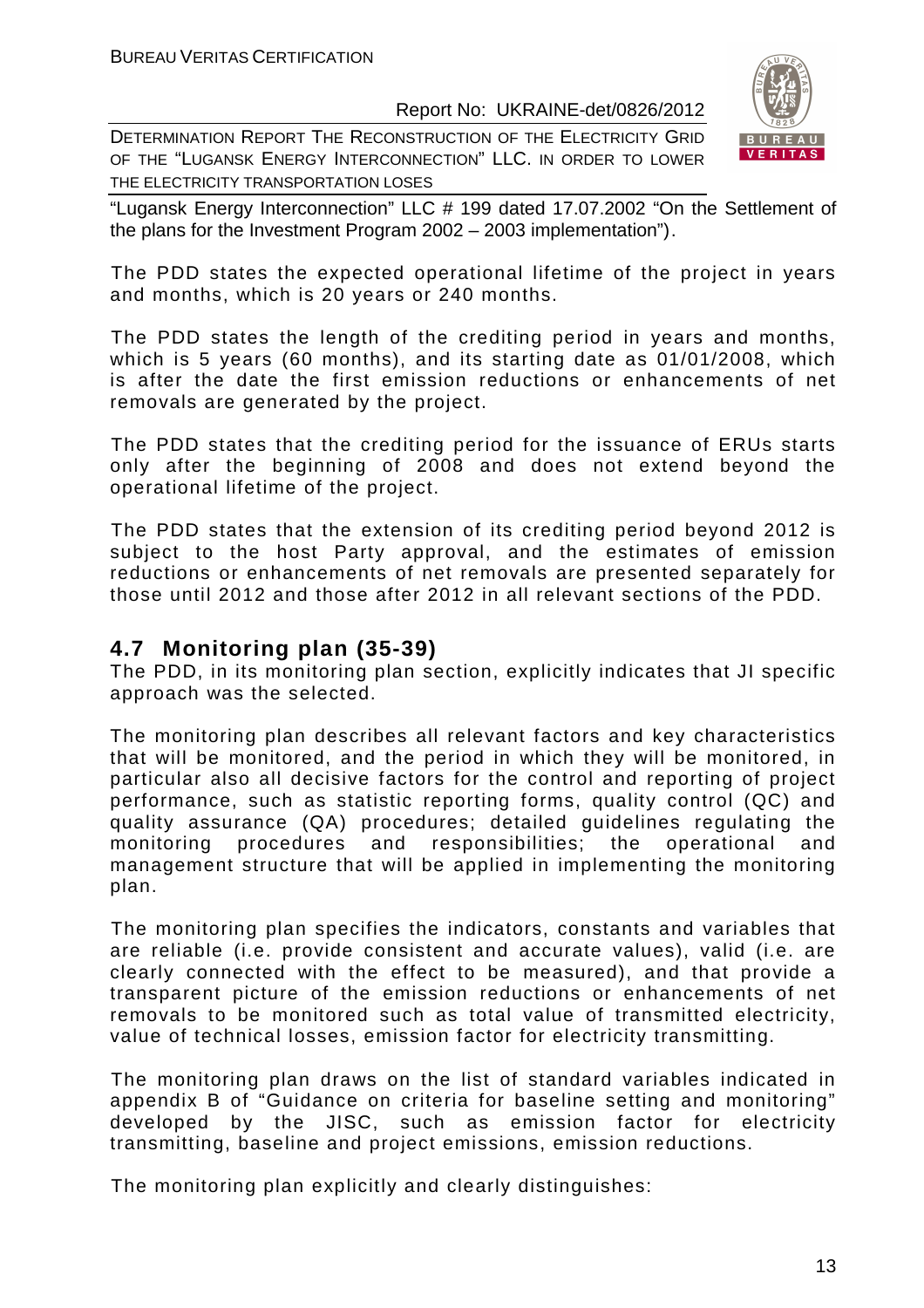"Lugansk Energy Interconnection" LLC # 199 dated 17.07.2002 "On the Settlement of the plans for the Investment Program 2002 – 2003 implementation").

The PDD states the expected operational lifetime of the project in years and months, which is 20 years or 240 months.

The PDD states the length of the crediting period in years and months, which is 5 years (60 months), and its starting date as 01/01/2008, which is after the date the first emission reductions or enhancements of net removals are generated by the project.

The PDD states that the crediting period for the issuance of ERUs starts only after the beginning of 2008 and does not extend beyond the operational lifetime of the project.

The PDD states that the extension of its crediting period beyond 2012 is subject to the host Party approval, and the estimates of emission reductions or enhancements of net removals are presented separately for those until 2012 and those after 2012 in all relevant sections of the PDD.

## 4.7 Monitoring plan (35-39)

The PDD, in its monitoring plan section, explicitly indicates that JI specific approach was the selected.

The monitoring plan describes all relevant factors and key characteristics that will be monitored, and the period in which they will be monitored, in particular also all decisive factors for the control and reporting of project performance, such as statistic reporting forms, quality control (QC) and quality assurance (QA) procedures; detailed guidelines regulating the monitoring procedures and responsibilities; the operational and management structure that will be applied in implementing the monitoring plan.

The monitoring plan specifies the indicators, constants and variables that are reliable (i.e. provide consistent and accurate values), valid (i.e. are clearly connected with the effect to be measured), and that provide a transparent picture of the emission reductions or enhancements of net removals to be monitored such as total value of transmitted electricity, value of technical losses, emission factor for electricity transmitting.

The monitoring plan draws on the list of standard variables indicated in appendix B of "Guidance on criteria for baseline setting and monitoring" developed by the JISC, such as emission factor for electricity transmitting, baseline and project emissions, emission reductions.

The monitoring plan explicitly and clearly distinguishes: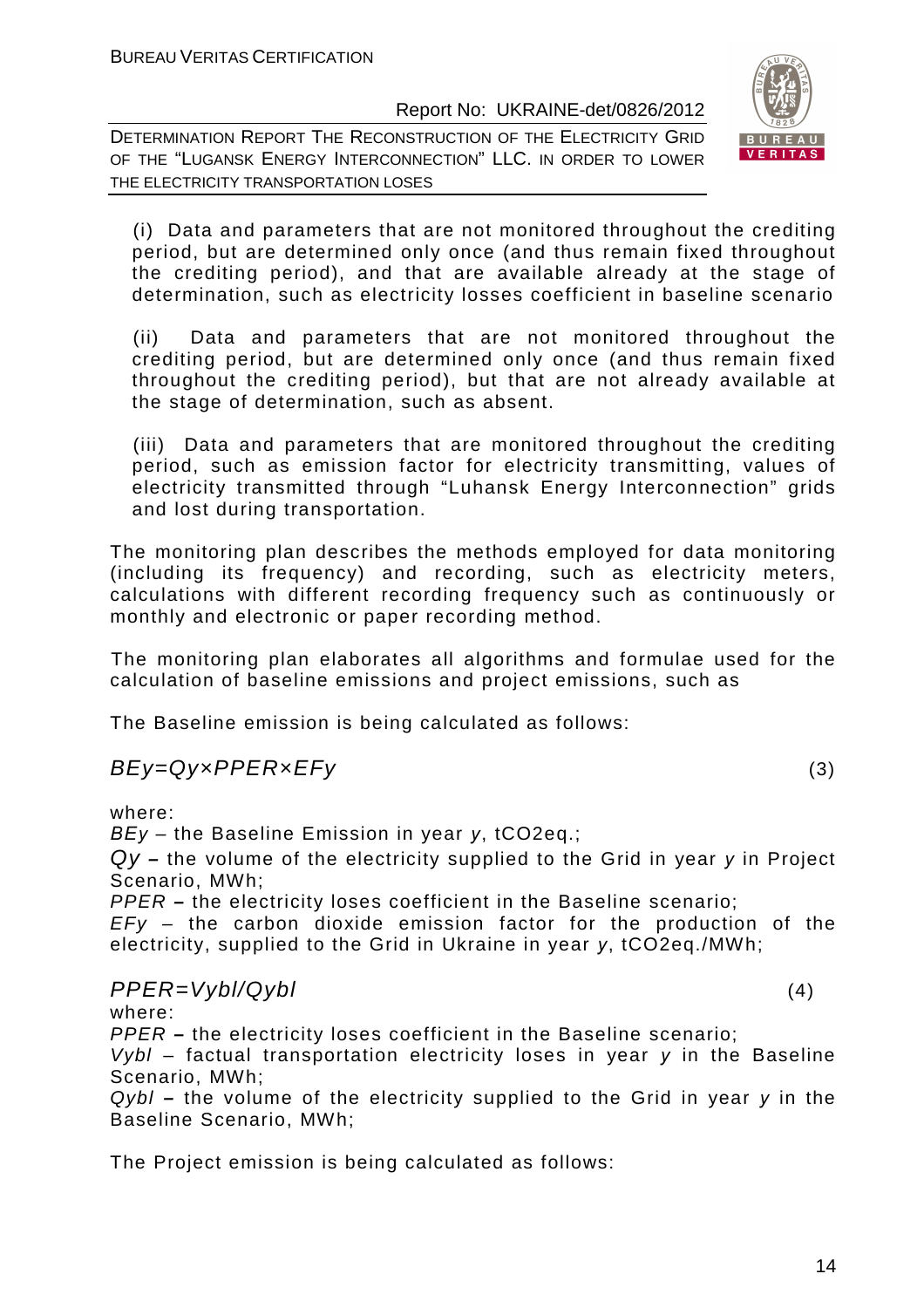(i) Data and parameters that are not monitored throughout the crediting period, but are determined only once (and thus remain fixed throughout the crediting period), and that are available already at the stage of determination, such as electricity losses coefficient in baseline scenario

(ii) Data and parameters that are not monitored throughout the crediting period, but are determined only once (and thus remain fixed throughout the crediting period), but that are not already available at the stage of determination, such as absent.

(iii) Data and parameters that are monitored throughout the crediting period, such as emission factor for electricity transmitting, values of electricity transmitted through "Luhansk Energy Interconnection" grids and lost during transportation.

The monitoring plan describes the methods employed for data monitoring (including its frequency) and recording, such as electricity meters, calculations with different recording frequency such as continuously or monthly and electronic or paper recording method.

The monitoring plan elaborates all algorithms and formulae used for the calculation of baseline emissions and project emissions, such as

The Baseline emission is being calculated as follows:

$$BEy=Qy \times PPER \times EFy \qquad (3)$$

where:

$BEy$ – the Baseline Emission in year $y$, $tCO_2eq.$;

$Qy$ **–** the volume of the electricity supplied to the Grid in year $y$ in Project Scenario, MWh;

$PPER$ **–** the electricity loses coefficient in the Baseline scenario;

$EFy$ – the carbon dioxide emission factor for the production of the electricity, supplied to the Grid in Ukraine in year $y$, $tCO_2eq./MWh$;

$$PPER=Vybl/Qybl \qquad (4)$$

where:

$PPER$ **–** the electricity loses coefficient in the Baseline scenario;

$Vybl$ – factual transportation electricity loses in year $y$ in the Baseline Scenario, MWh;

$Qybl$ **–** the volume of the electricity supplied to the Grid in year $y$ in the Baseline Scenario, MWh;

The Project emission is being calculated as follows: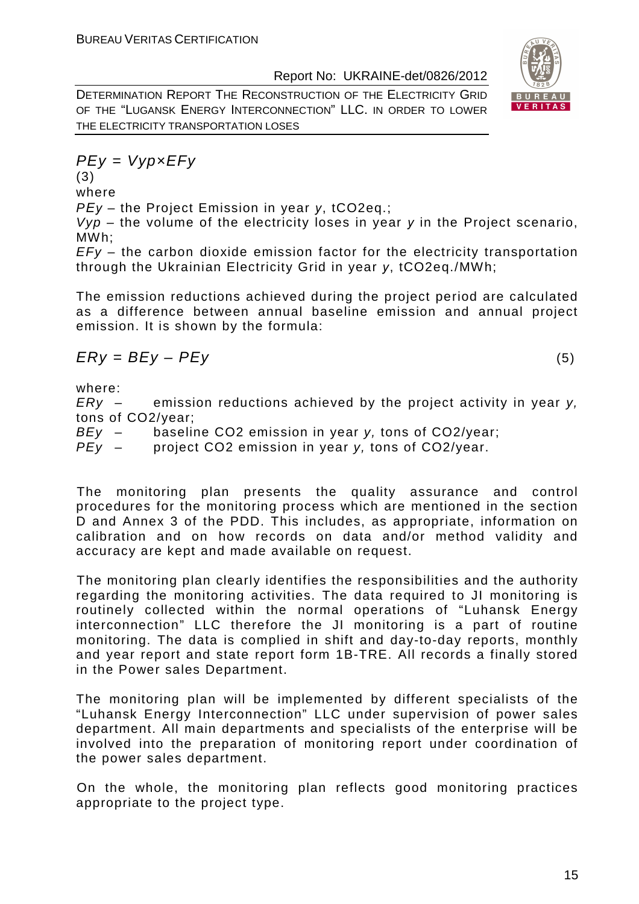$$PEy = Vyp \times EFy$$

(3)

where

$PEy$ – the Project Emission in year $y$, tCO2eq.;

$Vyp$ – the volume of the electricity loses in year $y$ in the Project scenario, MWh;

$EFy$ – the carbon dioxide emission factor for the electricity transportation through the Ukrainian Electricity Grid in year $y$, tCO2eq./MWh;

The emission reductions achieved during the project period are calculated as a difference between annual baseline emission and annual project emission. It is shown by the formula:

$$ERy = BEy - PEy \qquad (5)$$

where:

$ERy$ – emission reductions achieved by the project activity in year $y$, tons of CO2/year;

$BEy$ – baseline CO2 emission in year $y$, tons of CO2/year;

$PEy$ – project CO2 emission in year $y$, tons of CO2/year.

The monitoring plan presents the quality assurance and control procedures for the monitoring process which are mentioned in the section D and Annex 3 of the PDD. This includes, as appropriate, information on calibration and on how records on data and/or method validity and accuracy are kept and made available on request.

The monitoring plan clearly identifies the responsibilities and the authority regarding the monitoring activities. The data required to JI monitoring is routinely collected within the normal operations of "Luhansk Energy interconnection" LLC therefore the JI monitoring is a part of routine monitoring. The data is complied in shift and day-to-day reports, monthly and year report and state report form 1B-TRE. All records a finally stored in the Power sales Department.

The monitoring plan will be implemented by different specialists of the "Luhansk Energy Interconnection" LLC under supervision of power sales department. All main departments and specialists of the enterprise will be involved into the preparation of monitoring report under coordination of the power sales department.

On the whole, the monitoring plan reflects good monitoring practices appropriate to the project type.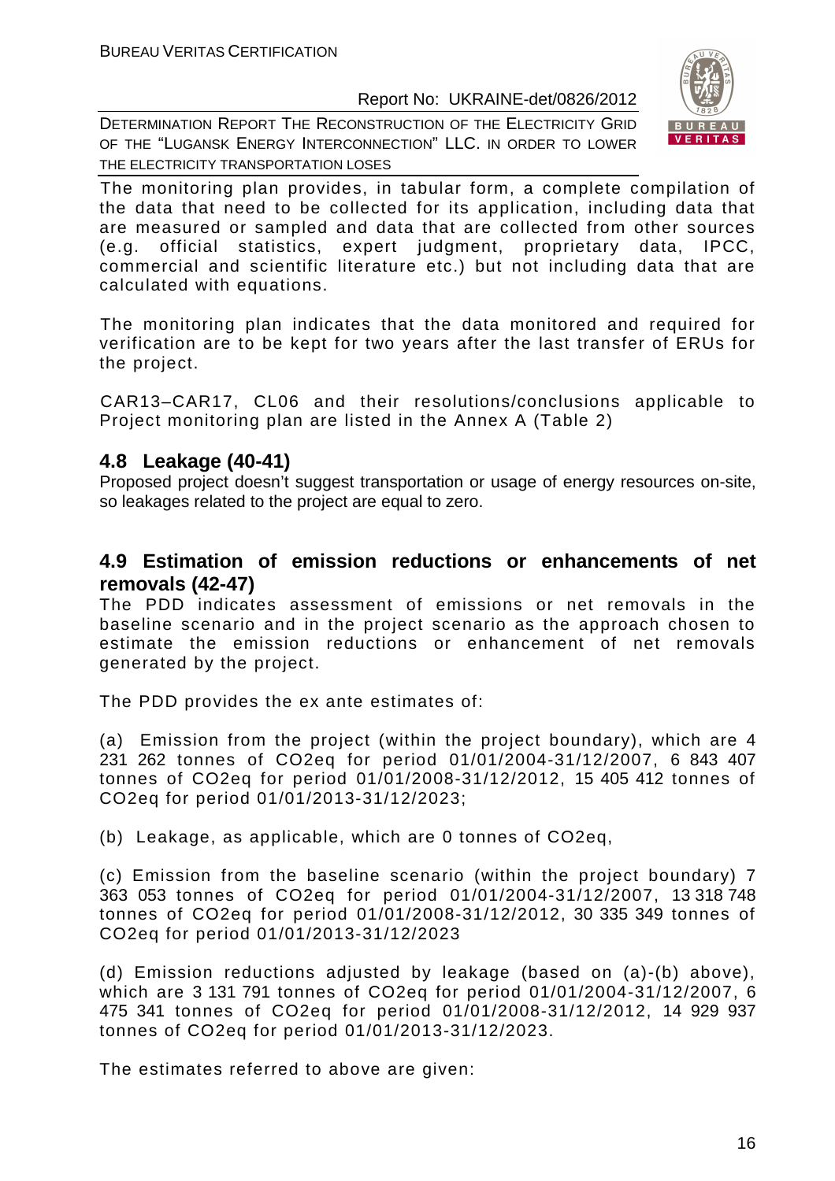The monitoring plan provides, in tabular form, a complete compilation of the data that need to be collected for its application, including data that are measured or sampled and data that are collected from other sources (e.g. official statistics, expert judgment, proprietary data, IPCC, commercial and scientific literature etc.) but not including data that are calculated with equations.

The monitoring plan indicates that the data monitored and required for verification are to be kept for two years after the last transfer of ERUs for the project.

CAR13–CAR17, CL06 and their resolutions/conclusions applicable to Project monitoring plan are listed in the Annex A (Table 2)

## 4.8 Leakage (40-41)

Proposed project doesn't suggest transportation or usage of energy resources on-site, so leakages related to the project are equal to zero.

## 4.9 Estimation of emission reductions or enhancements of net removals (42-47)

The PDD indicates assessment of emissions or net removals in the baseline scenario and in the project scenario as the approach chosen to estimate the emission reductions or enhancement of net removals generated by the project.

The PDD provides the ex ante estimates of:

(a) Emission from the project (within the project boundary), which are 4 231 262 tonnes of CO2eq for period 01/01/2004-31/12/2007, 6 843 407 tonnes of CO2eq for period 01/01/2008-31/12/2012, 15 405 412 tonnes of CO2eq for period 01/01/2013-31/12/2023;

(b) Leakage, as applicable, which are 0 tonnes of CO2eq,

(c) Emission from the baseline scenario (within the project boundary) 7 363 053 tonnes of CO2eq for period 01/01/2004-31/12/2007, 13 318 748 tonnes of CO2eq for period 01/01/2008-31/12/2012, 30 335 349 tonnes of CO2eq for period 01/01/2013-31/12/2023

(d) Emission reductions adjusted by leakage (based on (a)-(b) above), which are 3 131 791 tonnes of CO2eq for period 01/01/2004-31/12/2007, 6 475 341 tonnes of CO2eq for period 01/01/2008-31/12/2012, 14 929 937 tonnes of CO2eq for period 01/01/2013-31/12/2023.

The estimates referred to above are given: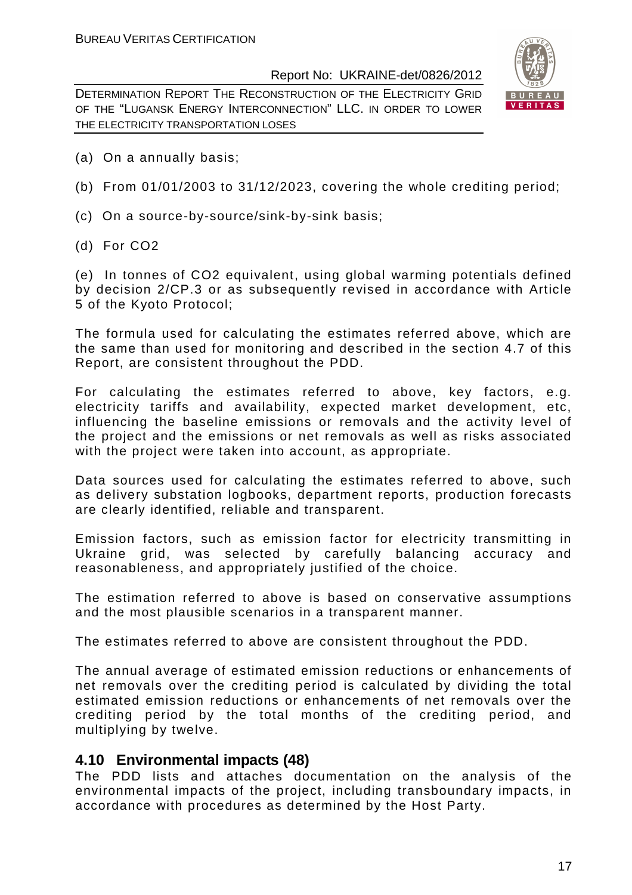(a) On a annually basis;

(b) From 01/01/2003 to 31/12/2023, covering the whole crediting period;

(c) On a source-by-source/sink-by-sink basis;

(d) For CO2

(e) In tonnes of CO2 equivalent, using global warming potentials defined by decision 2/CP.3 or as subsequently revised in accordance with Article 5 of the Kyoto Protocol;

The formula used for calculating the estimates referred above, which are the same than used for monitoring and described in the section 4.7 of this Report, are consistent throughout the PDD.

For calculating the estimates referred to above, key factors, e.g. electricity tariffs and availability, expected market development, etc, influencing the baseline emissions or removals and the activity level of the project and the emissions or net removals as well as risks associated with the project were taken into account, as appropriate.

Data sources used for calculating the estimates referred to above, such as delivery substation logbooks, department reports, production forecasts are clearly identified, reliable and transparent.

Emission factors, such as emission factor for electricity transmitting in Ukraine grid, was selected by carefully balancing accuracy and reasonableness, and appropriately justified of the choice.

The estimation referred to above is based on conservative assumptions and the most plausible scenarios in a transparent manner.

The estimates referred to above are consistent throughout the PDD.

The annual average of estimated emission reductions or enhancements of net removals over the crediting period is calculated by dividing the total estimated emission reductions or enhancements of net removals over the crediting period by the total months of the crediting period, and multiplying by twelve.

## 4.10 Environmental impacts (48)

The PDD lists and attaches documentation on the analysis of the environmental impacts of the project, including transboundary impacts, in accordance with procedures as determined by the Host Party.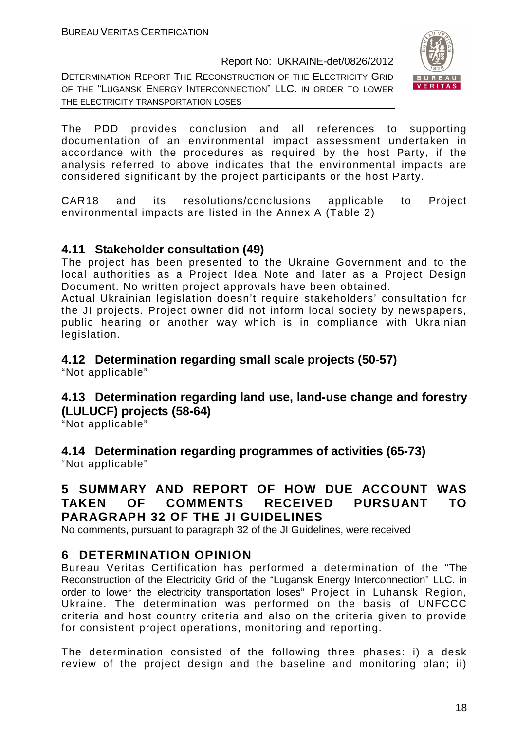The PDD provides conclusion and all references to supporting documentation of an environmental impact assessment undertaken in accordance with the procedures as required by the host Party, if the analysis referred to above indicates that the environmental impacts are considered significant by the project participants or the host Party.

CAR18 and its resolutions/conclusions applicable to Project environmental impacts are listed in the Annex A (Table 2)

## 4.11 Stakeholder consultation (49)

The project has been presented to the Ukraine Government and to the local authorities as a Project Idea Note and later as a Project Design Document. No written project approvals have been obtained.
Actual Ukrainian legislation doesn't require stakeholders' consultation for the JI projects. Project owner did not inform local society by newspapers, public hearing or another way which is in compliance with Ukrainian legislation.

## 4.12 Determination regarding small scale projects (50-57)

"Not applicable"

## 4.13 Determination regarding land use, land-use change and forestry (LULUCF) projects (58-64)

"Not applicable"

## 4.14 Determination regarding programmes of activities (65-73)

"Not applicable"

# 5 SUMMARY AND REPORT OF HOW DUE ACCOUNT WAS TAKEN OF COMMENTS RECEIVED PURSUANT TO PARAGRAPH 32 OF THE JI GUIDELINES

No comments, pursuant to paragraph 32 of the JI Guidelines, were received

# 6 DETERMINATION OPINION

Bureau Veritas Certification has performed a determination of the "The Reconstruction of the Electricity Grid of the "Lugansk Energy Interconnection" LLC. in order to lower the electricity transportation loses" Project in Luhansk Region, Ukraine. The determination was performed on the basis of UNFCCC criteria and host country criteria and also on the criteria given to provide for consistent project operations, monitoring and reporting.

The determination consisted of the following three phases: i) a desk review of the project design and the baseline and monitoring plan; ii)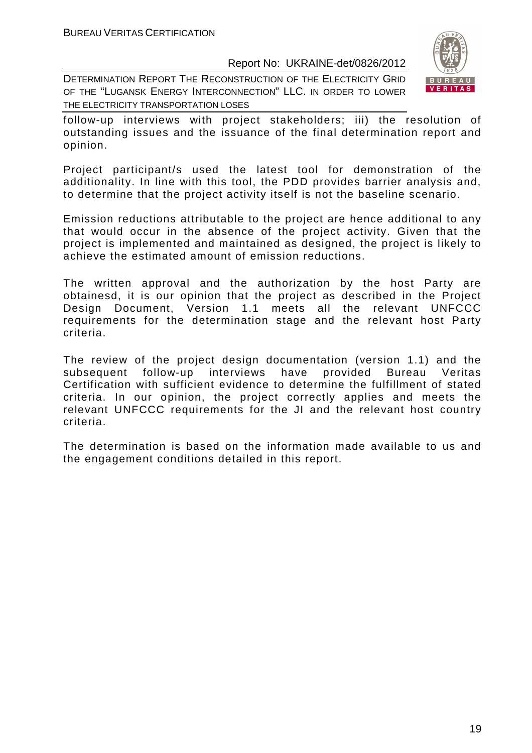follow-up interviews with project stakeholders; iii) the resolution of outstanding issues and the issuance of the final determination report and opinion.

Project participant/s used the latest tool for demonstration of the additionality. In line with this tool, the PDD provides barrier analysis and, to determine that the project activity itself is not the baseline scenario.

Emission reductions attributable to the project are hence additional to any that would occur in the absence of the project activity. Given that the project is implemented and maintained as designed, the project is likely to achieve the estimated amount of emission reductions.

The written approval and the authorization by the host Party are obtainesd, it is our opinion that the project as described in the Project Design Document, Version 1.1 meets all the relevant UNFCCC requirements for the determination stage and the relevant host Party criteria.

The review of the project design documentation (version 1.1) and the subsequent follow-up interviews have provided Bureau Veritas Certification with sufficient evidence to determine the fulfillment of stated criteria. In our opinion, the project correctly applies and meets the relevant UNFCCC requirements for the JI and the relevant host country criteria.

The determination is based on the information made available to us and the engagement conditions detailed in this report.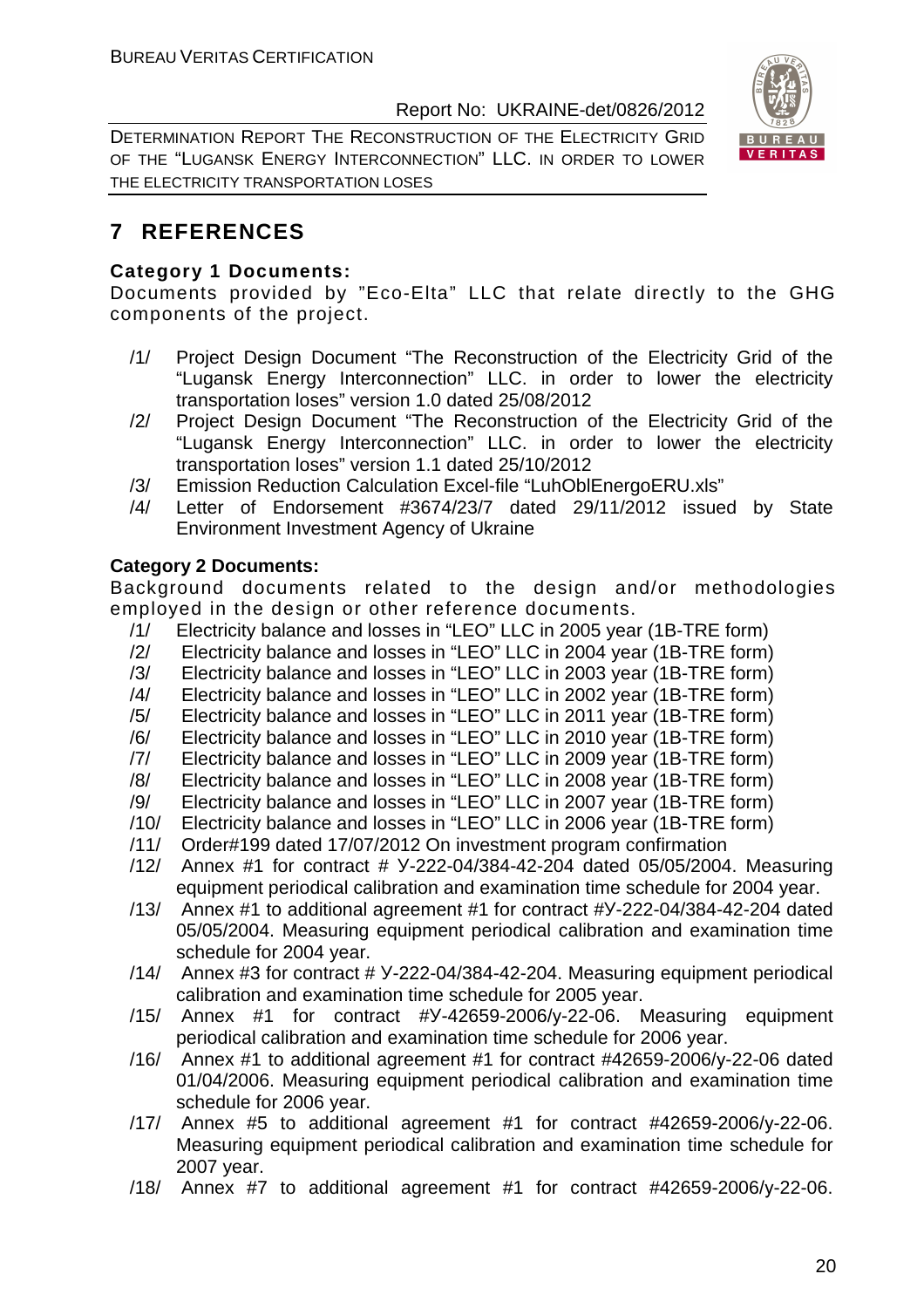# 7 REFERENCES

**Category 1 Documents:**

Documents provided by "Eco-Elta" LLC that relate directly to the GHG components of the project.

/1/ Project Design Document "The Reconstruction of the Electricity Grid of the "Lugansk Energy Interconnection" LLC. in order to lower the electricity transportation loses" version 1.0 dated 25/08/2012

/2/ Project Design Document "The Reconstruction of the Electricity Grid of the "Lugansk Energy Interconnection" LLC. in order to lower the electricity transportation loses" version 1.1 dated 25/10/2012

/3/ Emission Reduction Calculation Excel-file "LuhOblEnergoERU.xls"

/4/ Letter of Endorsement #3674/23/7 dated 29/11/2012 issued by State Environment Investment Agency of Ukraine

**Category 2 Documents:**

Background documents related to the design and/or methodologies employed in the design or other reference documents.

/1/ Electricity balance and losses in "LEO" LLC in 2005 year (1B-TRE form)

/2/ Electricity balance and losses in "LEO" LLC in 2004 year (1B-TRE form)

/3/ Electricity balance and losses in "LEO" LLC in 2003 year (1B-TRE form)

/4/ Electricity balance and losses in "LEO" LLC in 2002 year (1B-TRE form)

/5/ Electricity balance and losses in "LEO" LLC in 2011 year (1B-TRE form)

/6/ Electricity balance and losses in "LEO" LLC in 2010 year (1B-TRE form)

/7/ Electricity balance and losses in "LEO" LLC in 2009 year (1B-TRE form)

/8/ Electricity balance and losses in "LEO" LLC in 2008 year (1B-TRE form)

/9/ Electricity balance and losses in "LEO" LLC in 2007 year (1B-TRE form)

/10/ Electricity balance and losses in "LEO" LLC in 2006 year (1B-TRE form)

/11/ Order#199 dated 17/07/2012 On investment program confirmation

/12/ Annex #1 for contract # У-222-04/384-42-204 dated 05/05/2004. Measuring equipment periodical calibration and examination time schedule for 2004 year.

/13/ Annex #1 to additional agreement #1 for contract #У-222-04/384-42-204 dated 05/05/2004. Measuring equipment periodical calibration and examination time schedule for 2004 year.

/14/ Annex #3 for contract # У-222-04/384-42-204. Measuring equipment periodical calibration and examination time schedule for 2005 year.

/15/ Annex #1 for contract #У-42659-2006/у-22-06. Measuring equipment periodical calibration and examination time schedule for 2006 year.

/16/ Annex #1 to additional agreement #1 for contract #42659-2006/у-22-06 dated 01/04/2006. Measuring equipment periodical calibration and examination time schedule for 2006 year.

/17/ Annex #5 to additional agreement #1 for contract #42659-2006/у-22-06. Measuring equipment periodical calibration and examination time schedule for 2007 year.

/18/ Annex #7 to additional agreement #1 for contract #42659-2006/у-22-06.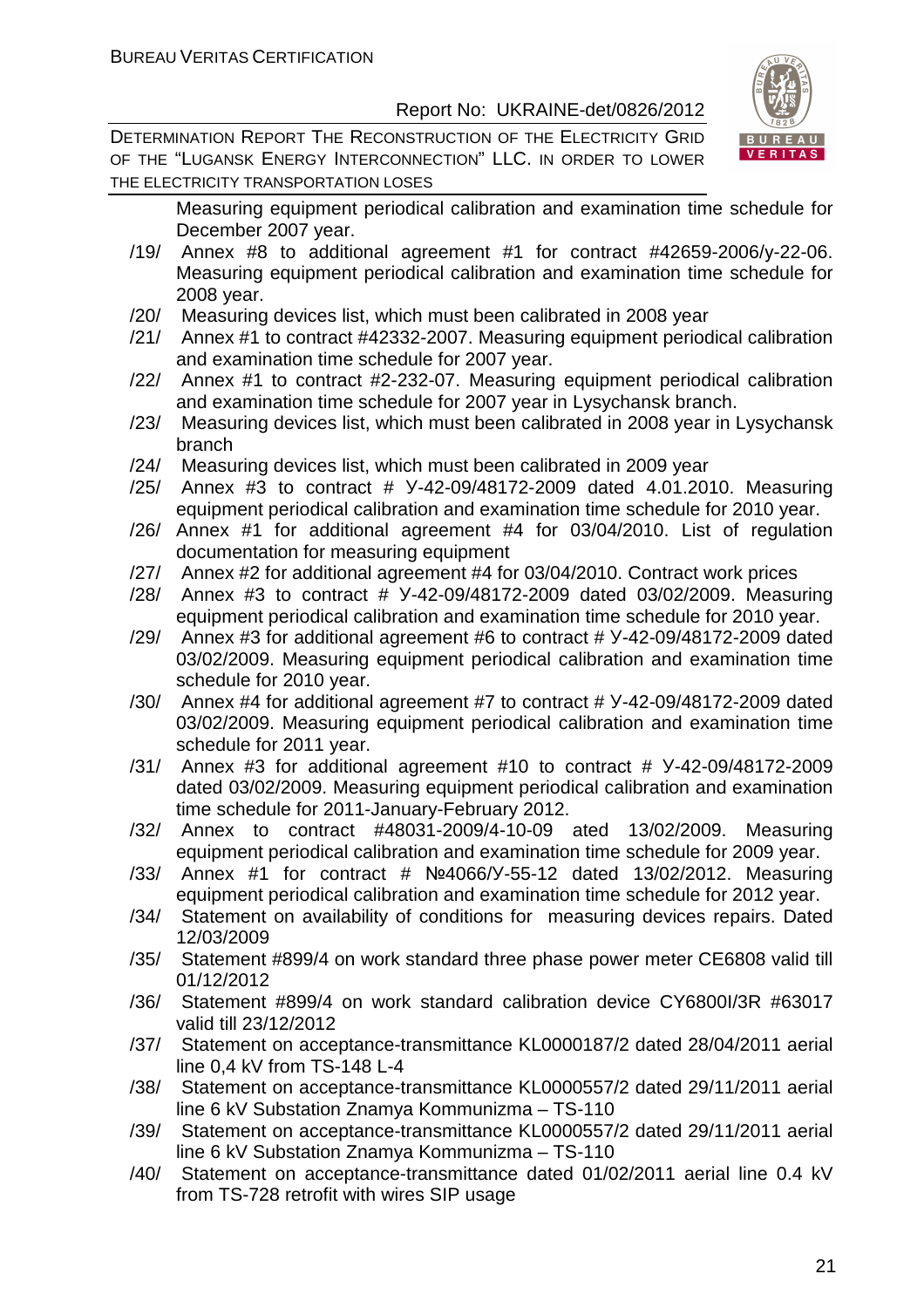Measuring equipment periodical calibration and examination time schedule for December 2007 year.

/19/ Annex #8 to additional agreement #1 for contract #42659-2006/y-22-06. Measuring equipment periodical calibration and examination time schedule for 2008 year.

/20/ Measuring devices list, which must been calibrated in 2008 year

/21/ Annex #1 to contract #42332-2007. Measuring equipment periodical calibration and examination time schedule for 2007 year.

/22/ Annex #1 to contract #2-232-07. Measuring equipment periodical calibration and examination time schedule for 2007 year in Lysychansk branch.

/23/ Measuring devices list, which must been calibrated in 2008 year in Lysychansk branch

/24/ Measuring devices list, which must been calibrated in 2009 year

/25/ Annex #3 to contract # У-42-09/48172-2009 dated 4.01.2010. Measuring equipment periodical calibration and examination time schedule for 2010 year.

/26/ Annex #1 for additional agreement #4 for 03/04/2010. List of regulation documentation for measuring equipment

/27/ Annex #2 for additional agreement #4 for 03/04/2010. Contract work prices

/28/ Annex #3 to contract # У-42-09/48172-2009 dated 03/02/2009. Measuring equipment periodical calibration and examination time schedule for 2010 year.

/29/ Annex #3 for additional agreement #6 to contract # У-42-09/48172-2009 dated 03/02/2009. Measuring equipment periodical calibration and examination time schedule for 2010 year.

/30/ Annex #4 for additional agreement #7 to contract # У-42-09/48172-2009 dated 03/02/2009. Measuring equipment periodical calibration and examination time schedule for 2011 year.

/31/ Annex #3 for additional agreement #10 to contract # У-42-09/48172-2009 dated 03/02/2009. Measuring equipment periodical calibration and examination time schedule for 2011-January-February 2012.

/32/ Annex to contract #48031-2009/4-10-09 ated 13/02/2009. Measuring equipment periodical calibration and examination time schedule for 2009 year.

/33/ Annex #1 for contract # №4066/У-55-12 dated 13/02/2012. Measuring equipment periodical calibration and examination time schedule for 2012 year.

/34/ Statement on availability of conditions for measuring devices repairs. Dated 12/03/2009

/35/ Statement #899/4 on work standard three phase power meter CE6808 valid till 01/12/2012

/36/ Statement #899/4 on work standard calibration device CY6800I/3R #63017 valid till 23/12/2012

/37/ Statement on acceptance-transmittance KL0000187/2 dated 28/04/2011 aerial line 0,4 kV from TS-148 L-4

/38/ Statement on acceptance-transmittance KL0000557/2 dated 29/11/2011 aerial line 6 kV Substation Znamya Kommunizma – TS-110

/39/ Statement on acceptance-transmittance KL0000557/2 dated 29/11/2011 aerial line 6 kV Substation Znamya Kommunizma – TS-110

/40/ Statement on acceptance-transmittance dated 01/02/2011 aerial line 0.4 kV from TS-728 retrofit with wires SIP usage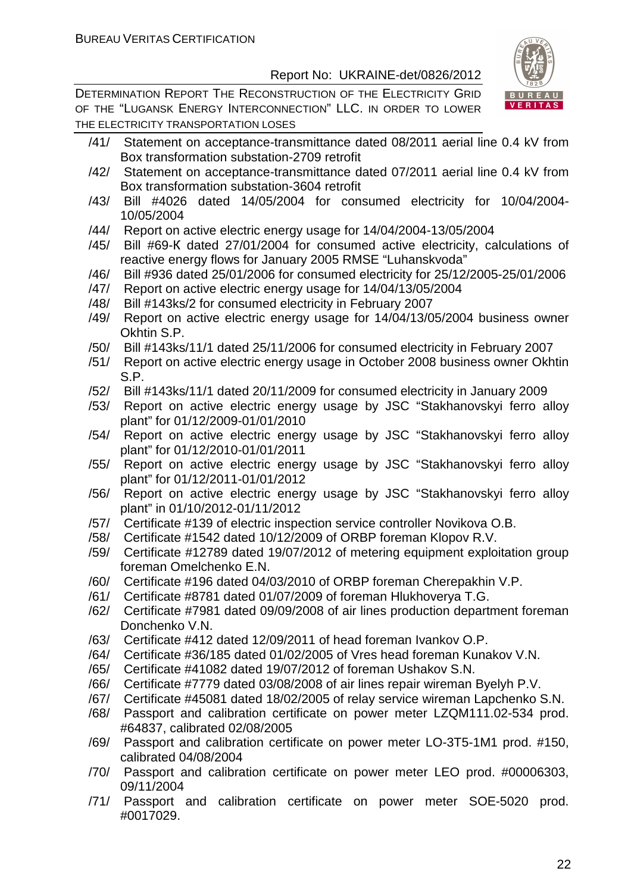/41/ Statement on acceptance-transmittance dated 08/2011 aerial line 0.4 kV from Box transformation substation-2709 retrofit

/42/ Statement on acceptance-transmittance dated 07/2011 aerial line 0.4 kV from Box transformation substation-3604 retrofit

/43/ Bill #4026 dated 14/05/2004 for consumed electricity for 10/04/2004-10/05/2004

/44/ Report on active electric energy usage for 14/04/2004-13/05/2004

/45/ Bill #69-K dated 27/01/2004 for consumed active electricity, calculations of reactive energy flows for January 2005 RMSE "Luhanskvoda"

/46/ Bill #936 dated 25/01/2006 for consumed electricity for 25/12/2005-25/01/2006

/47/ Report on active electric energy usage for 14/04/13/05/2004

/48/ Bill #143ks/2 for consumed electricity in February 2007

/49/ Report on active electric energy usage for 14/04/13/05/2004 business owner Okhtin S.P.

/50/ Bill #143ks/11/1 dated 25/11/2006 for consumed electricity in February 2007

/51/ Report on active electric energy usage in October 2008 business owner Okhtin S.P.

/52/ Bill #143ks/11/1 dated 20/11/2009 for consumed electricity in January 2009

/53/ Report on active electric energy usage by JSC "Stakhanovskyi ferro alloy plant" for 01/12/2009-01/01/2010

/54/ Report on active electric energy usage by JSC "Stakhanovskyi ferro alloy plant" for 01/12/2010-01/01/2011

/55/ Report on active electric energy usage by JSC "Stakhanovskyi ferro alloy plant" for 01/12/2011-01/01/2012

/56/ Report on active electric energy usage by JSC "Stakhanovskyi ferro alloy plant" in 01/10/2012-01/11/2012

/57/ Certificate #139 of electric inspection service controller Novikova O.B.

/58/ Certificate #1542 dated 10/12/2009 of ORBP foreman Klopov R.V.

/59/ Certificate #12789 dated 19/07/2012 of metering equipment exploitation group foreman Omelchenko E.N.

/60/ Certificate #196 dated 04/03/2010 of ORBP foreman Cherepakhin V.P.

/61/ Certificate #8781 dated 01/07/2009 of foreman Hlukhoverya T.G.

/62/ Certificate #7981 dated 09/09/2008 of air lines production department foreman Donchenko V.N.

/63/ Certificate #412 dated 12/09/2011 of head foreman Ivankov O.P.

/64/ Certificate #36/185 dated 01/02/2005 of Vres head foreman Kunakov V.N.

/65/ Certificate #41082 dated 19/07/2012 of foreman Ushakov S.N.

/66/ Certificate #7779 dated 03/08/2008 of air lines repair wireman Byelyh P.V.

/67/ Certificate #45081 dated 18/02/2005 of relay service wireman Lapchenko S.N.

/68/ Passport and calibration certificate on power meter LZQM111.02-534 prod. #64837, calibrated 02/08/2005

/69/ Passport and calibration certificate on power meter LO-3T5-1M1 prod. #150, calibrated 04/08/2004

/70/ Passport and calibration certificate on power meter LEO prod. #00006303, 09/11/2004

/71/ Passport and calibration certificate on power meter SOE-5020 prod. #0017029.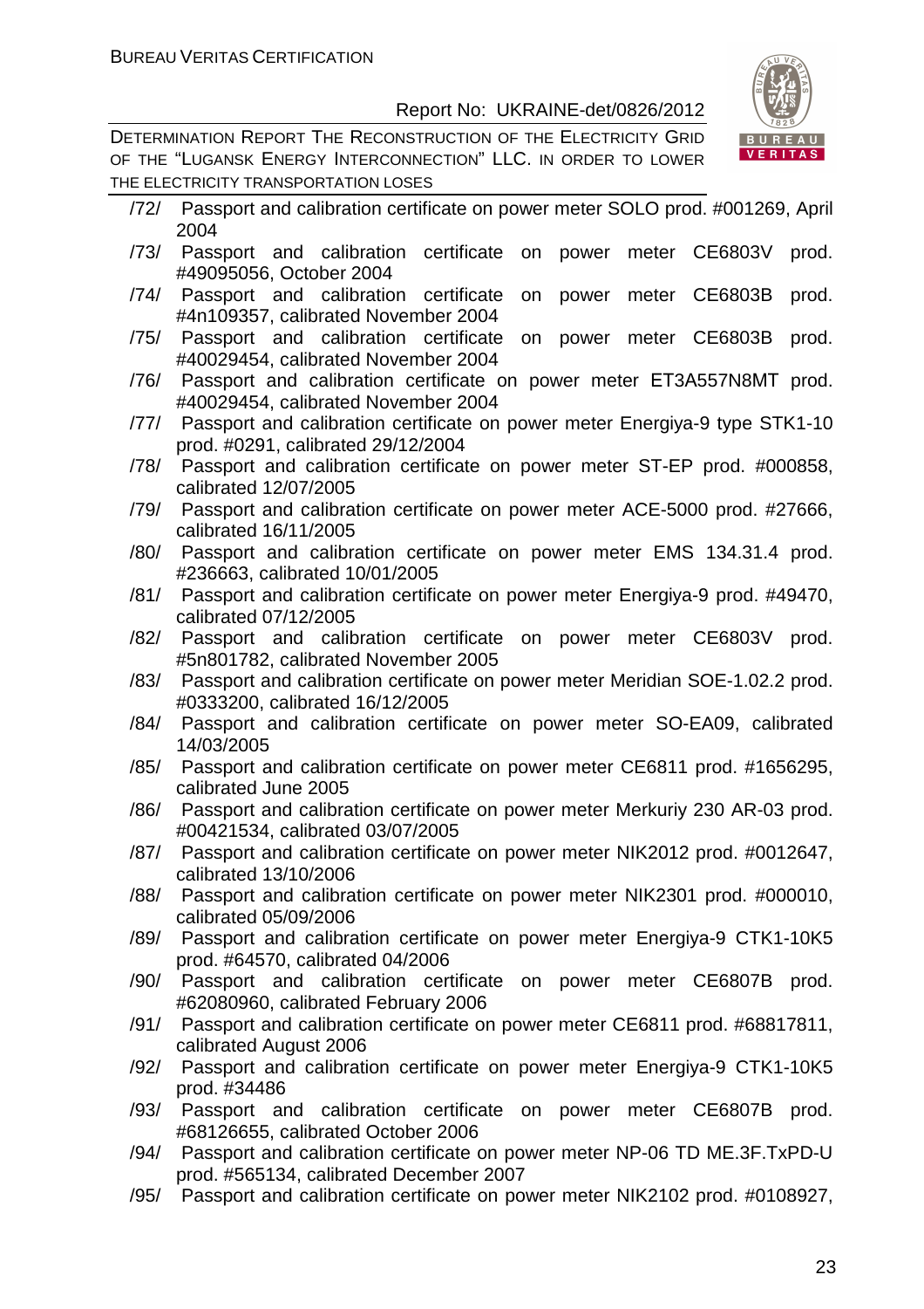/72/ Passport and calibration certificate on power meter SOLO prod. #001269, April 2004

/73/ Passport and calibration certificate on power meter CE6803V prod. #49095056, October 2004

/74/ Passport and calibration certificate on power meter CE6803B prod. #4n109357, calibrated November 2004

/75/ Passport and calibration certificate on power meter CE6803B prod. #40029454, calibrated November 2004

/76/ Passport and calibration certificate on power meter ET3A557N8MT prod. #40029454, calibrated November 2004

/77/ Passport and calibration certificate on power meter Energiya-9 type STK1-10 prod. #0291, calibrated 29/12/2004

/78/ Passport and calibration certificate on power meter ST-EP prod. #000858, calibrated 12/07/2005

/79/ Passport and calibration certificate on power meter ACE-5000 prod. #27666, calibrated 16/11/2005

/80/ Passport and calibration certificate on power meter EMS 134.31.4 prod. #236663, calibrated 10/01/2005

/81/ Passport and calibration certificate on power meter Energiya-9 prod. #49470, calibrated 07/12/2005

/82/ Passport and calibration certificate on power meter CE6803V prod. #5n801782, calibrated November 2005

/83/ Passport and calibration certificate on power meter Meridian SOE-1.02.2 prod. #0333200, calibrated 16/12/2005

/84/ Passport and calibration certificate on power meter SO-EA09, calibrated 14/03/2005

/85/ Passport and calibration certificate on power meter CE6811 prod. #1656295, calibrated June 2005

/86/ Passport and calibration certificate on power meter Merkuriy 230 AR-03 prod. #00421534, calibrated 03/07/2005

/87/ Passport and calibration certificate on power meter NIK2012 prod. #0012647, calibrated 13/10/2006

/88/ Passport and calibration certificate on power meter NIK2301 prod. #000010, calibrated 05/09/2006

/89/ Passport and calibration certificate on power meter Energiya-9 CTK1-10K5 prod. #64570, calibrated 04/2006

/90/ Passport and calibration certificate on power meter CE6807B prod. #62080960, calibrated February 2006

/91/ Passport and calibration certificate on power meter CE6811 prod. #68817811, calibrated August 2006

/92/ Passport and calibration certificate on power meter Energiya-9 CTK1-10K5 prod. #34486

/93/ Passport and calibration certificate on power meter CE6807B prod. #68126655, calibrated October 2006

/94/ Passport and calibration certificate on power meter NP-06 TD ME.3F.TxPD-U prod. #565134, calibrated December 2007

/95/ Passport and calibration certificate on power meter NIK2102 prod. #0108927,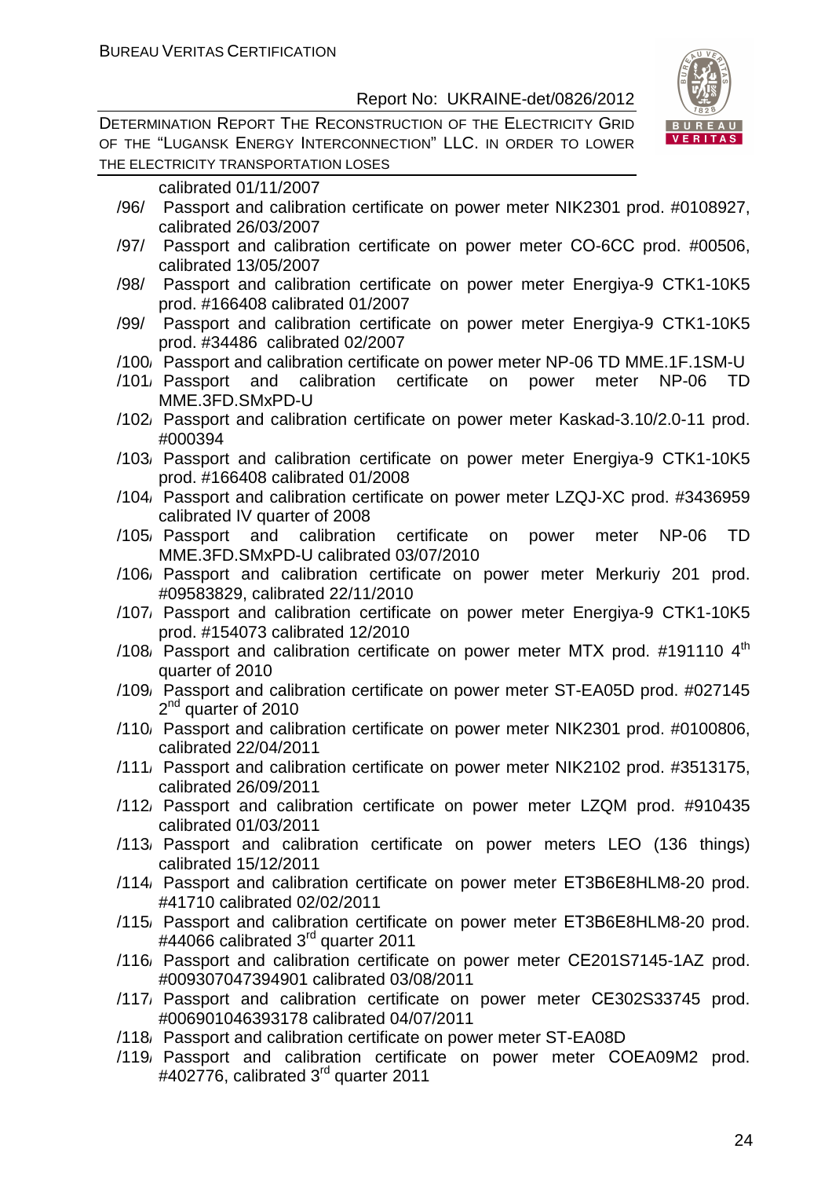calibrated 01/11/2007

/96/ Passport and calibration certificate on power meter NIK2301 prod. #0108927, calibrated 26/03/2007

/97/ Passport and calibration certificate on power meter CO-6CC prod. #00506, calibrated 13/05/2007

/98/ Passport and calibration certificate on power meter Energiya-9 CTK1-10K5 prod. #166408 calibrated 01/2007

/99/ Passport and calibration certificate on power meter Energiya-9 CTK1-10K5 prod. #34486 calibrated 02/2007

/100/ Passport and calibration certificate on power meter NP-06 TD MME.1F.1SM-U

/101/ Passport and calibration certificate on power meter NP-06 TD MME.3FD.SMxPD-U

/102/ Passport and calibration certificate on power meter Kaskad-3.10/2.0-11 prod. #000394

/103/ Passport and calibration certificate on power meter Energiya-9 CTK1-10K5 prod. #166408 calibrated 01/2008

/104/ Passport and calibration certificate on power meter LZQJ-XC prod. #3436959 calibrated IV quarter of 2008

/105/ Passport and calibration certificate on power meter NP-06 TD MME.3FD.SMxPD-U calibrated 03/07/2010

/106/ Passport and calibration certificate on power meter Merkuriy 201 prod. #09583829, calibrated 22/11/2010

/107/ Passport and calibration certificate on power meter Energiya-9 CTK1-10K5 prod. #154073 calibrated 12/2010

/108/ Passport and calibration certificate on power meter MTX prod. #191110 4th quarter of 2010

/109/ Passport and calibration certificate on power meter ST-EA05D prod. #027145 2nd quarter of 2010

/110/ Passport and calibration certificate on power meter NIK2301 prod. #0100806, calibrated 22/04/2011

/111/ Passport and calibration certificate on power meter NIK2102 prod. #3513175, calibrated 26/09/2011

/112/ Passport and calibration certificate on power meter LZQM prod. #910435 calibrated 01/03/2011

/113/ Passport and calibration certificate on power meters LEO (136 things) calibrated 15/12/2011

/114/ Passport and calibration certificate on power meter ET3B6E8HLM8-20 prod. #41710 calibrated 02/02/2011

/115/ Passport and calibration certificate on power meter ET3B6E8HLM8-20 prod. #44066 calibrated 3rd quarter 2011

/116/ Passport and calibration certificate on power meter CE201S7145-1AZ prod. #009307047394901 calibrated 03/08/2011

/117/ Passport and calibration certificate on power meter CE302S33745 prod. #006901046393178 calibrated 04/07/2011

/118/ Passport and calibration certificate on power meter ST-EA08D

/119/ Passport and calibration certificate on power meter COEA09M2 prod. #402776, calibrated 3rd quarter 2011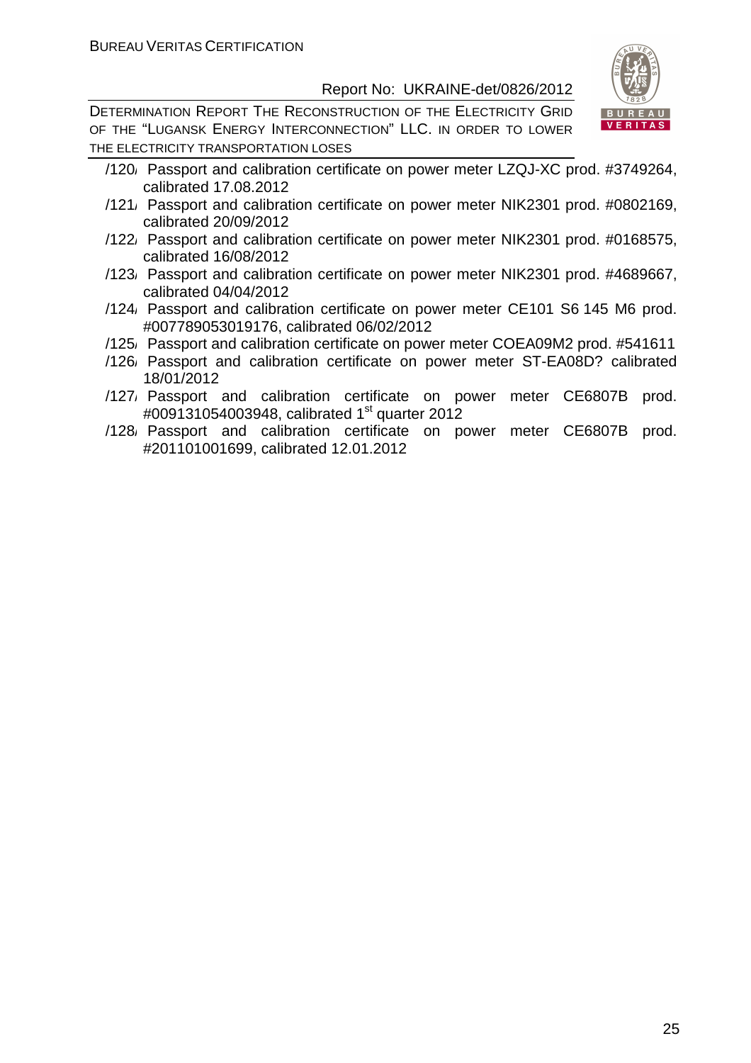/120/ Passport and calibration certificate on power meter LZQJ-XC prod. #3749264, calibrated 17.08.2012

/121/ Passport and calibration certificate on power meter NIK2301 prod. #0802169, calibrated 20/09/2012

/122/ Passport and calibration certificate on power meter NIK2301 prod. #0168575, calibrated 16/08/2012

/123/ Passport and calibration certificate on power meter NIK2301 prod. #4689667, calibrated 04/04/2012

/124/ Passport and calibration certificate on power meter CE101 S6 145 M6 prod. #007789053019176, calibrated 06/02/2012

/125/ Passport and calibration certificate on power meter COEA09M2 prod. #541611

/126/ Passport and calibration certificate on power meter ST-EA08D? calibrated 18/01/2012

/127/ Passport and calibration certificate on power meter CE6807B prod. #009131054003948, calibrated 1st quarter 2012

/128/ Passport and calibration certificate on power meter CE6807B prod. #201101001699, calibrated 12.01.2012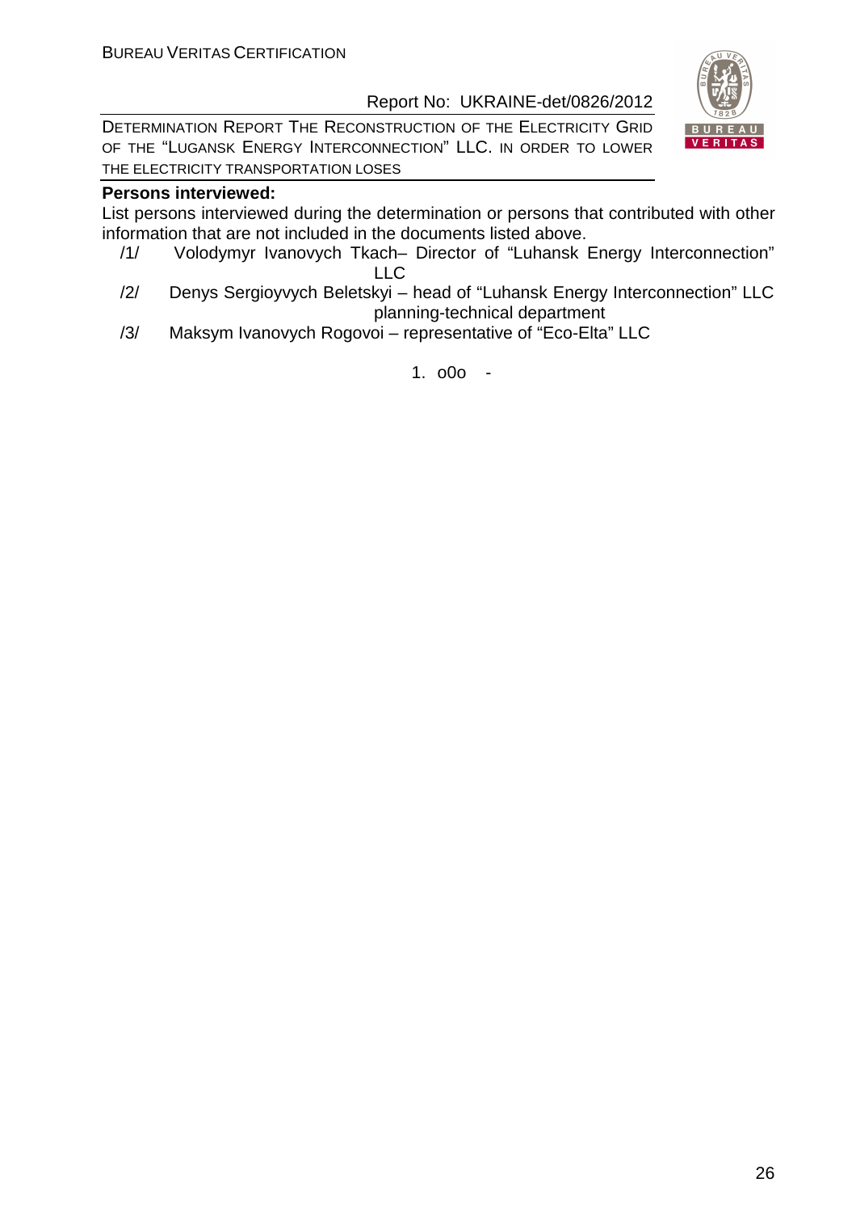**Persons interviewed:**

List persons interviewed during the determination or persons that contributed with other information that are not included in the documents listed above.

/1/ Volodymyr Ivanovych Tkach– Director of "Luhansk Energy Interconnection" LLC

/2/ Denys Sergioyvych Beletskyi – head of "Luhansk Energy Interconnection" LLC planning-technical department

/3/ Maksym Ivanovych Rogovoi – representative of "Eco-Elta" LLC

1. o0o -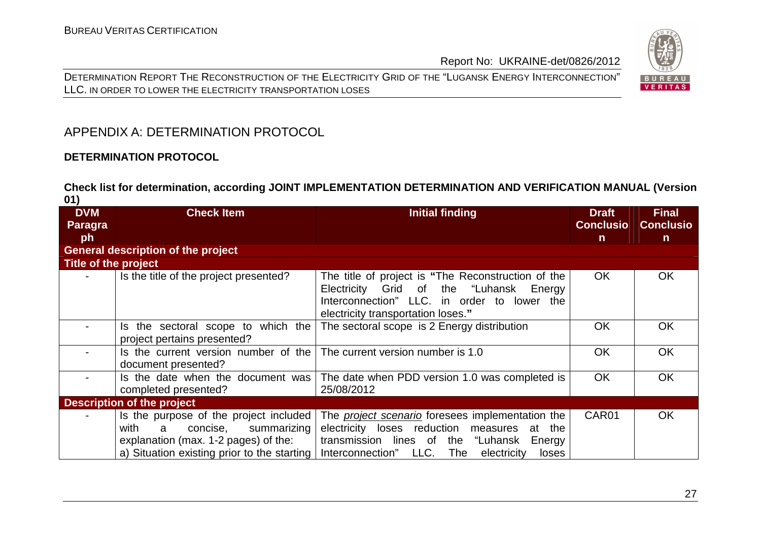## APPENDIX A: DETERMINATION PROTOCOL

**DETERMINATION PROTOCOL**

**Check list for determination, according JOINT IMPLEMENTATION DETERMINATION AND VERIFICATION MANUAL (Version 01)**

| DVM Paragraph | Check Item | Initial finding | Draft Conclusion | Final Conclusion |
|---|---|---|---|---|
| **General description of the project** | | | | |
| **Title of the project** | | | | |
| - | Is the title of the project presented? | The title of project is **"**The Reconstruction of the Electricity Grid of the "Luhansk Energy Interconnection" LLC. in order to lower the electricity transportation loses.**"** | OK | OK |
| - | Is the sectoral scope to which the project pertains presented? | The sectoral scope is 2 Energy distribution | OK | OK |
| - | Is the current version number of the document presented? | The current version number is 1.0 | OK | OK |
| - | Is the date when the document was completed presented? | The date when PDD version 1.0 was completed is 25/08/2012 | OK | OK |
| **Description of the project** | | | | |
| - | Is the purpose of the project included with a concise, summarizing explanation (max. 1-2 pages) of the:<br>a) Situation existing prior to the starting | The *project scenario* foresees implementation the electricity loses reduction measures at the transmission lines of the "Luhansk Energy Interconnection" LLC. The electricity loses | CAR01 | OK |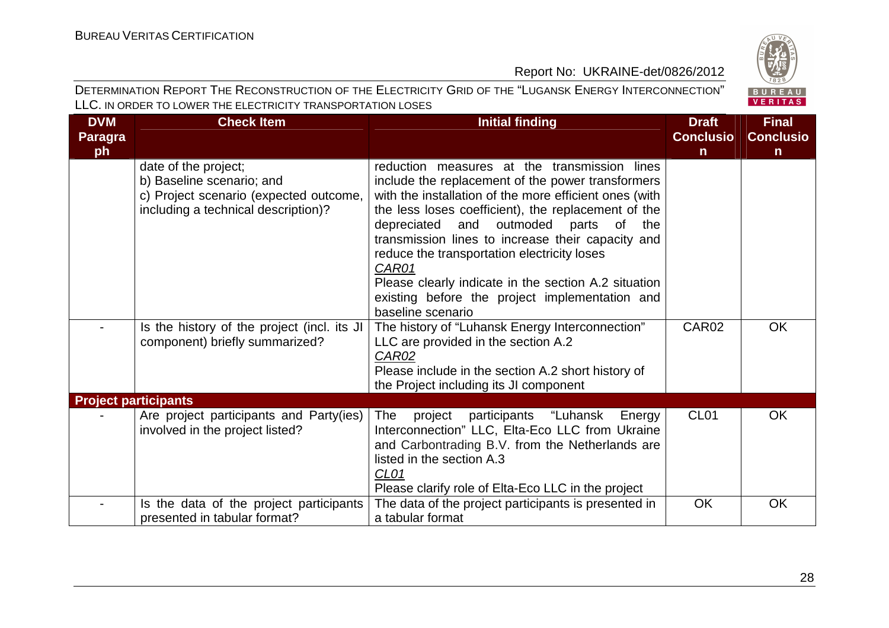| DVM Paragraph | Check Item | Initial finding | Draft Conclusion | Final Conclusion |
|---|---|---|---|---|
| | date of the project;<br>b) Baseline scenario; and<br>c) Project scenario (expected outcome, including a technical description)? | reduction measures at the transmission lines include the replacement of the power transformers with the installation of the more efficient ones (with the less loses coefficient), the replacement of the depreciated and outmoded parts of the transmission lines to increase their capacity and reduce the transportation electricity loses<br>_CAR01_<br>Please clearly indicate in the section A.2 situation existing before the project implementation and baseline scenario | | |
| - | Is the history of the project (incl. its JI component) briefly summarized? | The history of "Luhansk Energy Interconnection" LLC are provided in the section A.2<br>_CAR02_<br>Please include in the section A.2 short history of the Project including its JI component | CAR02 | OK |
| **Project participants** | | | | |
| - | Are project participants and Party(ies) involved in the project listed? | The project participants "Luhansk Energy Interconnection" LLC, Elta-Eco LLC from Ukraine and Carbontrading B.V. from the Netherlands are listed in the section A.3<br>_CL01_<br>Please clarify role of Elta-Eco LLC in the project | CL01 | OK |
| - | Is the data of the project participants presented in tabular format? | The data of the project participants is presented in a tabular format | OK | OK |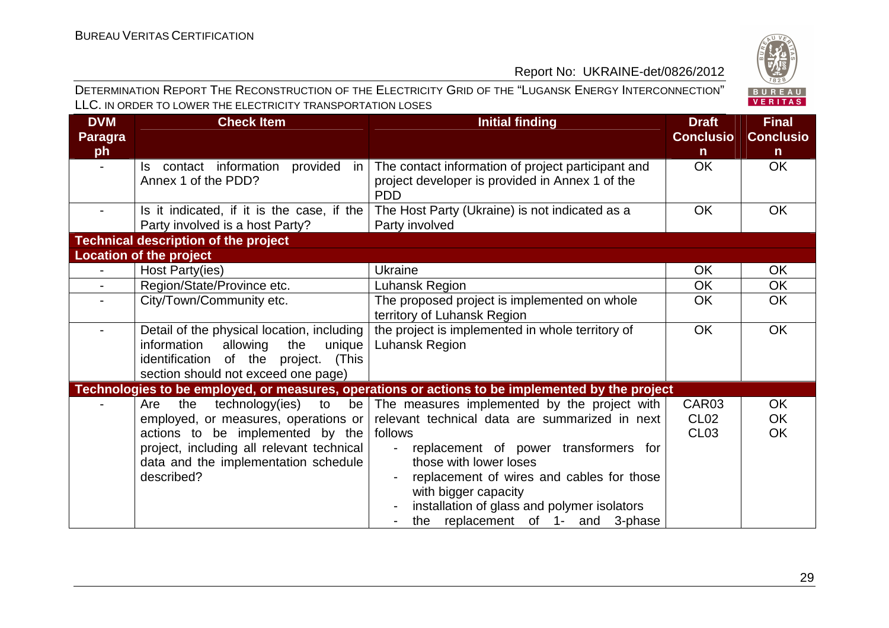| DVM Paragraph | Check Item | Initial finding | Draft Conclusion | Final Conclusion |
|---|---|---|---|---|
| - | Is contact information provided in Annex 1 of the PDD? | The contact information of project participant and project developer is provided in Annex 1 of the PDD | OK | OK |
| - | Is it indicated, if it is the case, if the Party involved is a host Party? | The Host Party (Ukraine) is not indicated as a Party involved | OK | OK |
| **Technical description of the project** | | | | |
| **Location of the project** | | | | |
| - | Host Party(ies) | Ukraine | OK | OK |
| - | Region/State/Province etc. | Luhansk Region | OK | OK |
| - | City/Town/Community etc. | The proposed project is implemented on whole territory of Luhansk Region | OK | OK |
| - | Detail of the physical location, including information allowing the unique identification of the project. (This section should not exceed one page) | the project is implemented in whole territory of Luhansk Region | OK | OK |
| **Technologies to be employed, or measures, operations or actions to be implemented by the project** | | | | |
| - | Are the technology(ies) to be employed, or measures, operations or actions to be implemented by the project, including all relevant technical data and the implementation schedule described? | The measures implemented by the project with relevant technical data are summarized in next follows<br>- replacement of power transformers for those with lower loses<br>- replacement of wires and cables for those with bigger capacity<br>- installation of glass and polymer isolators<br>- the replacement of 1- and 3-phase | CAR03<br>CL02<br>CL03 | OK<br>OK<br>OK |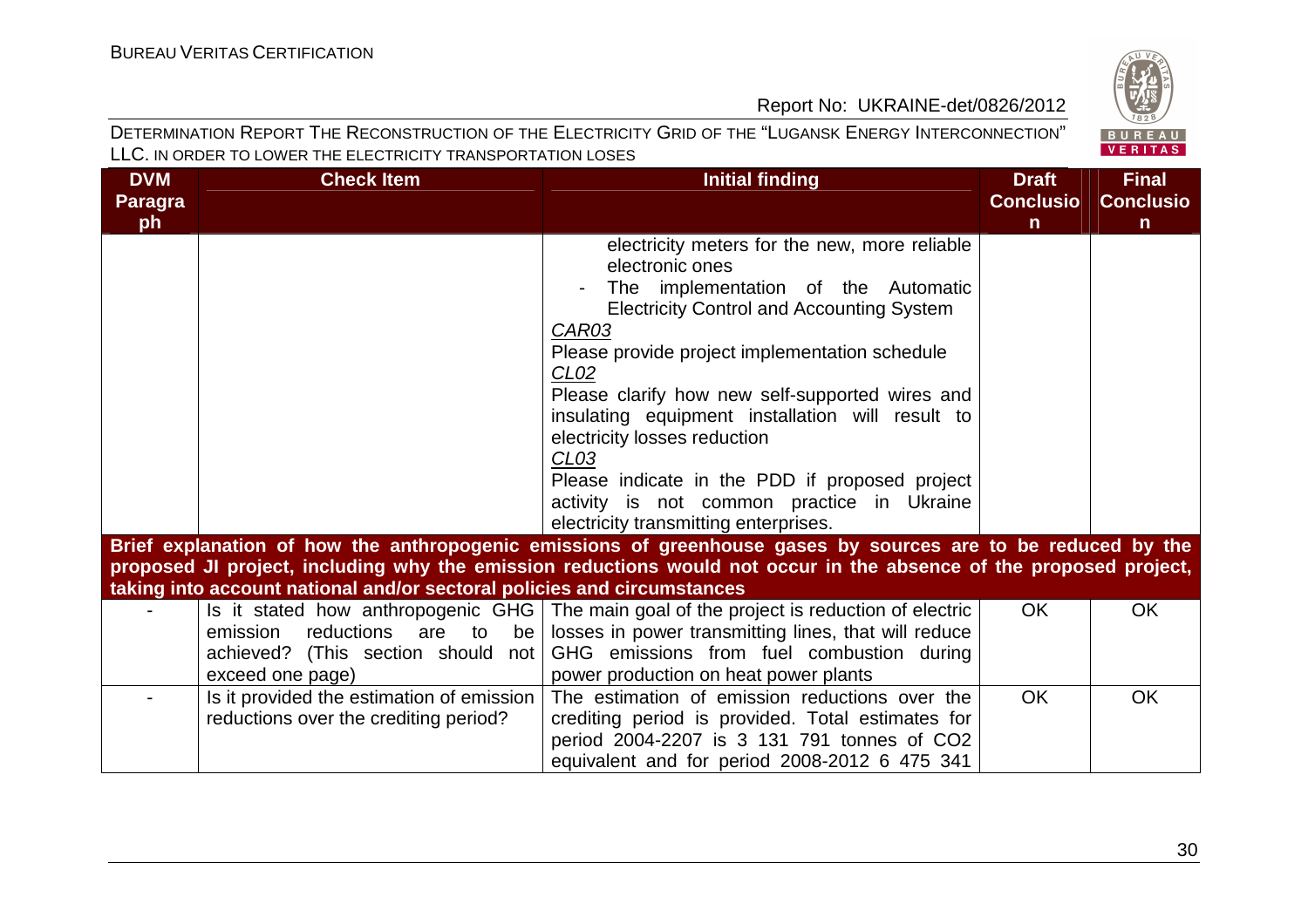| DVM Paragraph | Check Item | Initial finding | Draft Conclusion | Final Conclusion |
|---|---|---|---|---|
| | | electricity meters for the new, more reliable electronic ones<br>- The implementation of the Automatic Electricity Control and Accounting System<br>*CAR03*<br>Please provide project implementation schedule<br>*CL02*<br>Please clarify how new self-supported wires and insulating equipment installation will result to electricity losses reduction<br>*CL03*<br>Please indicate in the PDD if proposed project activity is not common practice in Ukraine electricity transmitting enterprises. | | |
| **Brief explanation of how the anthropogenic emissions of greenhouse gases by sources are to be reduced by the proposed JI project, including why the emission reductions would not occur in the absence of the proposed project, taking into account national and/or sectoral policies and circumstances** | | | | |
| - | Is it stated how anthropogenic GHG emission reductions are to be achieved? (This section should not exceed one page) | The main goal of the project is reduction of electric losses in power transmitting lines, that will reduce GHG emissions from fuel combustion during power production on heat power plants | OK | OK |
| - | Is it provided the estimation of emission reductions over the crediting period? | The estimation of emission reductions over the crediting period is provided. Total estimates for period 2004-2207 is 3 131 791 tonnes of $CO_2$ equivalent and for period 2008-2012 6 475 341 | OK | OK |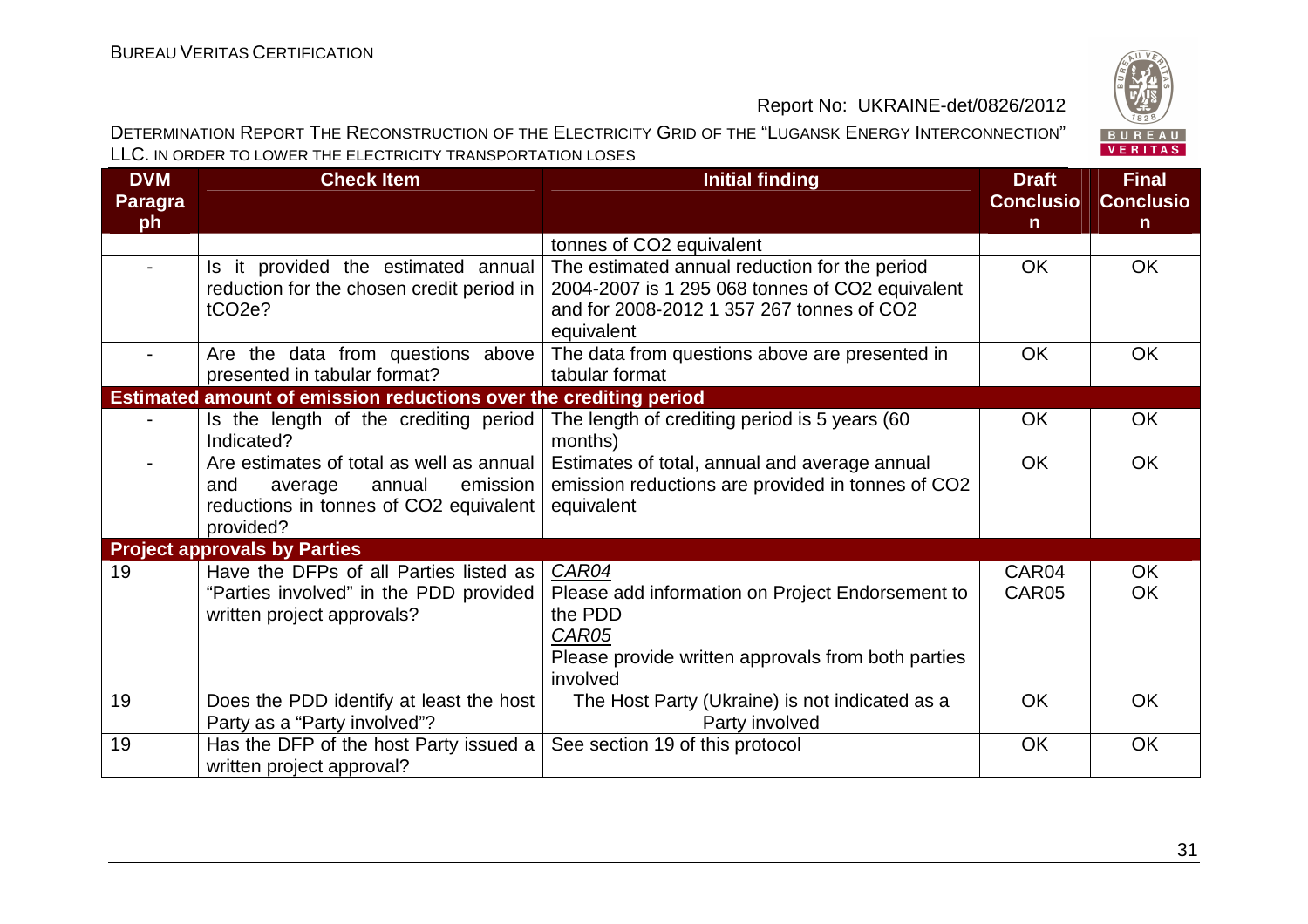| DVM Paragraph | Check Item | Initial finding | Draft Conclusion | Final Conclusion |
|---|---|---|---|---|
| | | tonnes of CO2 equivalent | | |
| - | Is it provided the estimated annual reduction for the chosen credit period in tCO2e? | The estimated annual reduction for the period 2004-2007 is 1 295 068 tonnes of CO2 equivalent and for 2008-2012 1 357 267 tonnes of CO2 equivalent | OK | OK |
| - | Are the data from questions above presented in tabular format? | The data from questions above are presented in tabular format | OK | OK |
| **Estimated amount of emission reductions over the crediting period** | | | | |
| - | Is the length of the crediting period Indicated? | The length of crediting period is 5 years (60 months) | OK | OK |
| - | Are estimates of total as well as annual and average annual emission reductions in tonnes of CO2 equivalent provided? | Estimates of total, annual and average annual emission reductions are provided in tonnes of CO2 equivalent | OK | OK |
| **Project approvals by Parties** | | | | |
| 19 | Have the DFPs of all Parties listed as "Parties involved" in the PDD provided written project approvals? | *CAR04*<br>Please add information on Project Endorsement to the PDD<br>*CAR05*<br>Please provide written approvals from both parties involved | CAR04<br>CAR05 | OK<br>OK |
| 19 | Does the PDD identify at least the host Party as a "Party involved"? | The Host Party (Ukraine) is not indicated as a Party involved | OK | OK |
| 19 | Has the DFP of the host Party issued a written project approval? | See section 19 of this protocol | OK | OK |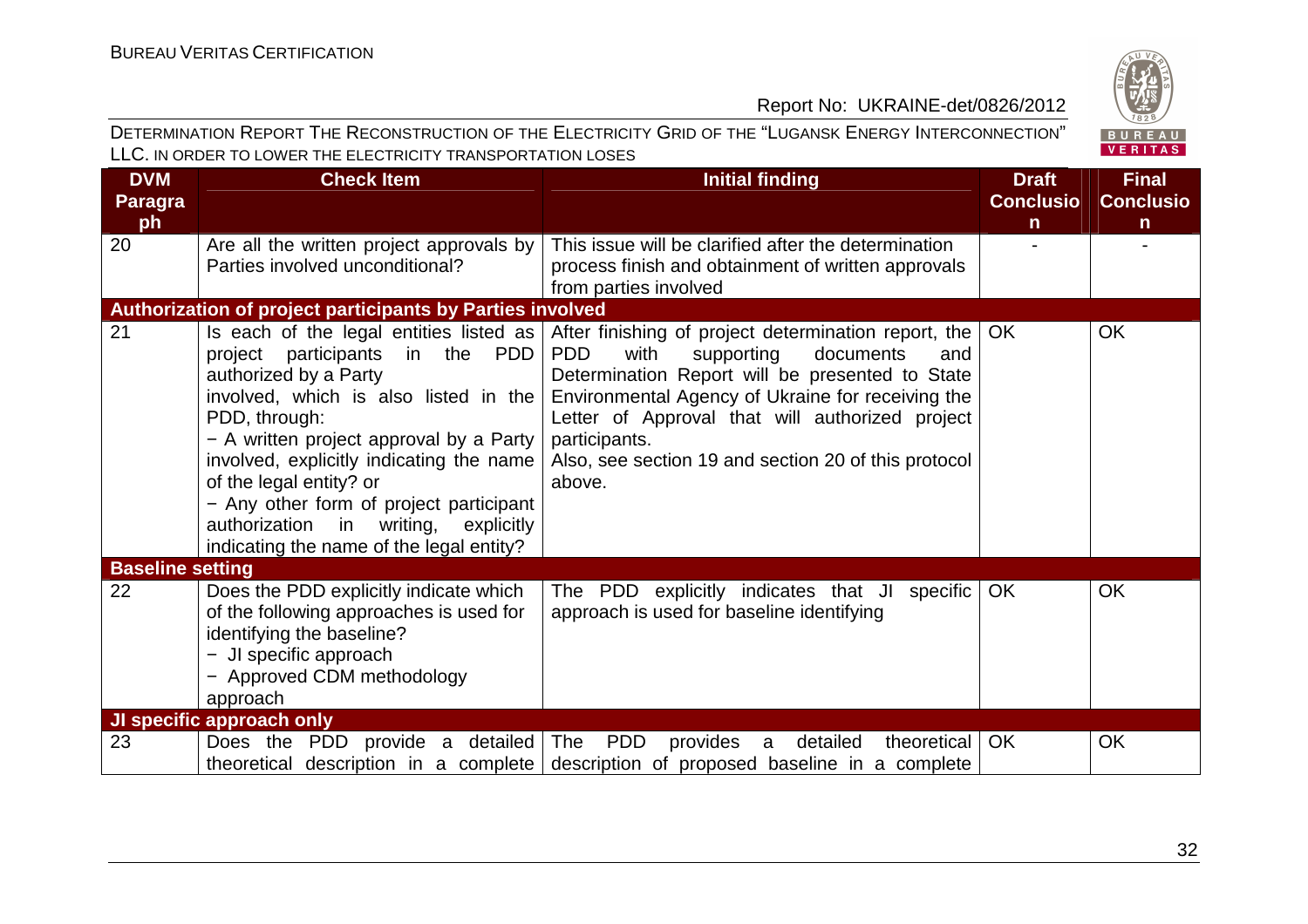| DVM Paragraph | Check Item | Initial finding | Draft Conclusion | Final Conclusion |
|---|---|---|---|---|
| 20 | Are all the written project approvals by Parties involved unconditional? | This issue will be clarified after the determination process finish and obtainment of written approvals from parties involved | - | - |
| **Authorization of project participants by Parties involved** | | | | |
| 21 | Is each of the legal entities listed as project participants in the PDD authorized by a Party involved, which is also listed in the PDD, through:<br>− A written project approval by a Party involved, explicitly indicating the name of the legal entity? or<br>− Any other form of project participant authorization in writing, explicitly indicating the name of the legal entity? | After finishing of project determination report, the PDD with supporting documents and Determination Report will be presented to State Environmental Agency of Ukraine for receiving the Letter of Approval that will authorized project participants.<br>Also, see section 19 and section 20 of this protocol above. | OK | OK |
| **Baseline setting** | | | | |
| 22 | Does the PDD explicitly indicate which of the following approaches is used for identifying the baseline?<br>− JI specific approach<br>− Approved CDM methodology approach | The PDD explicitly indicates that JI specific approach is used for baseline identifying | OK | OK |
| **JI specific approach only** | | | | |
| 23 | Does the PDD provide a detailed theoretical description in a complete | The PDD provides a detailed theoretical description of proposed baseline in a complete | OK | OK |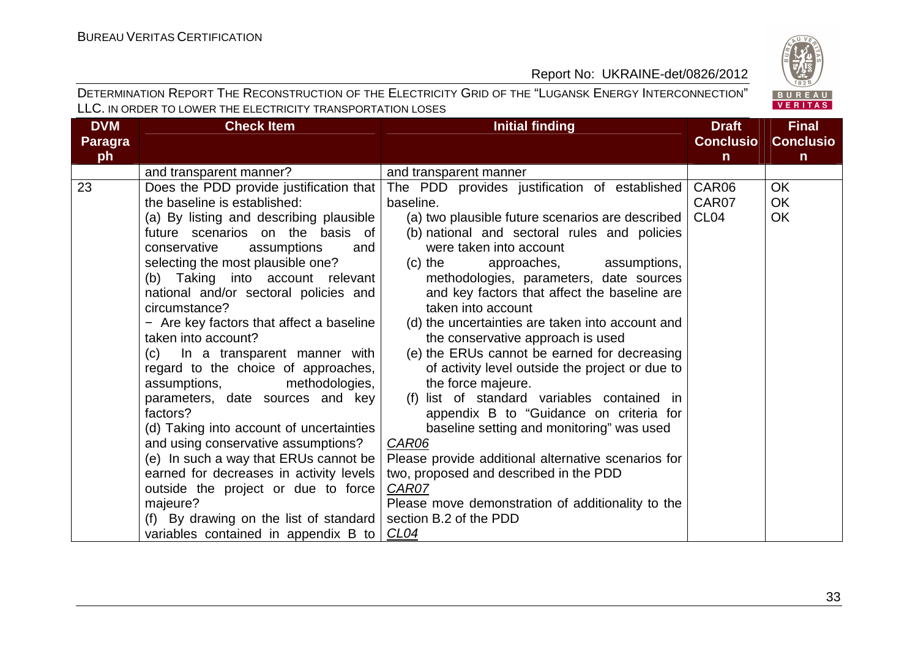| DVM Paragraph | Check Item | Initial finding | Draft Conclusion | Final Conclusion |
|---|---|---|---|---|
| | and transparent manner? | and transparent manner | | |
| 23 | Does the PDD provide justification that the baseline is established:<br>(a) By listing and describing plausible future scenarios on the basis of conservative assumptions and selecting the most plausible one?<br>(b) Taking into account relevant national and/or sectoral policies and circumstance?<br>− Are key factors that affect a baseline taken into account?<br>(c) In a transparent manner with regard to the choice of approaches, assumptions, methodologies, parameters, date sources and key factors?<br>(d) Taking into account of uncertainties and using conservative assumptions?<br>(e) In such a way that ERUs cannot be earned for decreases in activity levels outside the project or due to force majeure?<br>(f) By drawing on the list of standard variables contained in appendix B to | The PDD provides justification of established baseline.<br>(a) two plausible future scenarios are described<br>(b) national and sectoral rules and policies were taken into account<br>(c) the approaches, assumptions, methodologies, parameters, date sources and key factors that affect the baseline are taken into account<br>(d) the uncertainties are taken into account and the conservative approach is used<br>(e) the ERUs cannot be earned for decreasing of activity level outside the project or due to the force majeure.<br>(f) list of standard variables contained in appendix B to "Guidance on criteria for baseline setting and monitoring" was used<br>_CAR06_<br>Please provide additional alternative scenarios for two, proposed and described in the PDD<br>_CAR07_<br>Please move demonstration of additionality to the section B.2 of the PDD<br>_CL04_ | CAR06<br>CAR07<br>CL04 | OK<br>OK<br>OK |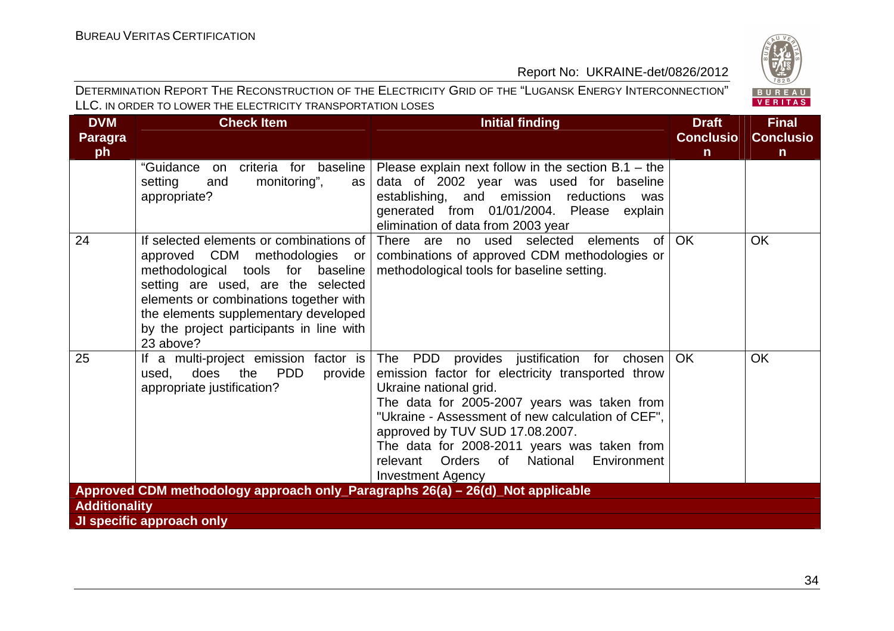| DVM Paragraph | Check Item | Initial finding | Draft Conclusion | Final Conclusion |
|---|---|---|---|---|
| | "Guidance on criteria for baseline setting and monitoring", as appropriate? | Please explain next follow in the section B.1 – the data of 2002 year was used for baseline establishing, and emission reductions was generated from 01/01/2004. Please explain elimination of data from 2003 year | | |
| 24 | If selected elements or combinations of approved CDM methodologies or methodological tools for baseline setting are used, are the selected elements or combinations together with the elements supplementary developed by the project participants in line with 23 above? | There are no used selected elements of combinations of approved CDM methodologies or methodological tools for baseline setting. | OK | OK |
| 25 | If a multi-project emission factor is used, does the PDD provide appropriate justification? | The PDD provides justification for chosen emission factor for electricity transported throw Ukraine national grid.<br>The data for 2005-2007 years was taken from "Ukraine - Assessment of new calculation of CEF", approved by TUV SUD 17.08.2007.<br>The data for 2008-2011 years was taken from relevant Orders of National Environment Investment Agency | OK | OK |
| **Approved CDM methodology approach only_Paragraphs 26(a) – 26(d)_Not applicable** | | | | |
| **Additionality** | | | | |
| **JI specific approach only** | | | | |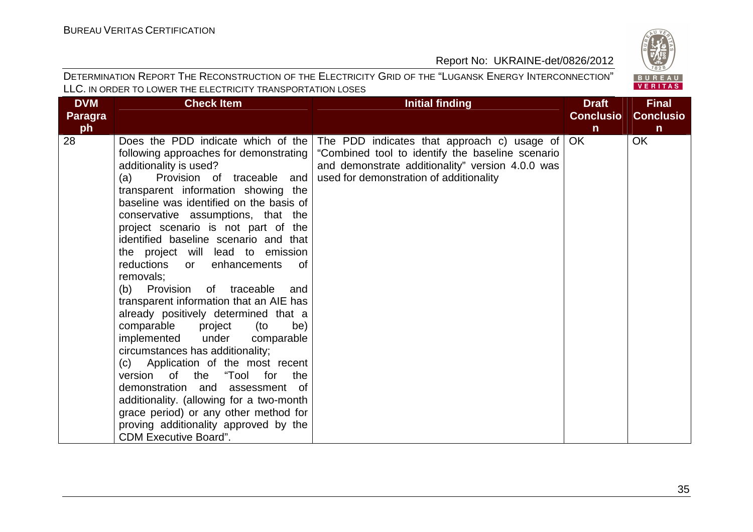| DVM Paragraph | Check Item | Initial finding | Draft Conclusion | Final Conclusion |
|---|---|---|---|---|
| 28 | Does the PDD indicate which of the following approaches for demonstrating additionality is used?<br>(a) Provision of traceable and transparent information showing the baseline was identified on the basis of conservative assumptions, that the project scenario is not part of the identified baseline scenario and that the project will lead to emission reductions or enhancements of removals;<br>(b) Provision of traceable and transparent information that an AIE has already positively determined that a comparable project (to be) implemented under comparable circumstances has additionality;<br>(c) Application of the most recent version of the "Tool for the demonstration and assessment of additionality. (allowing for a two-month grace period) or any other method for proving additionality approved by the CDM Executive Board". | The PDD indicates that approach c) usage of "Combined tool to identify the baseline scenario and demonstrate additionality" version 4.0.0 was used for demonstration of additionality | OK | OK |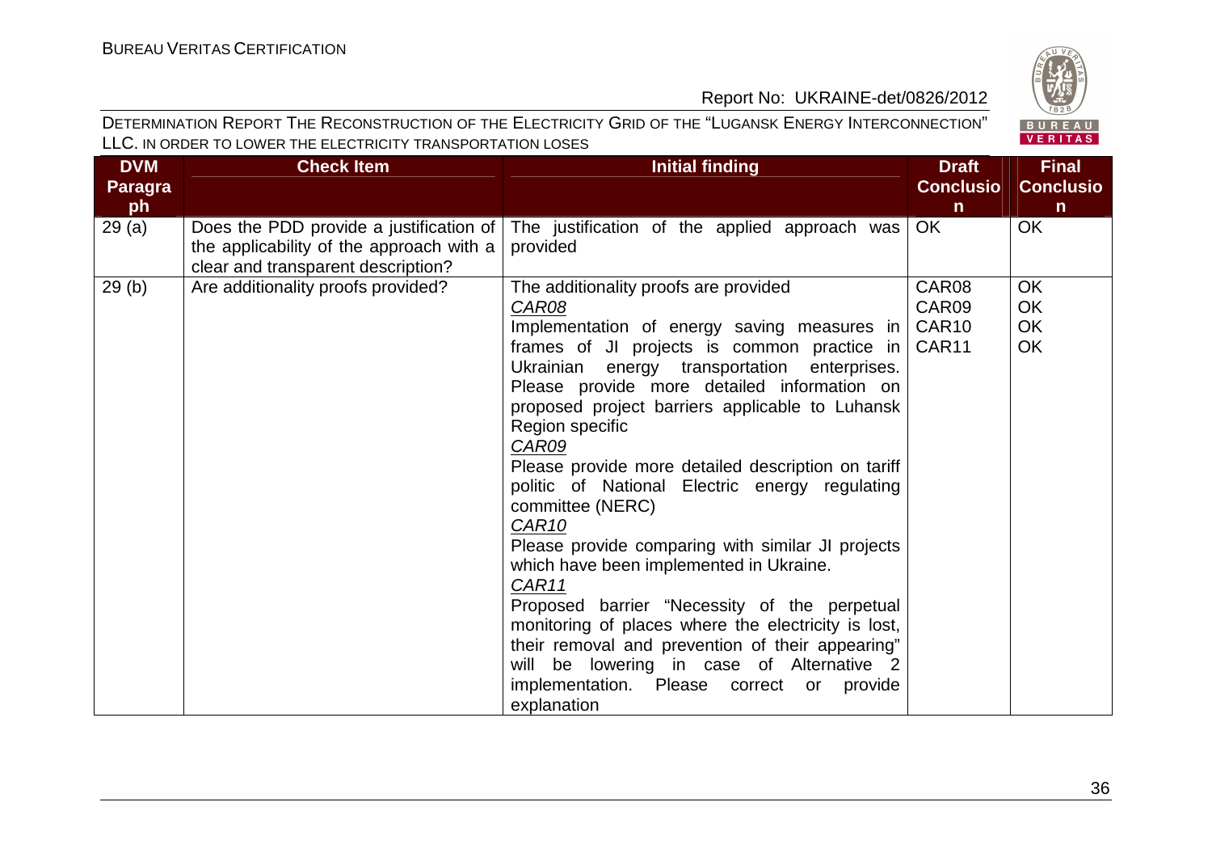| DVM Paragraph | Check Item | Initial finding | Draft Conclusion | Final Conclusion |
|---|---|---|---|---|
| 29 (a) | Does the PDD provide a justification of the applicability of the approach with a clear and transparent description? | The justification of the applied approach was provided | OK | OK |
| 29 (b) | Are additionality proofs provided? | The additionality proofs are provided<br>*CAR08*<br>Implementation of energy saving measures in frames of JI projects is common practice in Ukrainian energy transportation enterprises. Please provide more detailed information on proposed project barriers applicable to Luhansk Region specific<br>*CAR09*<br>Please provide more detailed description on tariff politic of National Electric energy regulating committee (NERC)<br>*CAR10*<br>Please provide comparing with similar JI projects which have been implemented in Ukraine.<br>*CAR11*<br>Proposed barrier "Necessity of the perpetual monitoring of places where the electricity is lost, their removal and prevention of their appearing" will be lowering in case of Alternative 2 implementation. Please correct or provide explanation | CAR08<br>CAR09<br>CAR10<br>CAR11 | OK<br>OK<br>OK<br>OK |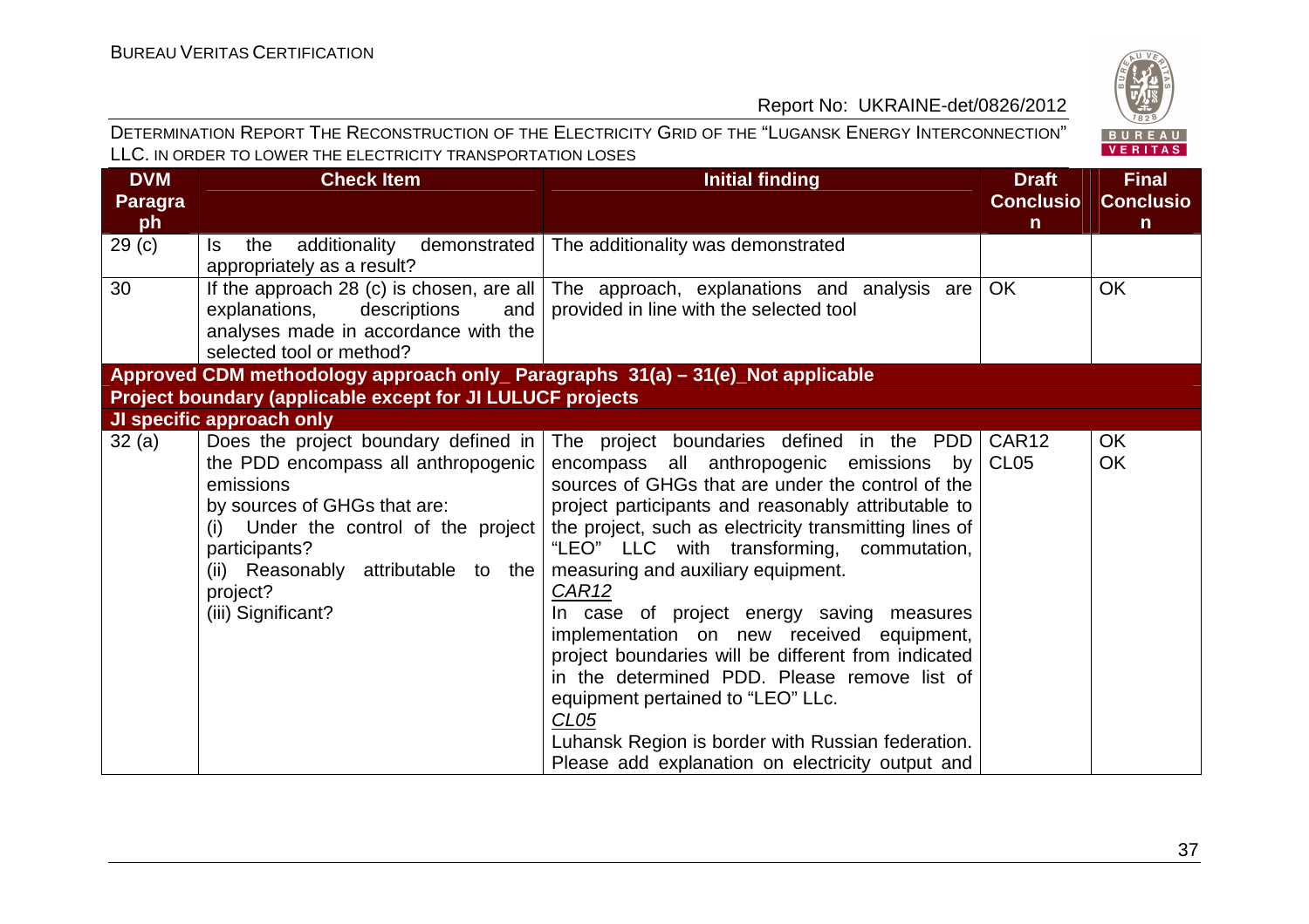| DVM Paragraph | Check Item | Initial finding | Draft Conclusion | Final Conclusion |
|---|---|---|---|---|
| 29 (c) | Is the additionality demonstrated appropriately as a result? | The additionality was demonstrated | | |
| 30 | If the approach 28 (c) is chosen, are all explanations, descriptions and analyses made in accordance with the selected tool or method? | The approach, explanations and analysis are provided in line with the selected tool | OK | OK |
| **Approved CDM methodology approach only_ Paragraphs 31(a) – 31(e)_Not applicable** | | | | |
| **Project boundary (applicable except for JI LULUCF projects** | | | | |
| **JI specific approach only** | | | | |
| 32 (a) | Does the project boundary defined in the PDD encompass all anthropogenic emissions by sources of GHGs that are: (i) Under the control of the project participants? (ii) Reasonably attributable to the project? (iii) Significant? | The project boundaries defined in the PDD encompass all anthropogenic emissions by sources of GHGs that are under the control of the project participants and reasonably attributable to the project, such as electricity transmitting lines of "LEO" LLC with transforming, commutation, measuring and auxiliary equipment. <br> *CAR12* <br> In case of project energy saving measures implementation on new received equipment, project boundaries will be different from indicated in the determined PDD. Please remove list of equipment pertained to "LEO" LLc. <br> *CL05* <br> Luhansk Region is border with Russian federation. Please add explanation on electricity output and | CAR12 <br> CL05 | OK <br> OK |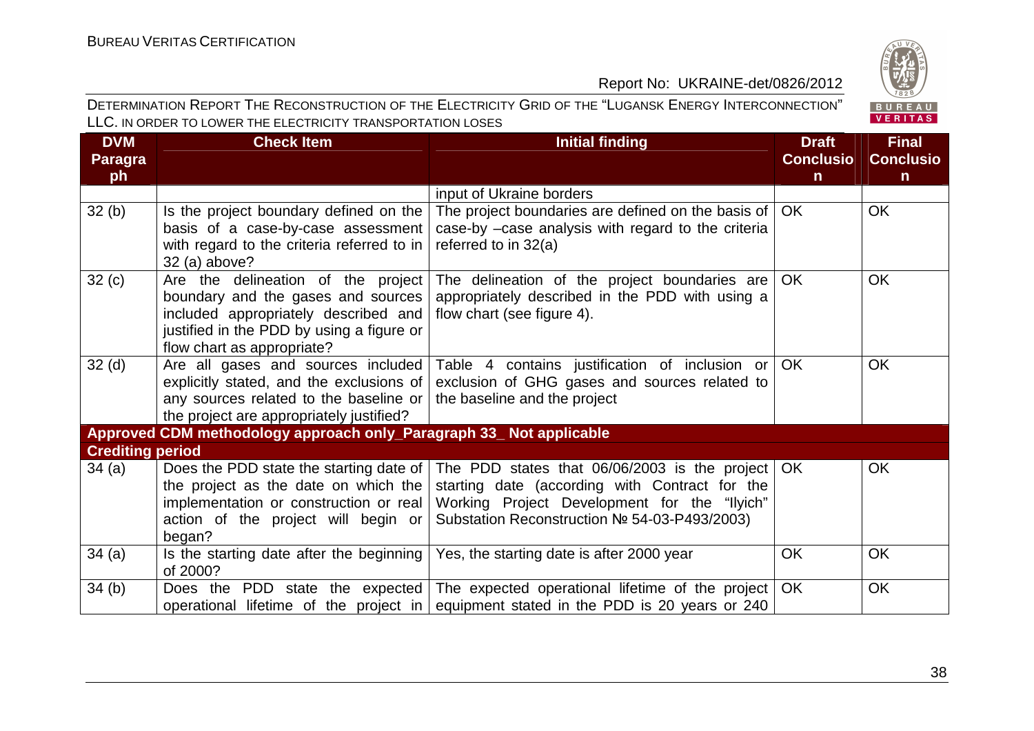| DVM Paragraph | Check Item | Initial finding | Draft Conclusion | Final Conclusion |
|---|---|---|---|---|
| | | input of Ukraine borders | | |
| 32 (b) | Is the project boundary defined on the basis of a case-by-case assessment with regard to the criteria referred to in 32 (a) above? | The project boundaries are defined on the basis of case-by –case analysis with regard to the criteria referred to in 32(a) | OK | OK |
| 32 (c) | Are the delineation of the project boundary and the gases and sources included appropriately described and justified in the PDD by using a figure or flow chart as appropriate? | The delineation of the project boundaries are appropriately described in the PDD with using a flow chart (see figure 4). | OK | OK |
| 32 (d) | Are all gases and sources included explicitly stated, and the exclusions of any sources related to the baseline or the project are appropriately justified? | Table 4 contains justification of inclusion or exclusion of GHG gases and sources related to the baseline and the project | OK | OK |
| **Approved CDM methodology approach only_Paragraph 33_ Not applicable** | | | | |
| **Crediting period** | | | | |
| 34 (a) | Does the PDD state the starting date of the project as the date on which the implementation or construction or real action of the project will begin or began? | The PDD states that 06/06/2003 is the project starting date (according with Contract for the Working Project Development for the "Ilyich" Substation Reconstruction № 54-03-P493/2003) | OK | OK |
| 34 (a) | Is the starting date after the beginning of 2000? | Yes, the starting date is after 2000 year | OK | OK |
| 34 (b) | Does the PDD state the expected operational lifetime of the project in | The expected operational lifetime of the project equipment stated in the PDD is 20 years or 240 | OK | OK |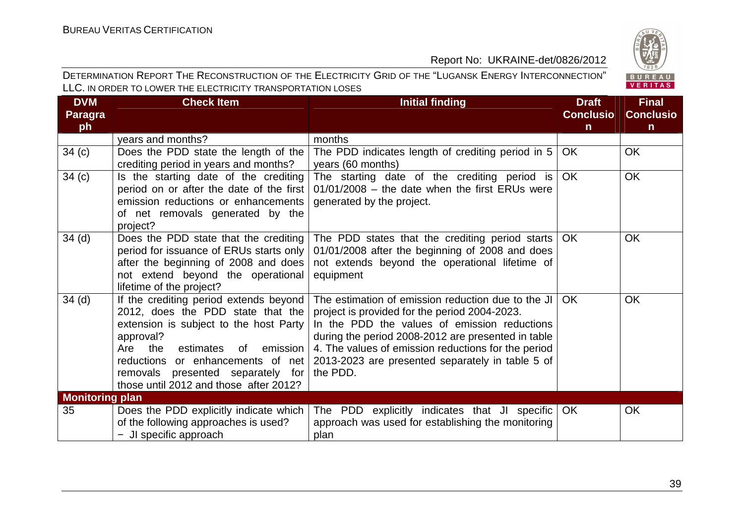| DVM Paragraph | Check Item | Initial finding | Draft Conclusion | Final Conclusion |
|---|---|---|---|---|
| | years and months? | months | | |
| 34 (c) | Does the PDD state the length of the crediting period in years and months? | The PDD indicates length of crediting period in 5 years (60 months) | OK | OK |
| 34 (c) | Is the starting date of the crediting period on or after the date of the first emission reductions or enhancements of net removals generated by the project? | The starting date of the crediting period is 01/01/2008 – the date when the first ERUs were generated by the project. | OK | OK |
| 34 (d) | Does the PDD state that the crediting period for issuance of ERUs starts only after the beginning of 2008 and does not extend beyond the operational lifetime of the project? | The PDD states that the crediting period starts 01/01/2008 after the beginning of 2008 and does not extends beyond the operational lifetime of equipment | OK | OK |
| 34 (d) | If the crediting period extends beyond 2012, does the PDD state that the extension is subject to the host Party approval?<br>Are the estimates of emission reductions or enhancements of net removals presented separately for those until 2012 and those after 2012? | The estimation of emission reduction due to the JI project is provided for the period 2004-2023.<br>In the PDD the values of emission reductions during the period 2008-2012 are presented in table 4. The values of emission reductions for the period 2013-2023 are presented separately in table 5 of the PDD. | OK | OK |
| **Monitoring plan** | | | | |
| 35 | Does the PDD explicitly indicate which of the following approaches is used?<br>− JI specific approach | The PDD explicitly indicates that JI specific approach was used for establishing the monitoring plan | OK | OK |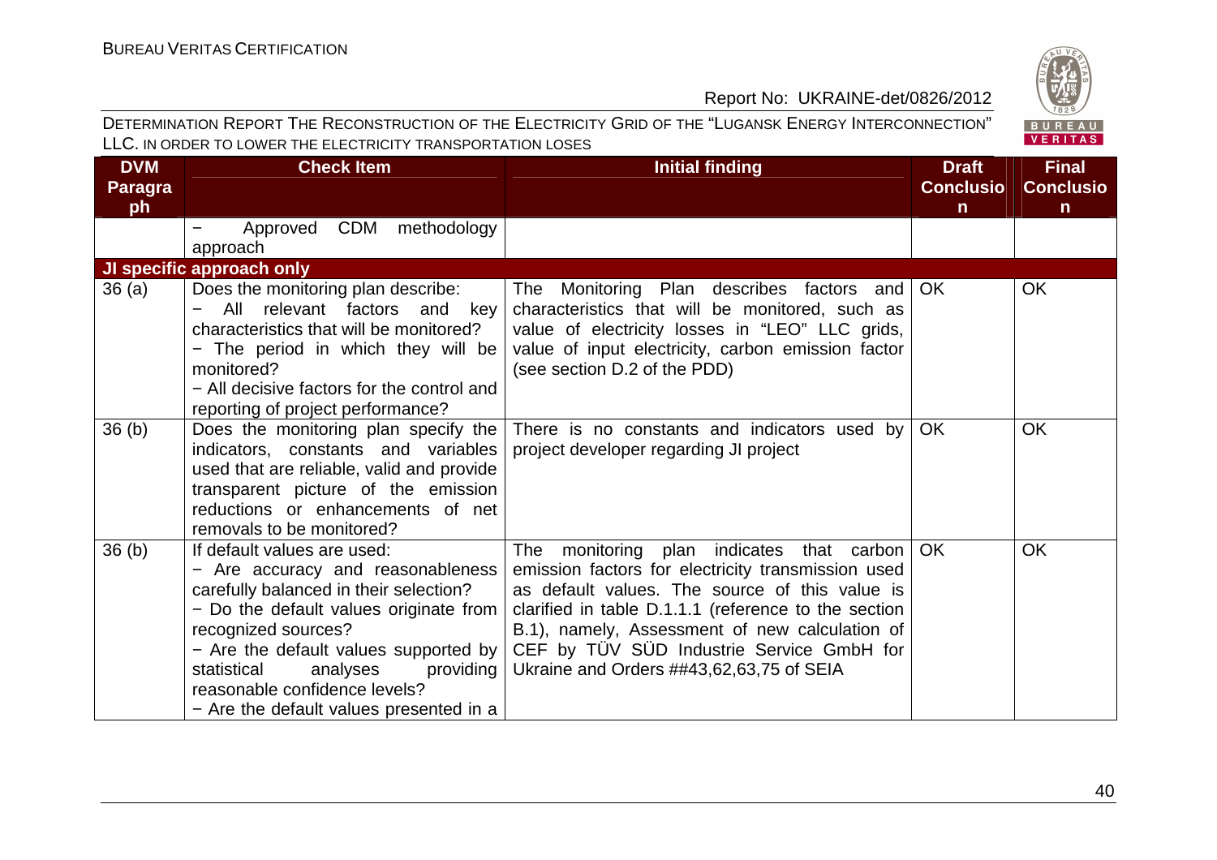| DVM Paragraph | Check Item | Initial finding | Draft Conclusion | Final Conclusion |
|---|---|---|---|---|
| | − Approved CDM methodology approach | | | |
| **JI specific approach only** | | | | |
| 36 (a) | Does the monitoring plan describe:<br>− All relevant factors and key characteristics that will be monitored?<br>− The period in which they will be monitored?<br>− All decisive factors for the control and reporting of project performance? | The Monitoring Plan describes factors and characteristics that will be monitored, such as value of electricity losses in "LEO" LLC grids, value of input electricity, carbon emission factor (see section D.2 of the PDD) | OK | OK |
| 36 (b) | Does the monitoring plan specify the indicators, constants and variables used that are reliable, valid and provide transparent picture of the emission reductions or enhancements of net removals to be monitored? | There is no constants and indicators used by project developer regarding JI project | OK | OK |
| 36 (b) | If default values are used:<br>− Are accuracy and reasonableness carefully balanced in their selection?<br>− Do the default values originate from recognized sources?<br>− Are the default values supported by statistical analyses providing reasonable confidence levels?<br>− Are the default values presented in a | The monitoring plan indicates that carbon emission factors for electricity transmission used as default values. The source of this value is clarified in table D.1.1.1 (reference to the section B.1), namely, Assessment of new calculation of CEF by TÜV SÜD Industrie Service GmbH for Ukraine and Orders ##43,62,63,75 of SEIA | OK | OK |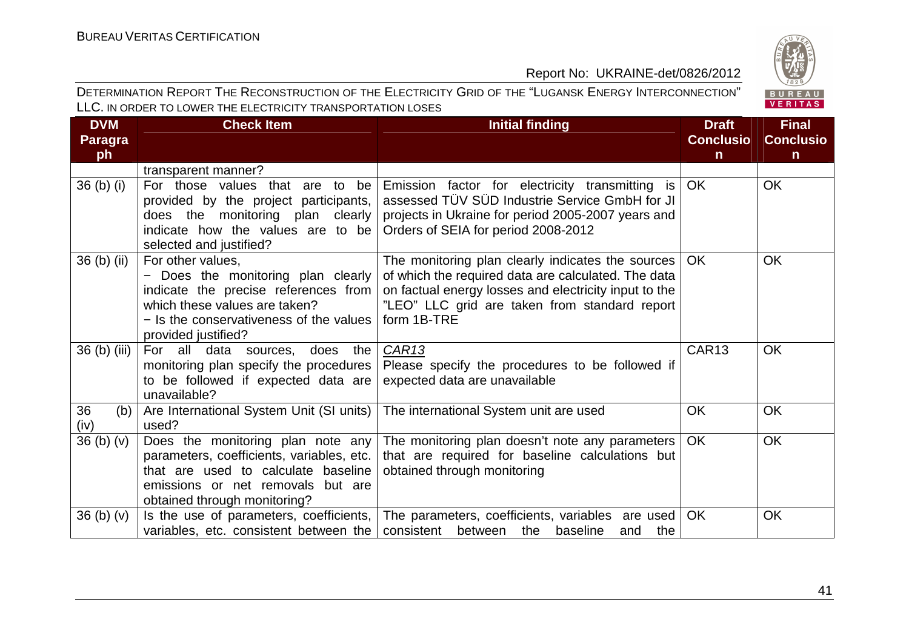| DVM Paragraph | Check Item | Initial finding | Draft Conclusion | Final Conclusion |
|---|---|---|---|---|
| | transparent manner? | | | |
| 36 (b) (i) | For those values that are to be provided by the project participants, does the monitoring plan clearly indicate how the values are to be selected and justified? | Emission factor for electricity transmitting is assessed TÜV SÜD Industrie Service GmbH for JI projects in Ukraine for period 2005-2007 years and Orders of SEIA for period 2008-2012 | OK | OK |
| 36 (b) (ii) | For other values,<br>− Does the monitoring plan clearly indicate the precise references from which these values are taken?<br>− Is the conservativeness of the values provided justified? | The monitoring plan clearly indicates the sources of which the required data are calculated. The data on factual energy losses and electricity input to the "LEO" LLC grid are taken from standard report form 1B-TRE | OK | OK |
| 36 (b) (iii) | For all data sources, does the monitoring plan specify the procedures to be followed if expected data are unavailable? | _CAR13_<br>Please specify the procedures to be followed if expected data are unavailable | CAR13 | OK |
| 36 (b) (iv) | Are International System Unit (SI units) used? | The international System unit are used | OK | OK |
| 36 (b) (v) | Does the monitoring plan note any parameters, coefficients, variables, etc. that are used to calculate baseline emissions or net removals but are obtained through monitoring? | The monitoring plan doesn't note any parameters that are required for baseline calculations but obtained through monitoring | OK | OK |
| 36 (b) (v) | Is the use of parameters, coefficients, variables, etc. consistent between the | The parameters, coefficients, variables are used consistent between the baseline and the | OK | OK |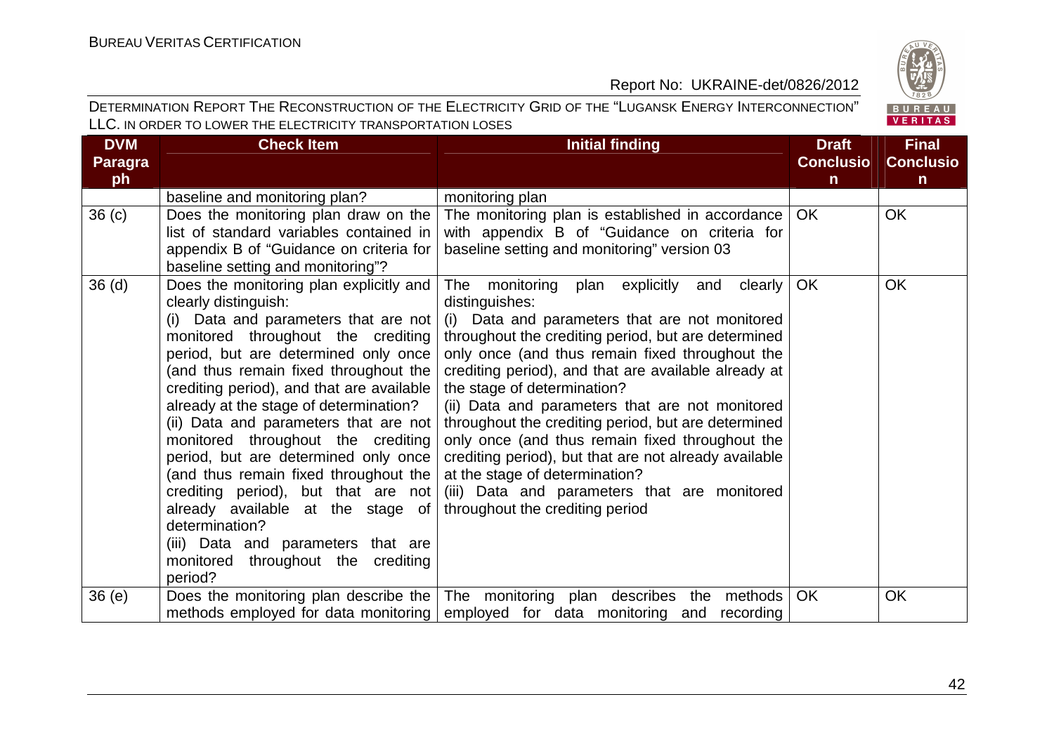| DVM Paragraph | Check Item | Initial finding | Draft Conclusion | Final Conclusion |
|---|---|---|---|---|
| | baseline and monitoring plan? | monitoring plan | | |
| 36 (c) | Does the monitoring plan draw on the list of standard variables contained in appendix B of "Guidance on criteria for baseline setting and monitoring"? | The monitoring plan is established in accordance with appendix B of "Guidance on criteria for baseline setting and monitoring" version 03 | OK | OK |
| 36 (d) | Does the monitoring plan explicitly and clearly distinguish:<br>(i) Data and parameters that are not monitored throughout the crediting period, but are determined only once (and thus remain fixed throughout the crediting period), and that are available already at the stage of determination?<br>(ii) Data and parameters that are not monitored throughout the crediting period, but are determined only once (and thus remain fixed throughout the crediting period), but that are not already available at the stage of determination?<br>(iii) Data and parameters that are monitored throughout the crediting period? | The monitoring plan explicitly and clearly distinguishes:<br>(i) Data and parameters that are not monitored throughout the crediting period, but are determined only once (and thus remain fixed throughout the crediting period), and that are available already at the stage of determination?<br>(ii) Data and parameters that are not monitored throughout the crediting period, but are determined only once (and thus remain fixed throughout the crediting period), but that are not already available at the stage of determination?<br>(iii) Data and parameters that are monitored throughout the crediting period | OK | OK |
| 36 (e) | Does the monitoring plan describe the methods employed for data monitoring | The monitoring plan describes the methods employed for data monitoring and recording | OK | OK |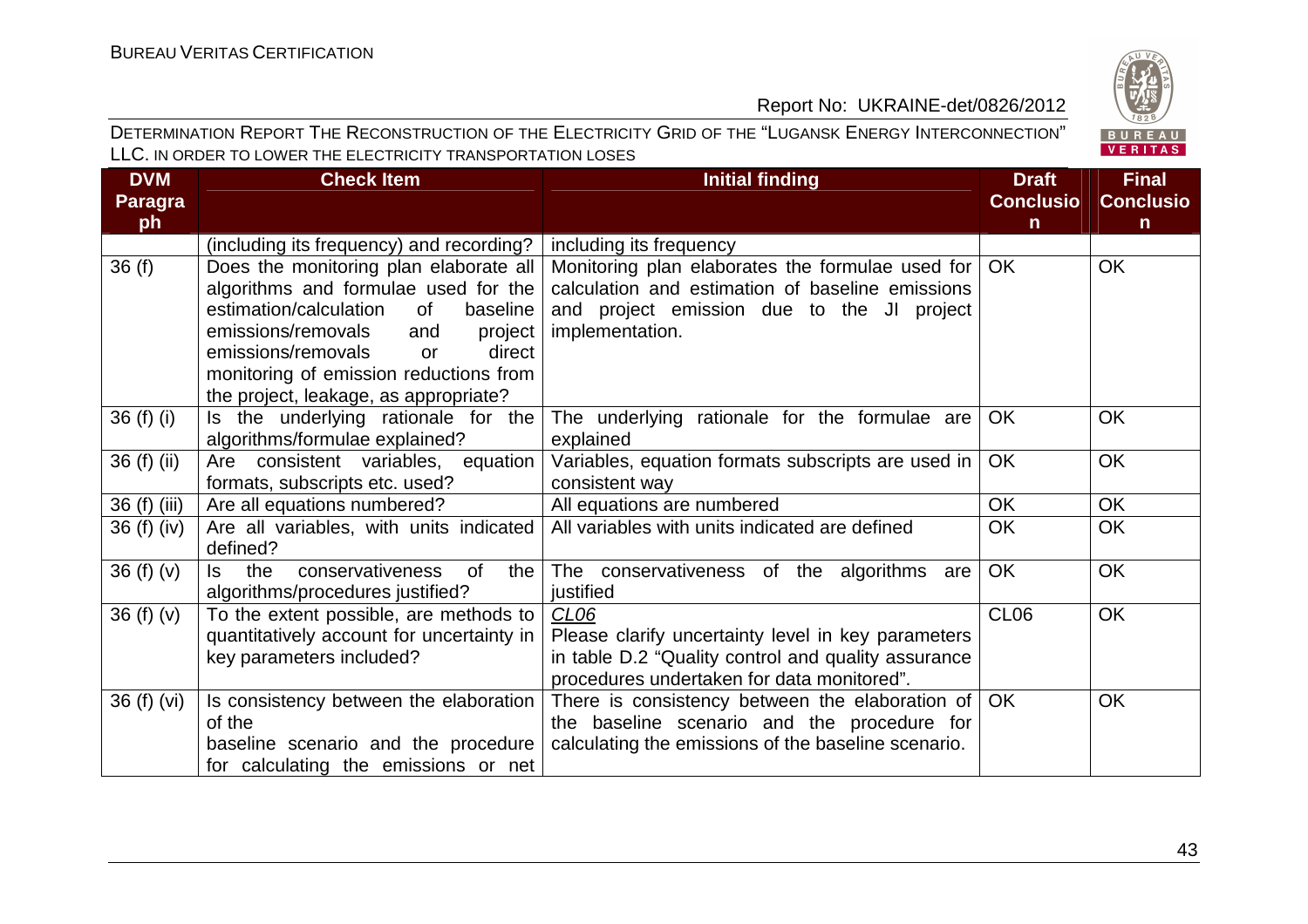| DVM Paragraph | Check Item | Initial finding | Draft Conclusion | Final Conclusion |
|---|---|---|---|---|
| | (including its frequency) and recording? | including its frequency | | |
| 36 (f) | Does the monitoring plan elaborate all algorithms and formulae used for the estimation/calculation of baseline emissions/removals and project emissions/removals or direct monitoring of emission reductions from the project, leakage, as appropriate? | Monitoring plan elaborates the formulae used for calculation and estimation of baseline emissions and project emission due to the JI project implementation. | OK | OK |
| 36 (f) (i) | Is the underlying rationale for the algorithms/formulae explained? | The underlying rationale for the formulae are explained | OK | OK |
| 36 (f) (ii) | Are consistent variables, equation formats, subscripts etc. used? | Variables, equation formats subscripts are used in consistent way | OK | OK |
| 36 (f) (iii) | Are all equations numbered? | All equations are numbered | OK | OK |
| 36 (f) (iv) | Are all variables, with units indicated defined? | All variables with units indicated are defined | OK | OK |
| 36 (f) (v) | Is the conservativeness of the algorithms/procedures justified? | The conservativeness of the algorithms are justified | OK | OK |
| 36 (f) (v) | To the extent possible, are methods to quantitatively account for uncertainty in key parameters included? | *CL06*<br>Please clarify uncertainty level in key parameters in table D.2 "Quality control and quality assurance procedures undertaken for data monitored". | CL06 | OK |
| 36 (f) (vi) | Is consistency between the elaboration of the baseline scenario and the procedure for calculating the emissions or net | There is consistency between the elaboration of the baseline scenario and the procedure for calculating the emissions of the baseline scenario. | OK | OK |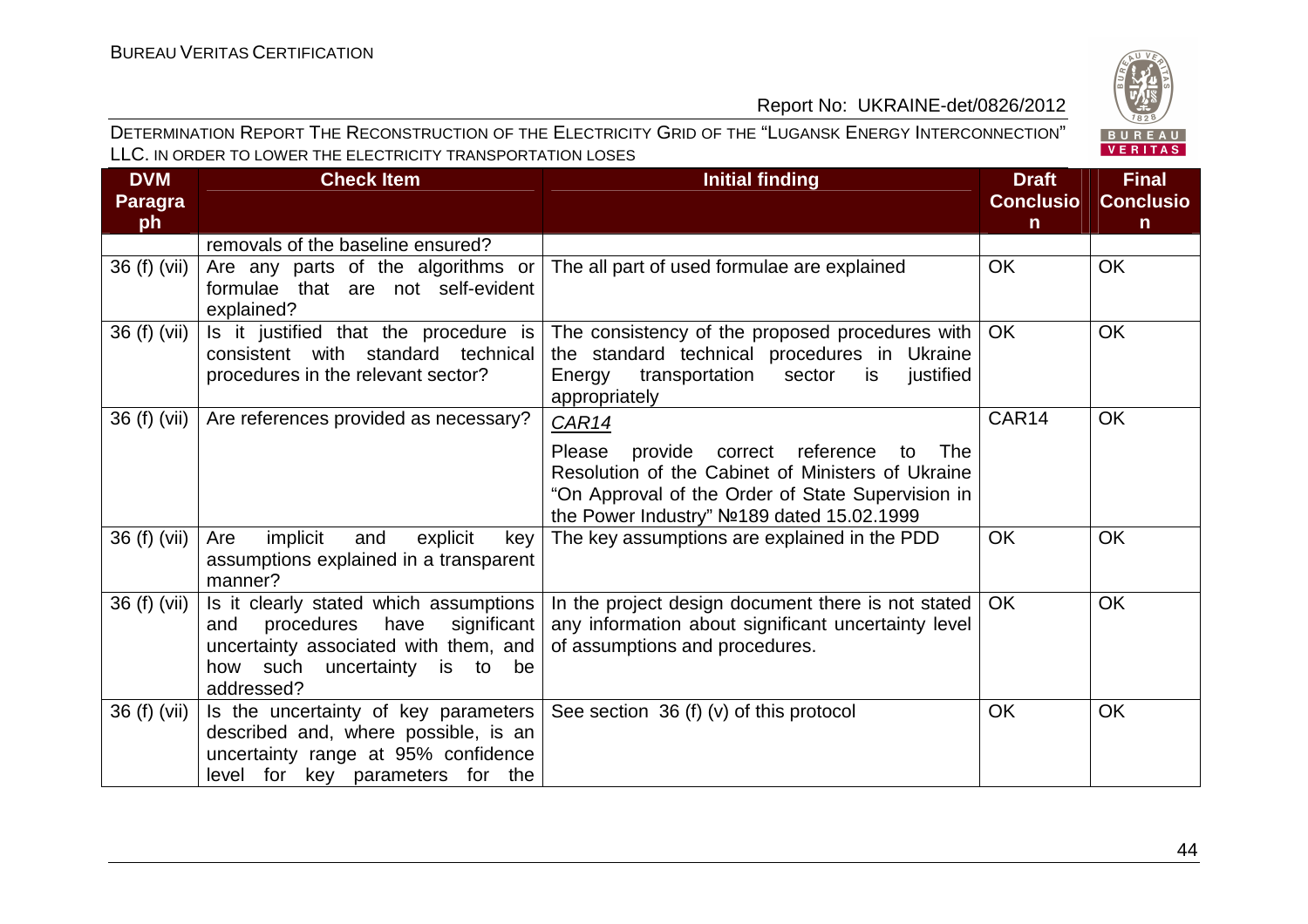| DVM Paragraph | Check Item | Initial finding | Draft Conclusion | Final Conclusion |
|---|---|---|---|---|
| | removals of the baseline ensured? | | | |
| 36 (f) (vii) | Are any parts of the algorithms or formulae that are not self-evident explained? | The all part of used formulae are explained | OK | OK |
| 36 (f) (vii) | Is it justified that the procedure is consistent with standard technical procedures in the relevant sector? | The consistency of the proposed procedures with the standard technical procedures in Ukraine Energy transportation sector is justified appropriately | OK | OK |
| 36 (f) (vii) | Are references provided as necessary? | CAR14<br><br>Please provide correct reference to The Resolution of the Cabinet of Ministers of Ukraine "On Approval of the Order of State Supervision in the Power Industry" №189 dated 15.02.1999 | CAR14 | OK |
| 36 (f) (vii) | Are implicit and explicit key assumptions explained in a transparent manner? | The key assumptions are explained in the PDD | OK | OK |
| 36 (f) (vii) | Is it clearly stated which assumptions and procedures have significant uncertainty associated with them, and how such uncertainty is to be addressed? | In the project design document there is not stated any information about significant uncertainty level of assumptions and procedures. | OK | OK |
| 36 (f) (vii) | Is the uncertainty of key parameters described and, where possible, is an uncertainty range at 95% confidence level for key parameters for the | See section 36 (f) (v) of this protocol | OK | OK |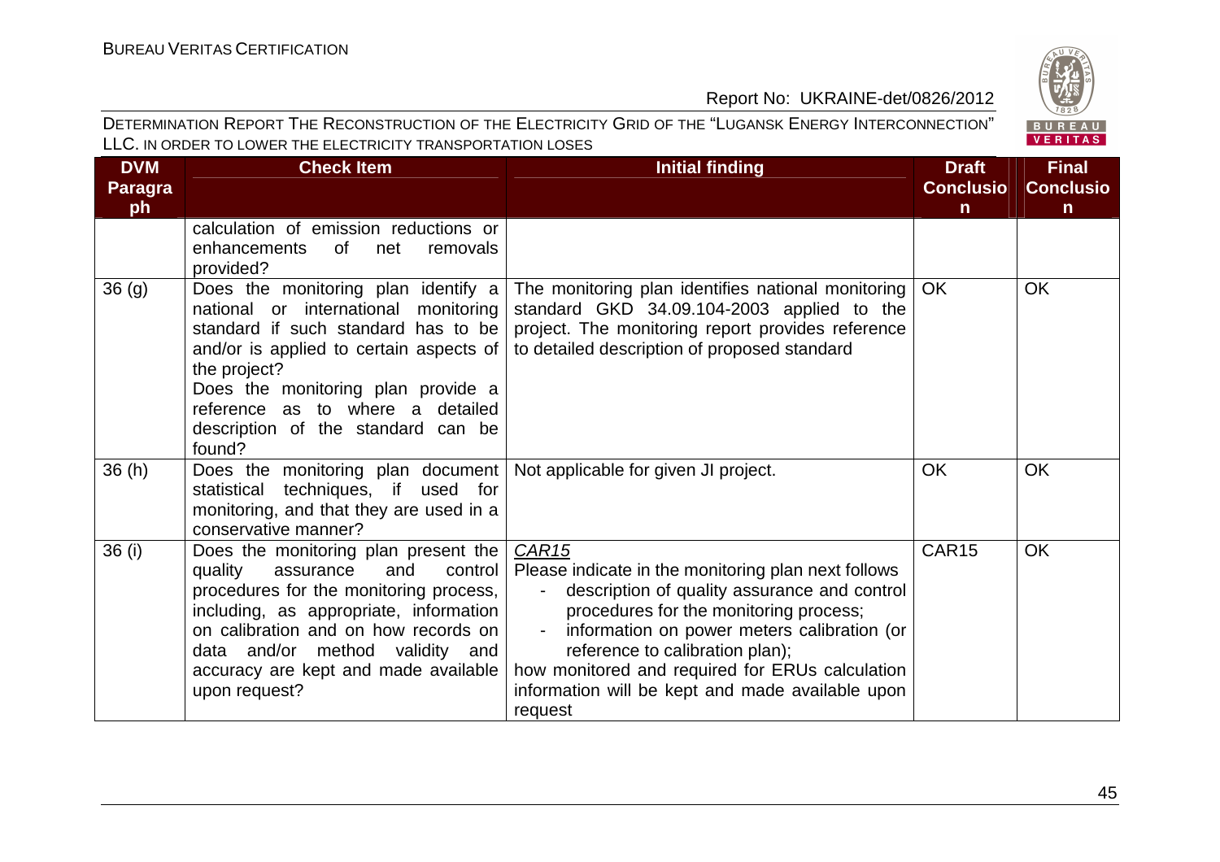| DVM Paragraph | Check Item | Initial finding | Draft Conclusion | Final Conclusion |
|---|---|---|---|---|
| | calculation of emission reductions or enhancements of net removals provided? | | | |
| 36 (g) | Does the monitoring plan identify a national or international monitoring standard if such standard has to be and/or is applied to certain aspects of the project? Does the monitoring plan provide a reference as to where a detailed description of the standard can be found? | The monitoring plan identifies national monitoring standard GKD 34.09.104-2003 applied to the project. The monitoring report provides reference to detailed description of proposed standard | OK | OK |
| 36 (h) | Does the monitoring plan document statistical techniques, if used for monitoring, and that they are used in a conservative manner? | Not applicable for given JI project. | OK | OK |
| 36 (i) | Does the monitoring plan present the quality assurance and control procedures for the monitoring process, including, as appropriate, information on calibration and on how records on data and/or method validity and accuracy are kept and made available upon request? | _CAR15_<br>Please indicate in the monitoring plan next follows<br>- description of quality assurance and control procedures for the monitoring process;<br>- information on power meters calibration (or reference to calibration plan);<br>how monitored and required for ERUs calculation information will be kept and made available upon request | CAR15 | OK |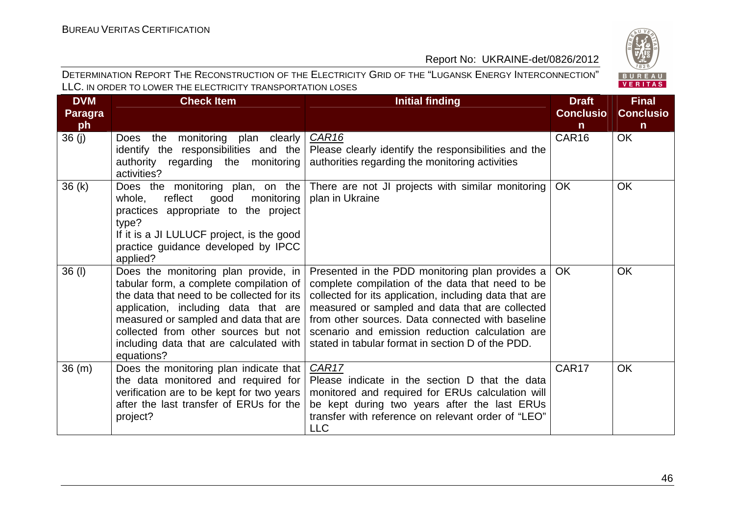| DVM Paragraph | Check Item | Initial finding | Draft Conclusion | Final Conclusion |
|---|---|---|---|---|
| 36 (j) | Does the monitoring plan clearly identify the responsibilities and the authority regarding the monitoring activities? | *CAR16*<br>Please clearly identify the responsibilities and the authorities regarding the monitoring activities | CAR16 | OK |
| 36 (k) | Does the monitoring plan, on the whole, reflect good monitoring practices appropriate to the project type?<br>If it is a JI LULUCF project, is the good practice guidance developed by IPCC applied? | There are not JI projects with similar monitoring plan in Ukraine | OK | OK |
| 36 (l) | Does the monitoring plan provide, in tabular form, a complete compilation of the data that need to be collected for its application, including data that are measured or sampled and data that are collected from other sources but not including data that are calculated with equations? | Presented in the PDD monitoring plan provides a complete compilation of the data that need to be collected for its application, including data that are measured or sampled and data that are collected from other sources. Data connected with baseline scenario and emission reduction calculation are stated in tabular format in section D of the PDD. | OK | OK |
| 36 (m) | Does the monitoring plan indicate that the data monitored and required for verification are to be kept for two years after the last transfer of ERUs for the project? | *CAR17*<br>Please indicate in the section D that the data monitored and required for ERUs calculation will be kept during two years after the last ERUs transfer with reference on relevant order of "LEO" LLC | CAR17 | OK |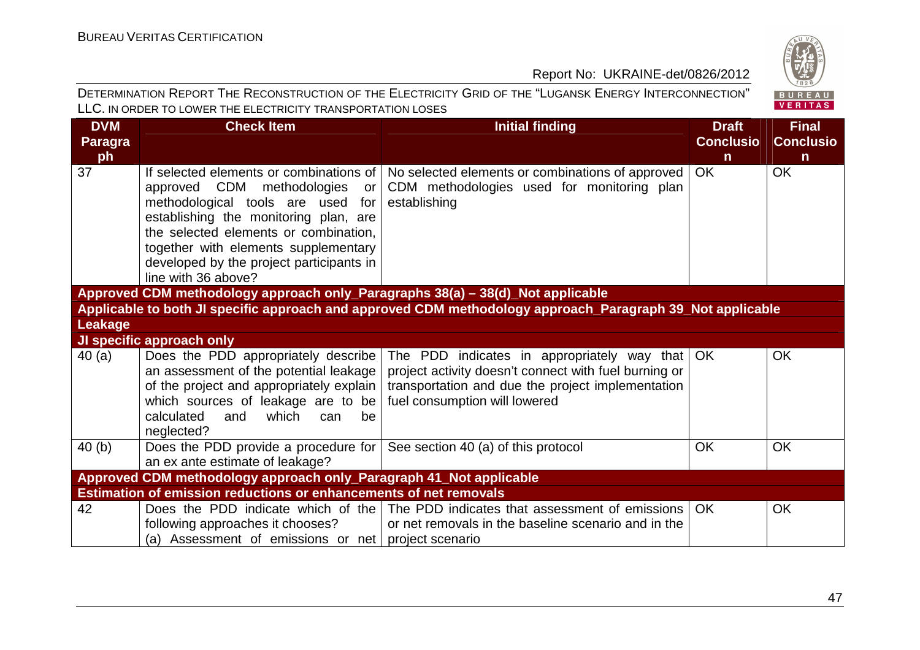| DVM Paragraph | Check Item | Initial finding | Draft Conclusion | Final Conclusion |
|---|---|---|---|---|
| 37 | If selected elements or combinations of approved CDM methodologies or methodological tools are used for establishing the monitoring plan, are the selected elements or combination, together with elements supplementary developed by the project participants in line with 36 above? | No selected elements or combinations of approved CDM methodologies used for monitoring plan establishing | OK | OK |
| **Approved CDM methodology approach only_Paragraphs 38(a) – 38(d)_Not applicable** | | | | |
| **Applicable to both JI specific approach and approved CDM methodology approach_Paragraph 39_Not applicable** | | | | |
| **Leakage** | | | | |
| **JI specific approach only** | | | | |
| 40 (a) | Does the PDD appropriately describe an assessment of the potential leakage of the project and appropriately explain which sources of leakage are to be calculated and which can be neglected? | The PDD indicates in appropriately way that project activity doesn't connect with fuel burning or transportation and due the project implementation fuel consumption will lowered | OK | OK |
| 40 (b) | Does the PDD provide a procedure for an ex ante estimate of leakage? | See section 40 (a) of this protocol | OK | OK |
| **Approved CDM methodology approach only_Paragraph 41_Not applicable** | | | | |
| **Estimation of emission reductions or enhancements of net removals** | | | | |
| 42 | Does the PDD indicate which of the following approaches it chooses?<br>(a) Assessment of emissions or net | The PDD indicates that assessment of emissions or net removals in the baseline scenario and in the project scenario | OK | OK |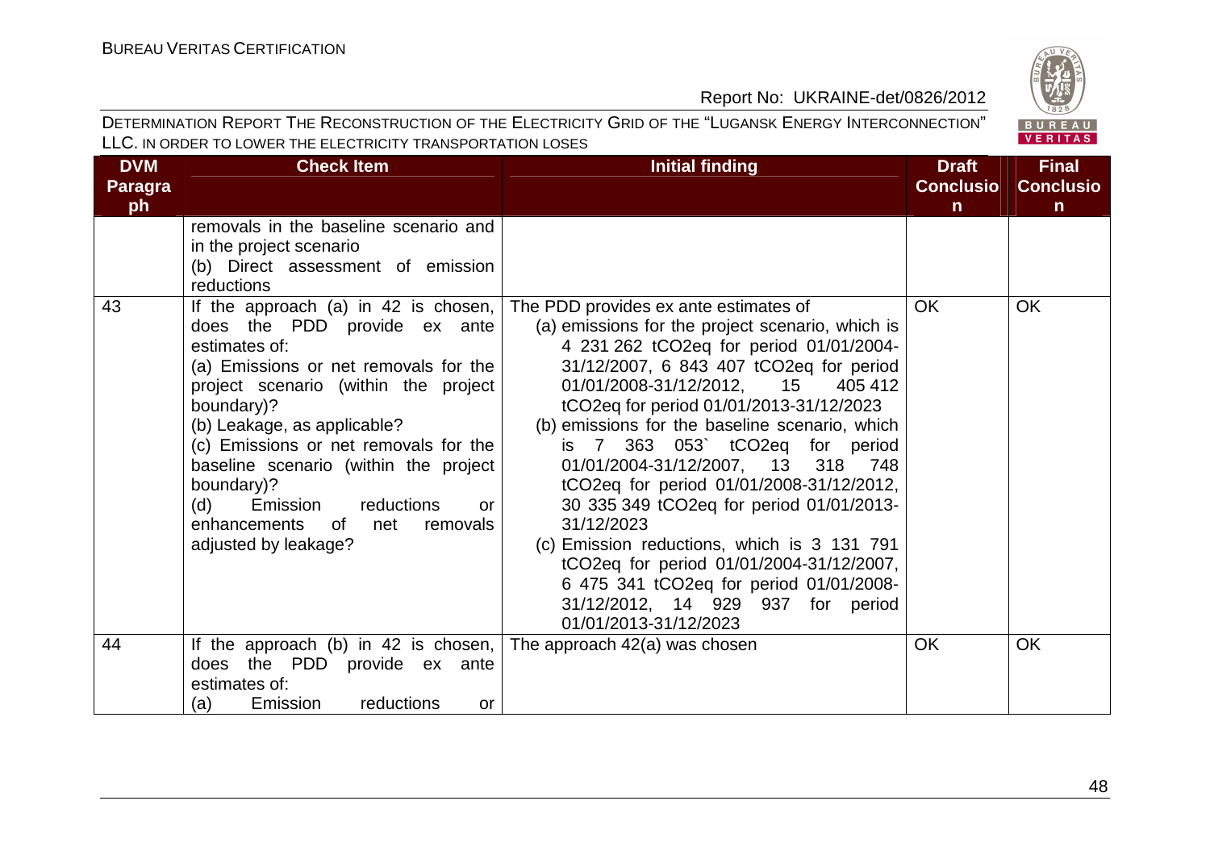| DVM Paragraph | Check Item | Initial finding | Draft Conclusion | Final Conclusion |
|---|---|---|---|---|
| | removals in the baseline scenario and in the project scenario<br>(b) Direct assessment of emission reductions | | | |
| 43 | If the approach (a) in 42 is chosen, does the PDD provide ex ante estimates of:<br>(a) Emissions or net removals for the project scenario (within the project boundary)?<br>(b) Leakage, as applicable?<br>(c) Emissions or net removals for the baseline scenario (within the project boundary)?<br>(d) Emission reductions or enhancements of net removals adjusted by leakage? | The PDD provides ex ante estimates of<br>(a) emissions for the project scenario, which is 4 231 262 tCO2eq for period 01/01/2004-31/12/2007, 6 843 407 tCO2eq for period 01/01/2008-31/12/2012, 15 405 412 tCO2eq for period 01/01/2013-31/12/2023<br>(b) emissions for the baseline scenario, which is 7 363 053` tCO2eq for period 01/01/2004-31/12/2007, 13 318 748 tCO2eq for period 01/01/2008-31/12/2012, 30 335 349 tCO2eq for period 01/01/2013-31/12/2023<br>(c) Emission reductions, which is 3 131 791 tCO2eq for period 01/01/2004-31/12/2007, 6 475 341 tCO2eq for period 01/01/2008-31/12/2012, 14 929 937 for period 01/01/2013-31/12/2023 | OK | OK |
| 44 | If the approach (b) in 42 is chosen, does the PDD provide ex ante estimates of:<br>(a) Emission reductions or | The approach 42(a) was chosen | OK | OK |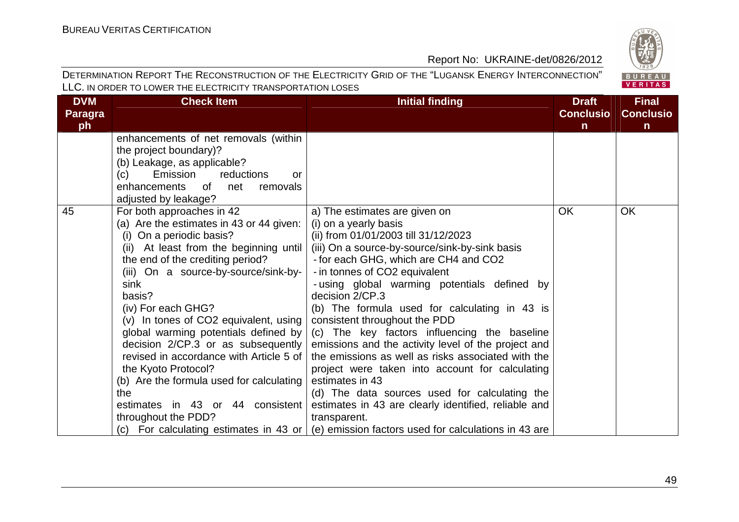| DVM Paragraph | Check Item | Initial finding | Draft Conclusion | Final Conclusion |
|---|---|---|---|---|
| | enhancements of net removals (within the project boundary)?<br>(b) Leakage, as applicable?<br>(c) Emission reductions or enhancements of net removals adjusted by leakage? | | | |
| 45 | For both approaches in 42<br>(a) Are the estimates in 43 or 44 given:<br>(i) On a periodic basis?<br>(ii) At least from the beginning until the end of the crediting period?<br>(iii) On a source-by-source/sink-by-sink basis?<br>(iv) For each GHG?<br>(v) In tones of $CO_2$ equivalent, using global warming potentials defined by decision 2/CP.3 or as subsequently revised in accordance with Article 5 of the Kyoto Protocol?<br>(b) Are the formula used for calculating the estimates in 43 or 44 consistent throughout the PDD?<br>(c) For calculating estimates in 43 or | a) The estimates are given on<br>(i) on a yearly basis<br>(ii) from 01/01/2003 till 31/12/2023<br>(iii) On a source-by-source/sink-by-sink basis<br>- for each GHG, which are $CH_4$ and $CO_2$<br>- in tonnes of $CO_2$ equivalent<br>- using global warming potentials defined by decision 2/CP.3<br>(b) The formula used for calculating in 43 is consistent throughout the PDD<br>(c) The key factors influencing the baseline emissions and the activity level of the project and the emissions as well as risks associated with the project were taken into account for calculating estimates in 43<br>(d) The data sources used for calculating the estimates in 43 are clearly identified, reliable and transparent.<br>(e) emission factors used for calculations in 43 are | OK | OK |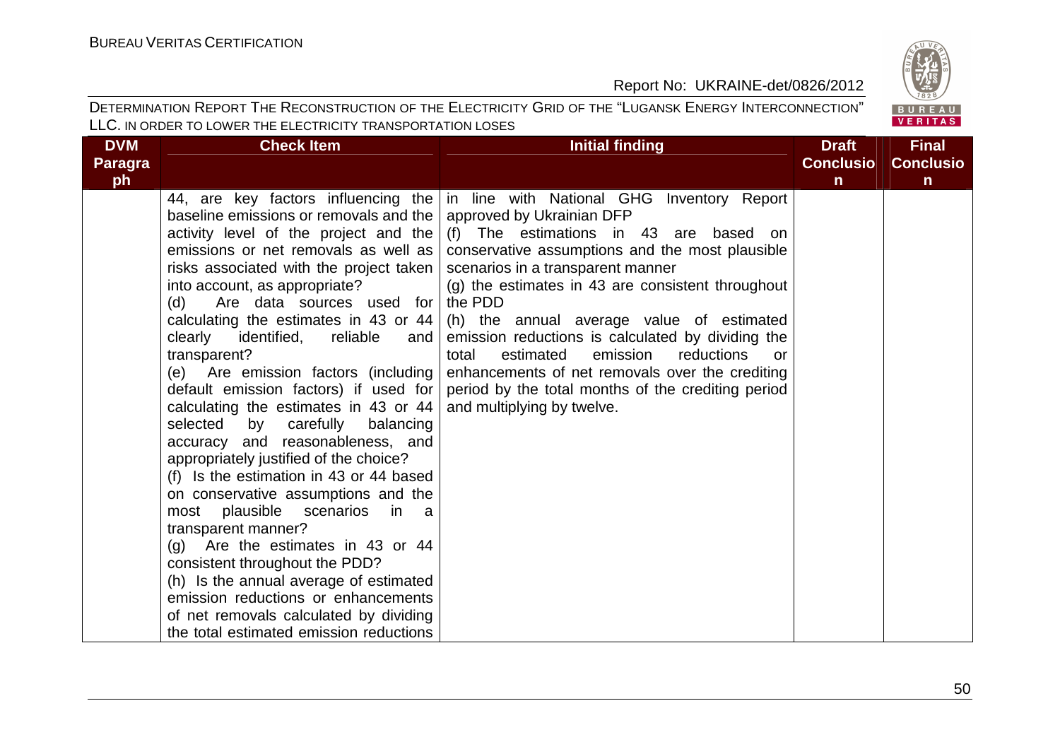| DVM Paragraph | Check Item | Initial finding | Draft Conclusion | Final Conclusion |
|---|---|---|---|---|
| | 44, are key factors influencing the baseline emissions or removals and the activity level of the project and the emissions or net removals as well as risks associated with the project taken into account, as appropriate?<br>(d) Are data sources used for calculating the estimates in 43 or 44 clearly identified, reliable and transparent?<br>(e) Are emission factors (including default emission factors) if used for calculating the estimates in 43 or 44 selected by carefully balancing accuracy and reasonableness, and appropriately justified of the choice?<br>(f) Is the estimation in 43 or 44 based on conservative assumptions and the most plausible scenarios in a transparent manner?<br>(g) Are the estimates in 43 or 44 consistent throughout the PDD?<br>(h) Is the annual average of estimated emission reductions or enhancements of net removals calculated by dividing the total estimated emission reductions | in line with National GHG Inventory Report approved by Ukrainian DFP<br>(f) The estimations in 43 are based on conservative assumptions and the most plausible scenarios in a transparent manner<br>(g) the estimates in 43 are consistent throughout the PDD<br>(h) the annual average value of estimated emission reductions is calculated by dividing the total estimated emission reductions or enhancements of net removals over the crediting period by the total months of the crediting period and multiplying by twelve. | | |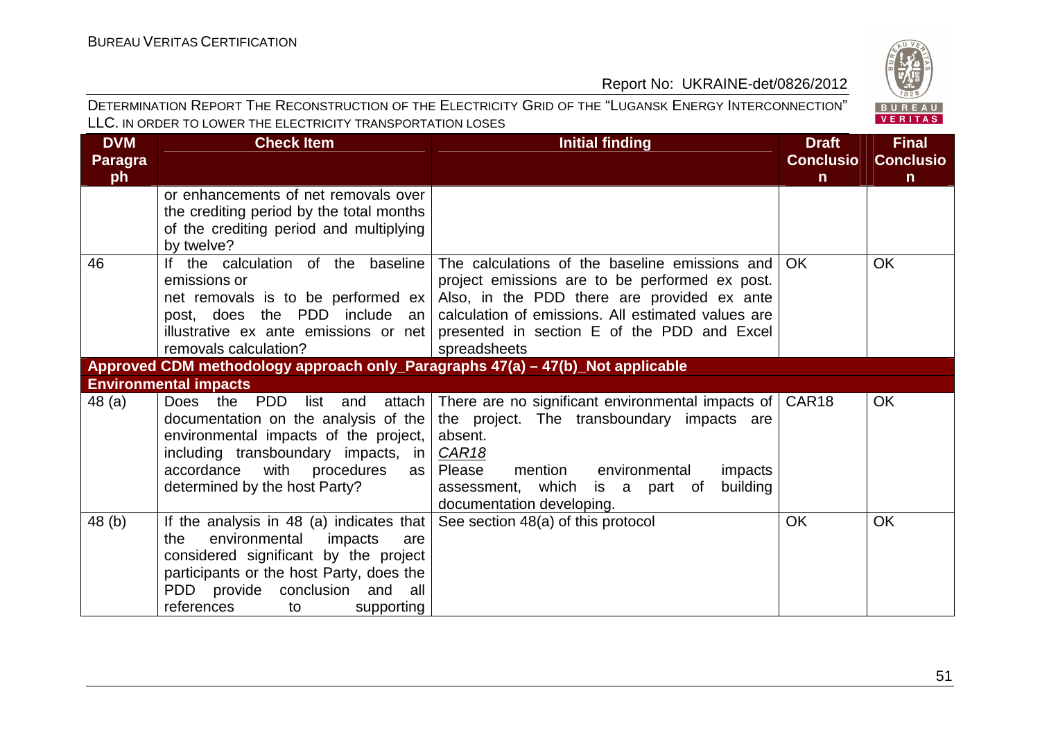| DVM Paragraph | Check Item | Initial finding | Draft Conclusion | Final Conclusion |
|---|---|---|---|---|
| | or enhancements of net removals over the crediting period by the total months of the crediting period and multiplying by twelve? | | | |
| 46 | If the calculation of the baseline emissions or net removals is to be performed ex post, does the PDD include an illustrative ex ante emissions or net removals calculation? | The calculations of the baseline emissions and project emissions are to be performed ex post. Also, in the PDD there are provided ex ante calculation of emissions. All estimated values are presented in section E of the PDD and Excel spreadsheets | OK | OK |
| **Approved CDM methodology approach only_Paragraphs 47(a) – 47(b)_Not applicable** | | | | |
| **Environmental impacts** | | | | |
| 48 (a) | Does the PDD list and attach documentation on the analysis of the environmental impacts of the project, including transboundary impacts, in accordance with procedures as determined by the host Party? | There are no significant environmental impacts of the project. The transboundary impacts are absent.<br>*CAR18*<br>Please mention environmental impacts assessment, which is a part of building documentation developing. | CAR18 | OK |
| 48 (b) | If the analysis in 48 (a) indicates that the environmental impacts are considered significant by the project participants or the host Party, does the PDD provide conclusion and all references to supporting | See section 48(a) of this protocol | OK | OK |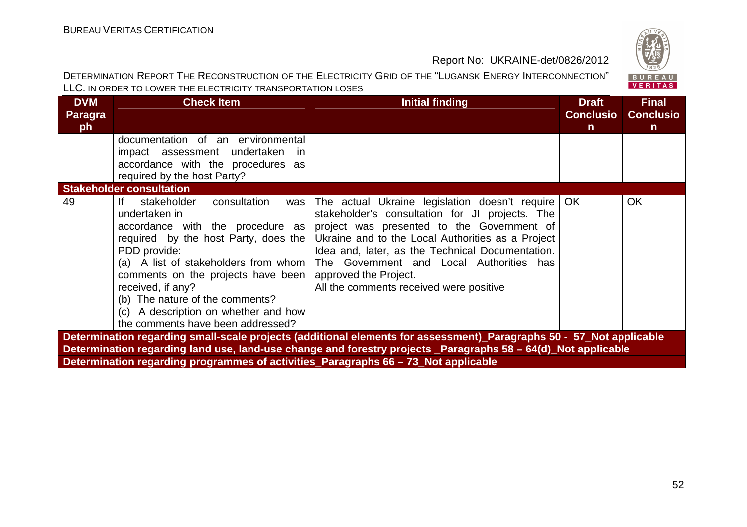| DVM Paragraph | Check Item | Initial finding | Draft Conclusion | Final Conclusion |
|---|---|---|---|---|
| | documentation of an environmental impact assessment undertaken in accordance with the procedures as required by the host Party? | | | |
| **Stakeholder consultation** | | | | |
| 49 | If stakeholder consultation was undertaken in accordance with the procedure as required by the host Party, does the PDD provide:<br>(a) A list of stakeholders from whom comments on the projects have been received, if any?<br>(b) The nature of the comments?<br>(c) A description on whether and how the comments have been addressed? | The actual Ukraine legislation doesn't require stakeholder's consultation for JI projects. The project was presented to the Government of Ukraine and to the Local Authorities as a Project Idea and, later, as the Technical Documentation. The Government and Local Authorities has approved the Project.<br>All the comments received were positive | OK | OK |
| **Determination regarding small-scale projects (additional elements for assessment)_Paragraphs 50 - 57_Not applicable** | | | | |
| **Determination regarding land use, land-use change and forestry projects _Paragraphs 58 – 64(d)_Not applicable** | | | | |
| **Determination regarding programmes of activities_Paragraphs 66 – 73_Not applicable** | | | | |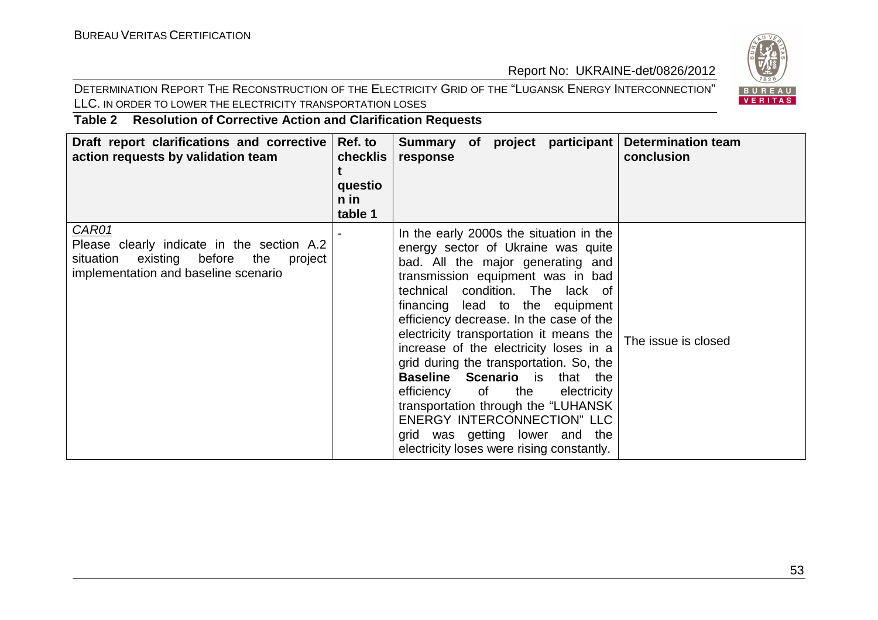**Table 2 Resolution of Corrective Action and Clarification Requests**

| Draft report clarifications and corrective action requests by validation team | Ref. to checklist question in table 1 | Summary of project participant response | Determination team conclusion |
|---|---|---|---|
| *CAR01*<br>Please clearly indicate in the section A.2 situation existing before the project implementation and baseline scenario | - | In the early 2000s the situation in the energy sector of Ukraine was quite bad. All the major generating and transmission equipment was in bad technical condition. The lack of financing lead to the equipment efficiency decrease. In the case of the electricity transportation it means the increase of the electricity loses in a grid during the transportation. So, the **Baseline Scenario** is that the efficiency of the electricity transportation through the "LUHANSK ENERGY INTERCONNECTION" LLC grid was getting lower and the electricity loses were rising constantly. | The issue is closed |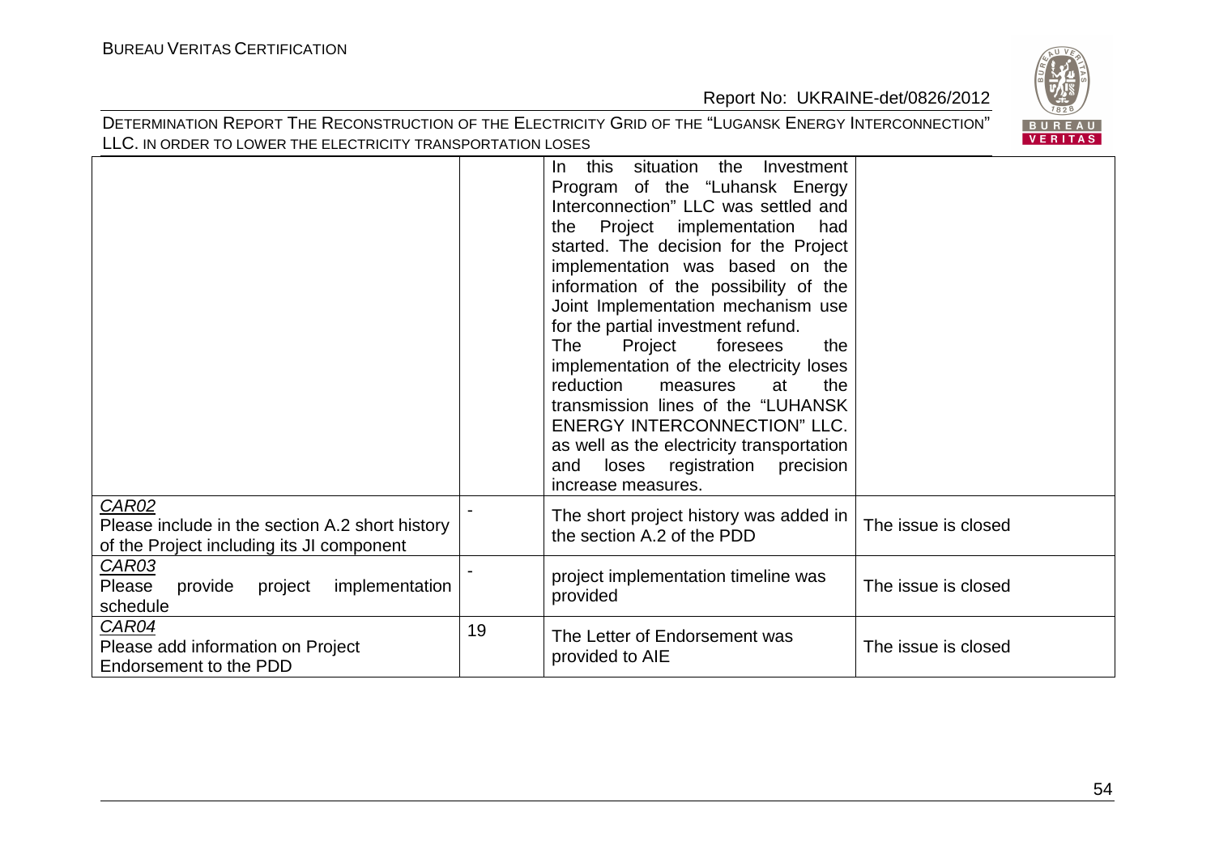| | | | |
|---|---|---|---|
| | | In this situation the Investment Program of the "Luhansk Energy Interconnection" LLC was settled and the Project implementation had started. The decision for the Project implementation was based on the information of the possibility of the Joint Implementation mechanism use for the partial investment refund. The Project foresees the implementation of the electricity loses reduction measures at the transmission lines of the "LUHANSK ENERGY INTERCONNECTION" LLC. as well as the electricity transportation and loses registration precision increase measures. | |
| <u>CAR02</u> Please include in the section A.2 short history of the Project including its JI component | - | The short project history was added in the section A.2 of the PDD | The issue is closed |
| <u>CAR03</u> Please provide project implementation schedule | - | project implementation timeline was provided | The issue is closed |
| <u>CAR04</u> Please add information on Project Endorsement to the PDD | 19 | The Letter of Endorsement was provided to AIE | The issue is closed |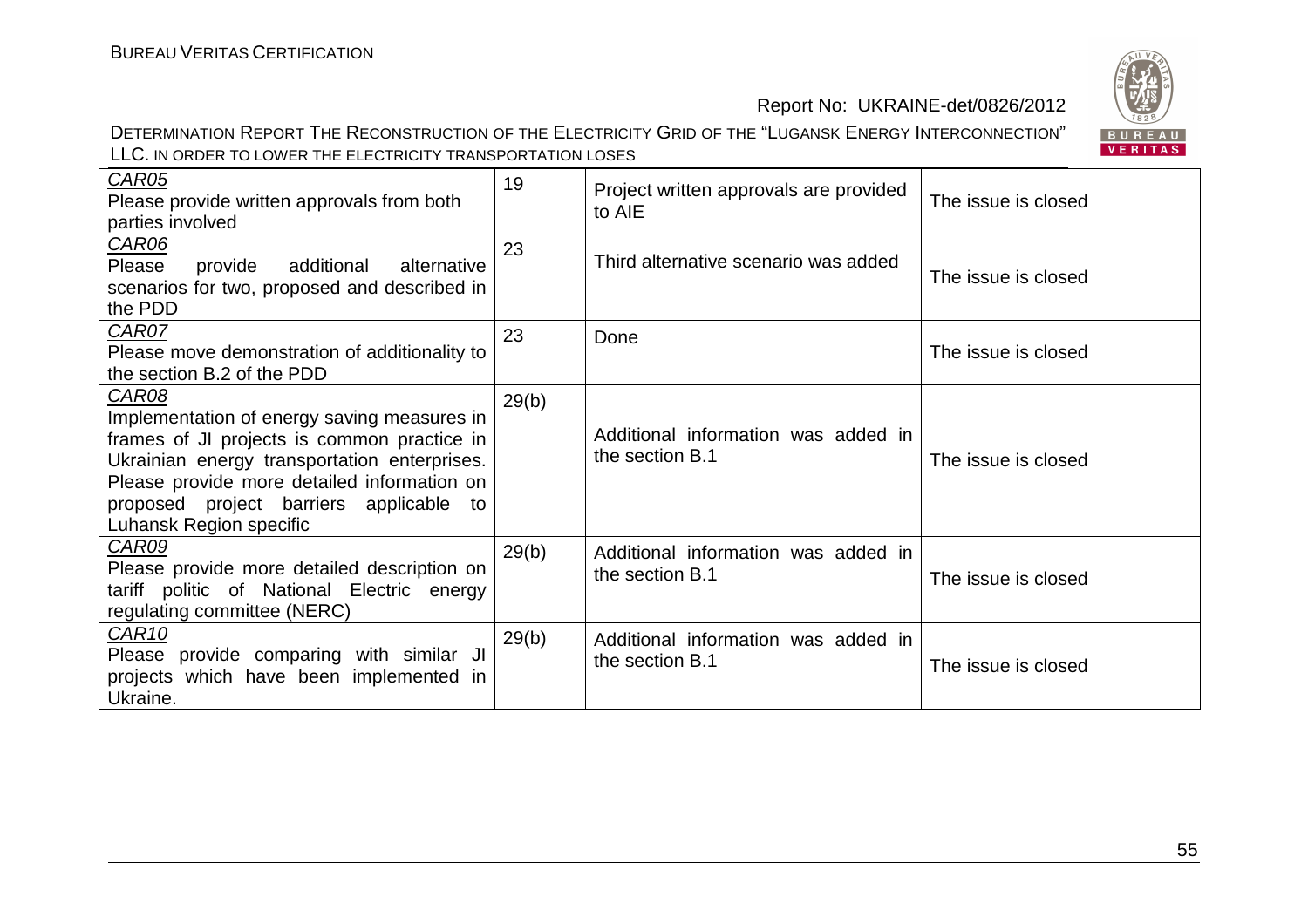| | | | |
|---|---|---|---|
| *CAR05*<br>Please provide written approvals from both parties involved | 19 | Project written approvals are provided to AIE | The issue is closed |
| *CAR06*<br>Please provide additional alternative scenarios for two, proposed and described in the PDD | 23 | Third alternative scenario was added | The issue is closed |
| *CAR07*<br>Please move demonstration of additionality to the section B.2 of the PDD | 23 | Done | The issue is closed |
| *CAR08*<br>Implementation of energy saving measures in frames of JI projects is common practice in Ukrainian energy transportation enterprises. Please provide more detailed information on proposed project barriers applicable to Luhansk Region specific | 29(b) | Additional information was added in the section B.1 | The issue is closed |
| *CAR09*<br>Please provide more detailed description on tariff politic of National Electric energy regulating committee (NERC) | 29(b) | Additional information was added in the section B.1 | The issue is closed |
| *CAR10*<br>Please provide comparing with similar JI projects which have been implemented in Ukraine. | 29(b) | Additional information was added in the section B.1 | The issue is closed |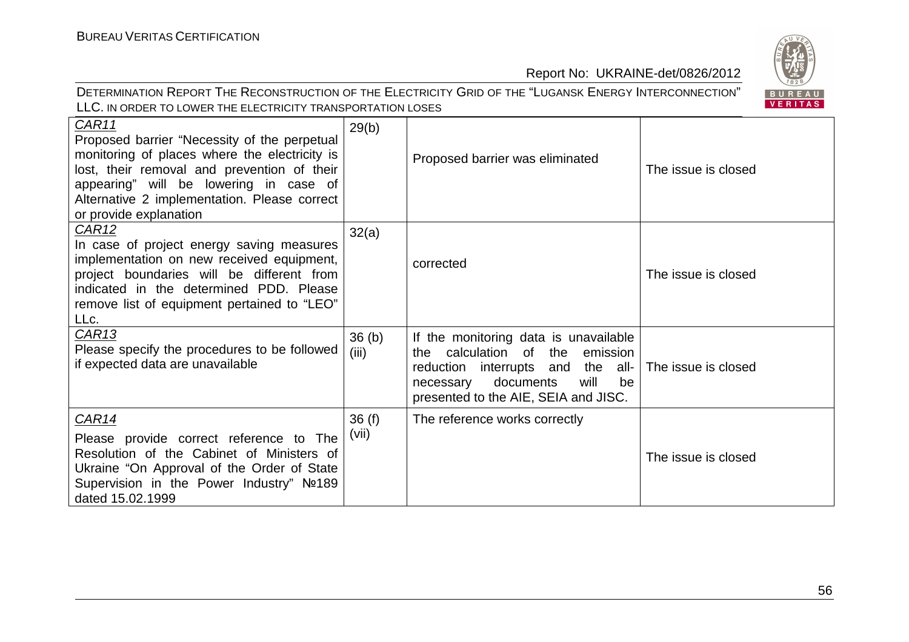| | | | |
|---|---|---|---|
| *CAR11*<br>Proposed barrier "Necessity of the perpetual monitoring of places where the electricity is lost, their removal and prevention of their appearing" will be lowering in case of Alternative 2 implementation. Please correct or provide explanation | 29(b) | Proposed barrier was eliminated | The issue is closed |
| *CAR12*<br>In case of project energy saving measures implementation on new received equipment, project boundaries will be different from indicated in the determined PDD. Please remove list of equipment pertained to "LEO" LLc. | 32(a) | corrected | The issue is closed |
| *CAR13*<br>Please specify the procedures to be followed if expected data are unavailable | 36 (b) (iii) | If the monitoring data is unavailable the calculation of the emission reduction interrupts and the all-necessary documents will be presented to the AIE, SEIA and JISC. | The issue is closed |
| *CAR14*<br>Please provide correct reference to The Resolution of the Cabinet of Ministers of Ukraine "On Approval of the Order of State Supervision in the Power Industry" №189 dated 15.02.1999 | 36 (f) (vii) | The reference works correctly | The issue is closed |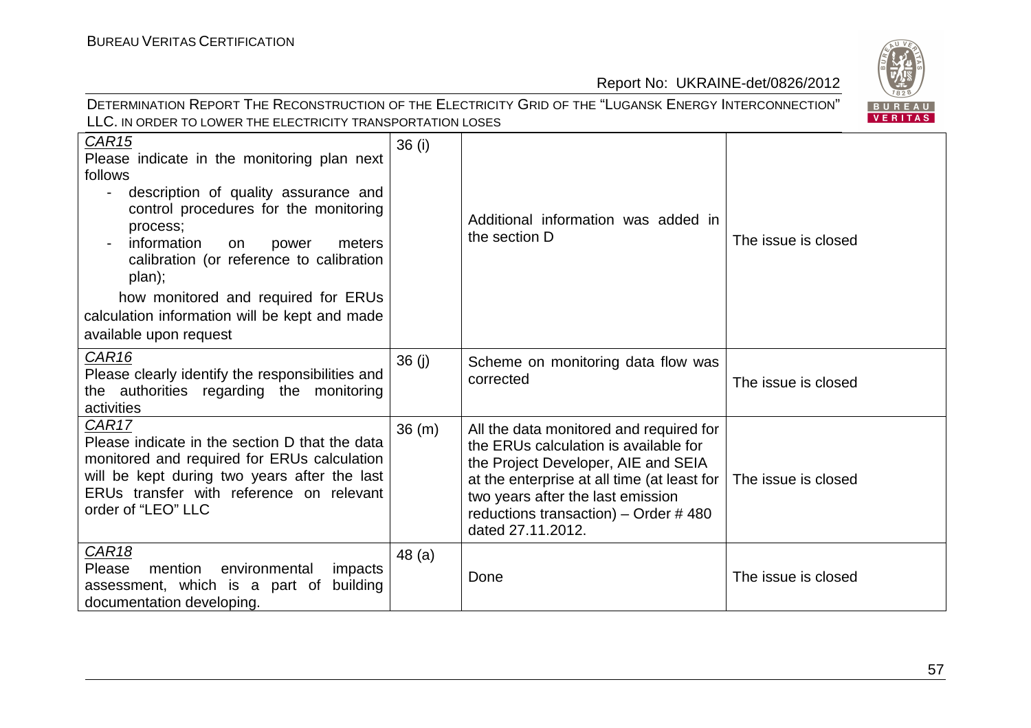| | | | |
|---|---|---|---|
| CAR15<br>Please indicate in the monitoring plan next follows<br>- description of quality assurance and control procedures for the monitoring process;<br>- information on power meters calibration (or reference to calibration plan);<br>how monitored and required for ERUs calculation information will be kept and made available upon request | 36 (i) | Additional information was added in the section D | The issue is closed |
| CAR16<br>Please clearly identify the responsibilities and the authorities regarding the monitoring activities | 36 (j) | Scheme on monitoring data flow was corrected | The issue is closed |
| CAR17<br>Please indicate in the section D that the data monitored and required for ERUs calculation will be kept during two years after the last ERUs transfer with reference on relevant order of "LEO" LLC | 36 (m) | All the data monitored and required for the ERUs calculation is available for the Project Developer, AIE and SEIA at the enterprise at all time (at least for two years after the last emission reductions transaction) – Order # 480 dated 27.11.2012. | The issue is closed |
| CAR18<br>Please mention environmental impacts assessment, which is a part of building documentation developing. | 48 (a) | Done | The issue is closed |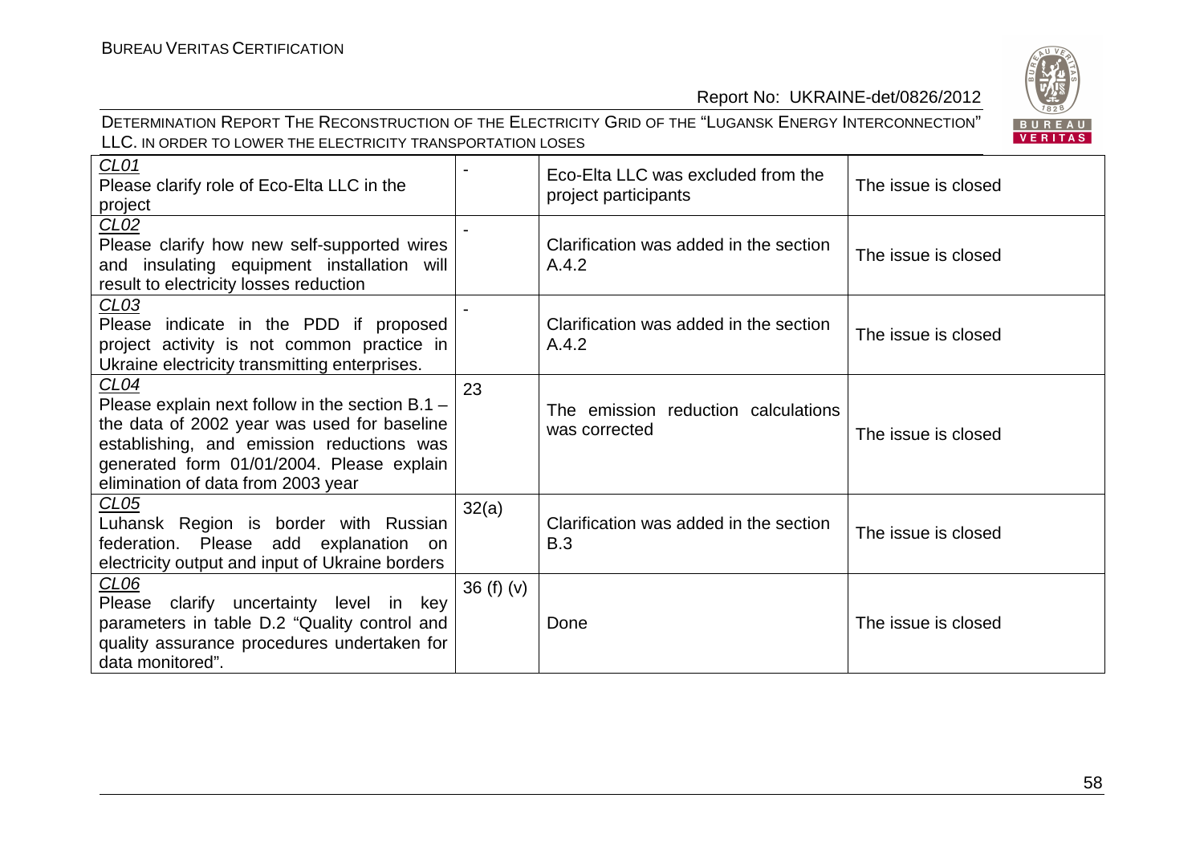| | | | |
|---|---|---|---|
| *CL01*<br>Please clarify role of Eco-Elta LLC in the project | - | Eco-Elta LLC was excluded from the project participants | The issue is closed |
| *CL02*<br>Please clarify how new self-supported wires and insulating equipment installation will result to electricity losses reduction | - | Clarification was added in the section A.4.2 | The issue is closed |
| *CL03*<br>Please indicate in the PDD if proposed project activity is not common practice in Ukraine electricity transmitting enterprises. | - | Clarification was added in the section A.4.2 | The issue is closed |
| *CL04*<br>Please explain next follow in the section B.1 – the data of 2002 year was used for baseline establishing, and emission reductions was generated form 01/01/2004. Please explain elimination of data from 2003 year | 23 | The emission reduction calculations was corrected | The issue is closed |
| *CL05*<br>Luhansk Region is border with Russian federation. Please add explanation on electricity output and input of Ukraine borders | 32(a) | Clarification was added in the section B.3 | The issue is closed |
| *CL06*<br>Please clarify uncertainty level in key parameters in table D.2 "Quality control and quality assurance procedures undertaken for data monitored". | 36 (f) (v) | Done | The issue is closed |